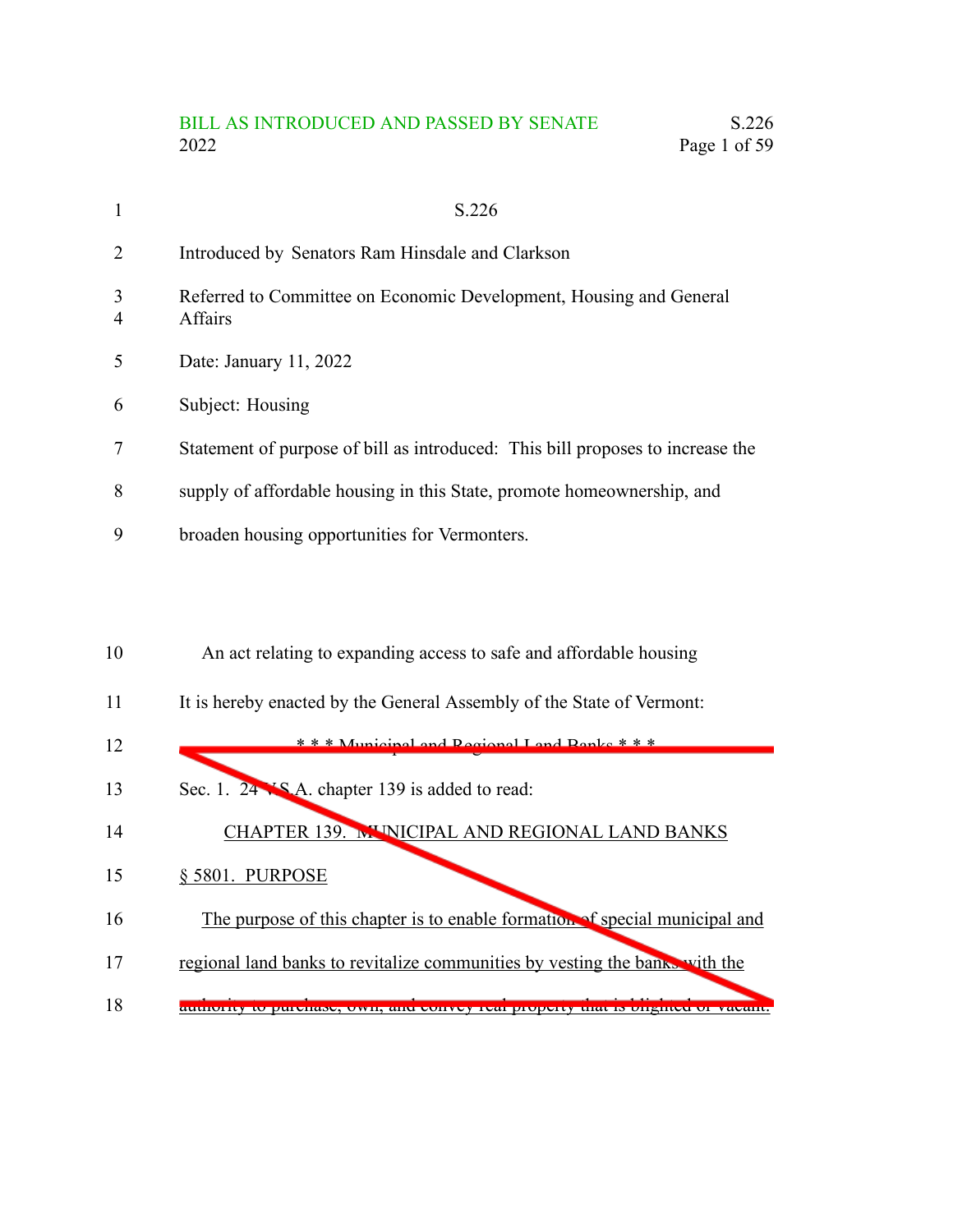S.226

Introduced by Senators Ram Hinsdale and Clarkson

Referred to Committee on Economic Development, Housing and General Affairs

Date: January 11, 2022

Subject: Housing

Statement of purpose of bill as introduced: This bill proposes to increase the supply of affordable housing in this State, promote homeownership, and broaden housing opportunities for Vermonters.

An act relating to expanding access to safe and affordable housing

It is hereby enacted by the General Assembly of the State of Vermont:

~~\* \* \* Municipal and Regional Land Banks \* \* \*~~

~~Sec. 1. 24 V.S.A. chapter 139 is added to read:~~

~~CHAPTER 139. MUNICIPAL AND REGIONAL LAND BANKS~~

~~§ 5801. PURPOSE~~

~~The purpose of this chapter is to enable formation of special municipal and regional land banks to revitalize communities by vesting the banks with the authority to purchase, own, and convey real property that is blighted or vacant.~~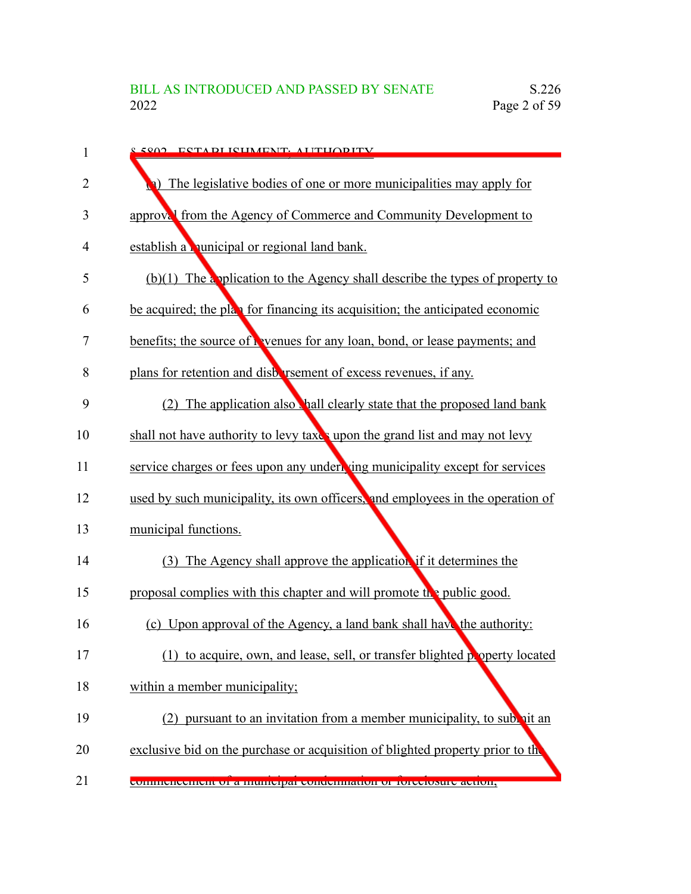§ 5802. ESTABLISHMENT; AUTHORITY

(a) The legislative bodies of one or more municipalities may apply for approval from the Agency of Commerce and Community Development to establish a municipal or regional land bank.

(b)(1) The application to the Agency shall describe the types of property to be acquired; the plan for financing its acquisition; the anticipated economic benefits; the source of revenues for any loan, bond, or lease payments; and plans for retention and disbursement of excess revenues, if any.

(2) The application also shall clearly state that the proposed land bank shall not have authority to levy taxes upon the grand list and may not levy service charges or fees upon any underlying municipality except for services used by such municipality, its own officers, and employees in the operation of municipal functions.

(3) The Agency shall approve the application if it determines the proposal complies with this chapter and will promote the public good.

(c) Upon approval of the Agency, a land bank shall have the authority:

(1) to acquire, own, and lease, sell, or transfer blighted property located within a member municipality;

(2) pursuant to an invitation from a member municipality, to submit an exclusive bid on the purchase or acquisition of blighted property prior to the commencement of a municipal condemnation or foreclosure action;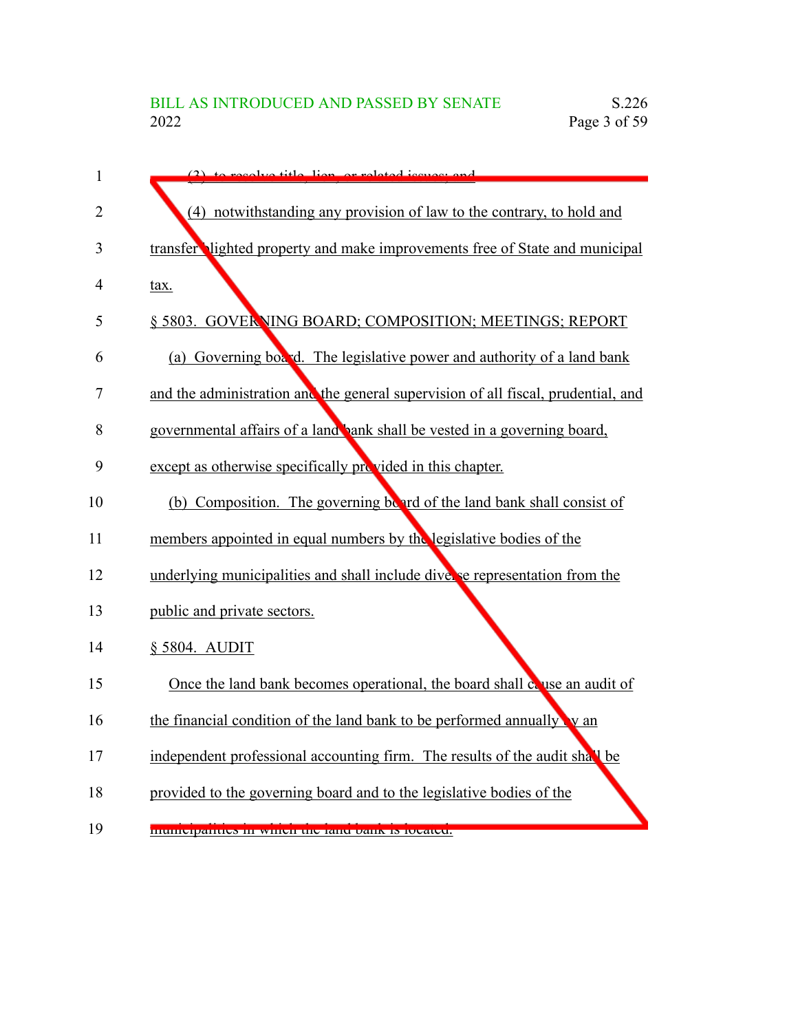(3) to resolve title, lien, or related issues; and

(4) notwithstanding any provision of law to the contrary, to hold and transfer blighted property and make improvements free of State and municipal tax.

§ 5803. GOVERNING BOARD; COMPOSITION; MEETINGS; REPORT

(a) Governing board. The legislative power and authority of a land bank and the administration and the general supervision of all fiscal, prudential, and governmental affairs of a land bank shall be vested in a governing board, except as otherwise specifically provided in this chapter.

(b) Composition. The governing board of the land bank shall consist of members appointed in equal numbers by the legislative bodies of the underlying municipalities and shall include diverse representation from the public and private sectors.

§ 5804. AUDIT

Once the land bank becomes operational, the board shall cause an audit of the financial condition of the land bank to be performed annually by an independent professional accounting firm. The results of the audit shall be provided to the governing board and to the legislative bodies of the municipalities in which the land bank is located.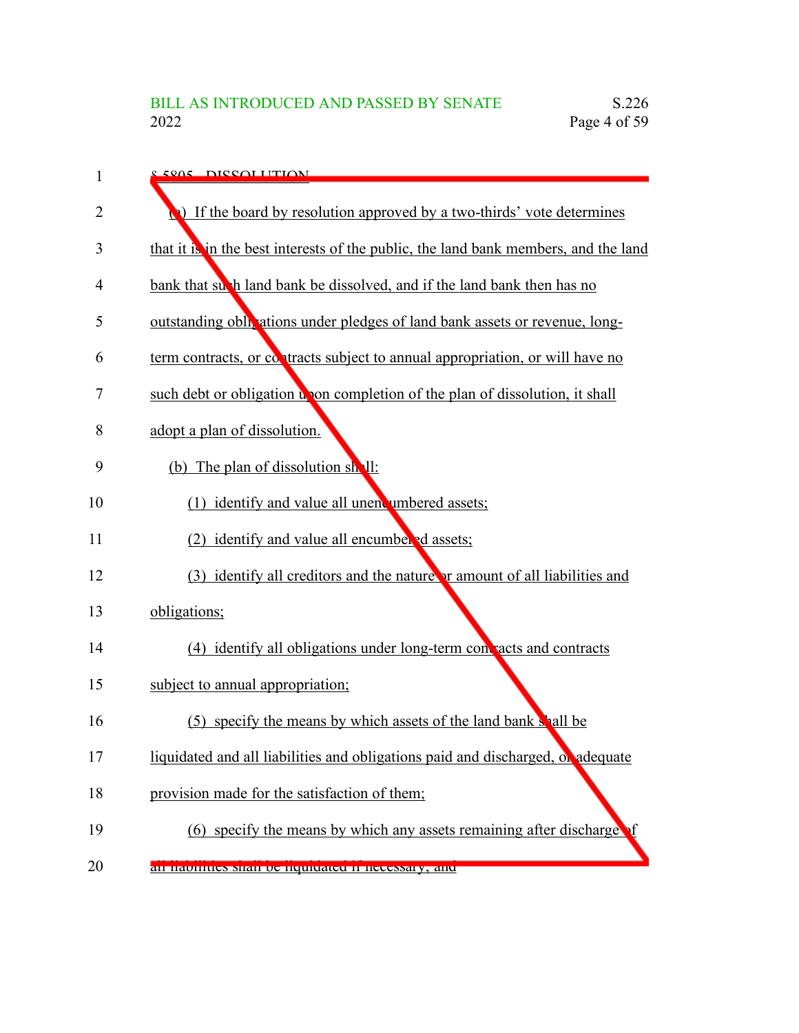§ 5805. DISSOLUTION

(a) If the board by resolution approved by a two-thirds' vote determines that it is in the best interests of the public, the land bank members, and the land bank that such land bank be dissolved, and if the land bank then has no outstanding obligations under pledges of land bank assets or revenue, long-term contracts, or contracts subject to annual appropriation, or will have no such debt or obligation upon completion of the plan of dissolution, it shall adopt a plan of dissolution.

(b) The plan of dissolution shall:

(1) identify and value all unencumbered assets;

(2) identify and value all encumbered assets;

(3) identify all creditors and the nature or amount of all liabilities and obligations;

(4) identify all obligations under long-term contracts and contracts subject to annual appropriation;

(5) specify the means by which assets of the land bank shall be liquidated and all liabilities and obligations paid and discharged, or adequate provision made for the satisfaction of them;

(6) specify the means by which any assets remaining after discharge of all liabilities shall be liquidated if necessary; and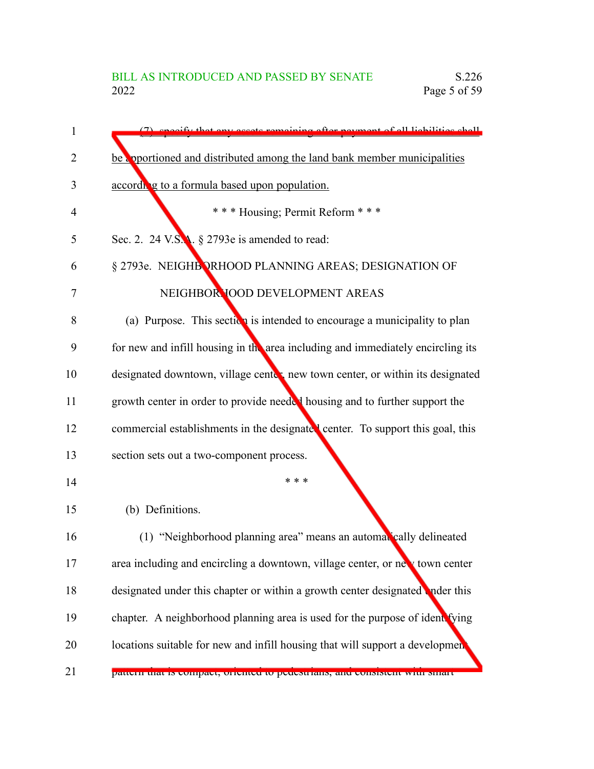(7) specify that any assets remaining after payment of all liabilities shall be apportioned and distributed among the land bank member municipalities according to a formula based upon population.

\* \* \* Housing; Permit Reform \* \* \*

Sec. 2. 24 V.S.A. § 2793e is amended to read:

§ 2793e. NEIGHBORHOOD PLANNING AREAS; DESIGNATION OF NEIGHBORHOOD DEVELOPMENT AREAS

(a) Purpose. This section is intended to encourage a municipality to plan for new and infill housing in the area including and immediately encircling its designated downtown, village center, new town center, or within its designated growth center in order to provide needed housing and to further support the commercial establishments in the designated center. To support this goal, this section sets out a two-component process.

\* \* \*

(b) Definitions.

(1) "Neighborhood planning area" means an automatically delineated area including and encircling a downtown, village center, or new town center designated under this chapter or within a growth center designated under this chapter. A neighborhood planning area is used for the purpose of identifying locations suitable for new and infill housing that will support a development pattern that is compact, oriented to pedestrians, and consistent with smart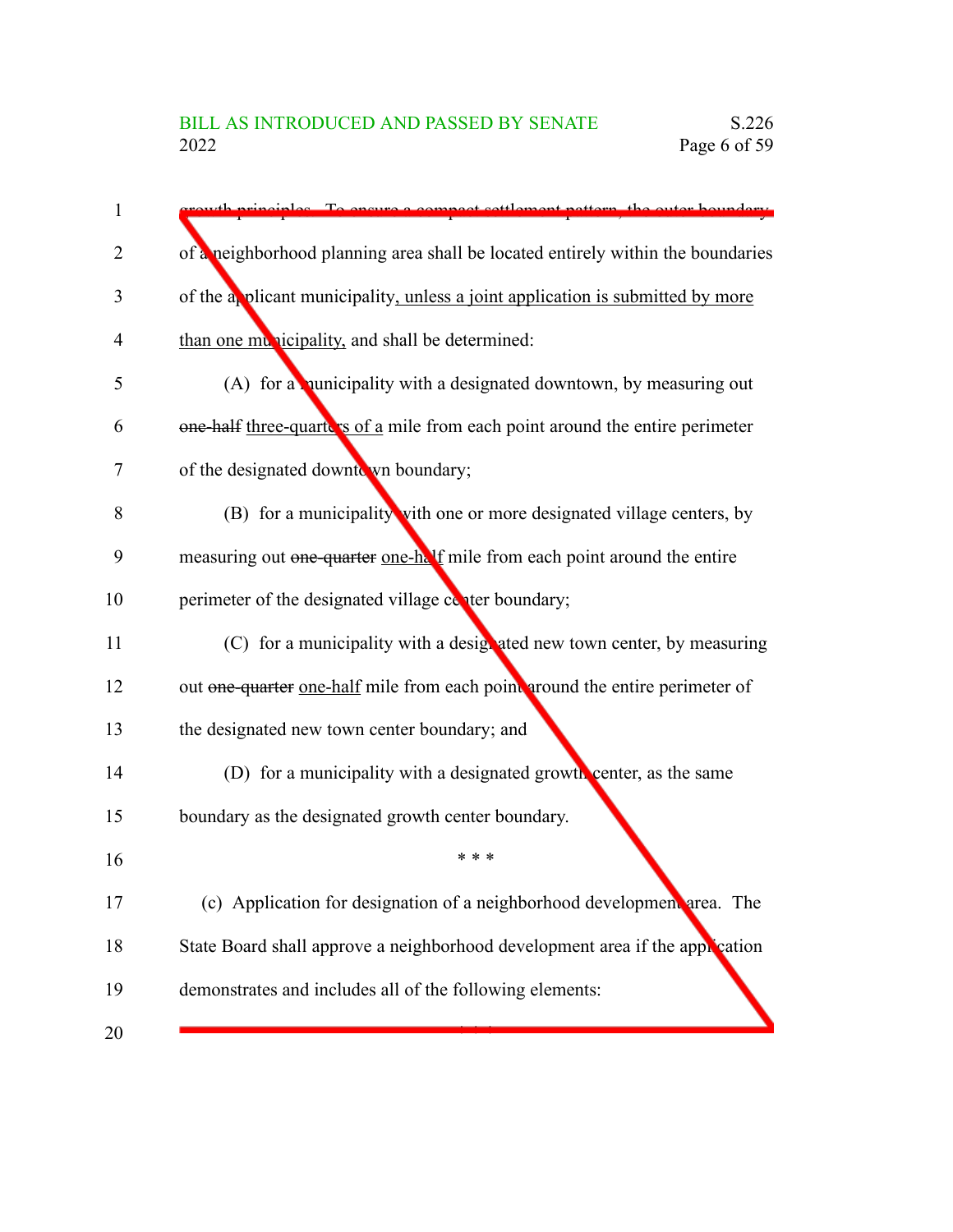growth principles. To ensure a compact settlement pattern, the outer boundary of a neighborhood planning area shall be located entirely within the boundaries of the applicant municipality, <u>unless a joint application is submitted by more than one municipality,</u> and shall be determined:

(A) for a municipality with a designated downtown, by measuring out ~~one-half~~ <u>three-quarters of a</u> mile from each point around the entire perimeter of the designated downtown boundary;

(B) for a municipality with one or more designated village centers, by measuring out ~~one-quarter~~ <u>one-half</u> mile from each point around the entire perimeter of the designated village center boundary;

(C) for a municipality with a designated new town center, by measuring out ~~one-quarter~~ <u>one-half</u> mile from each point around the entire perimeter of the designated new town center boundary; and

(D) for a municipality with a designated growth center, as the same boundary as the designated growth center boundary.

\* \* \*

(c) Application for designation of a neighborhood development area. The State Board shall approve a neighborhood development area if the application demonstrates and includes all of the following elements:

\* \* \*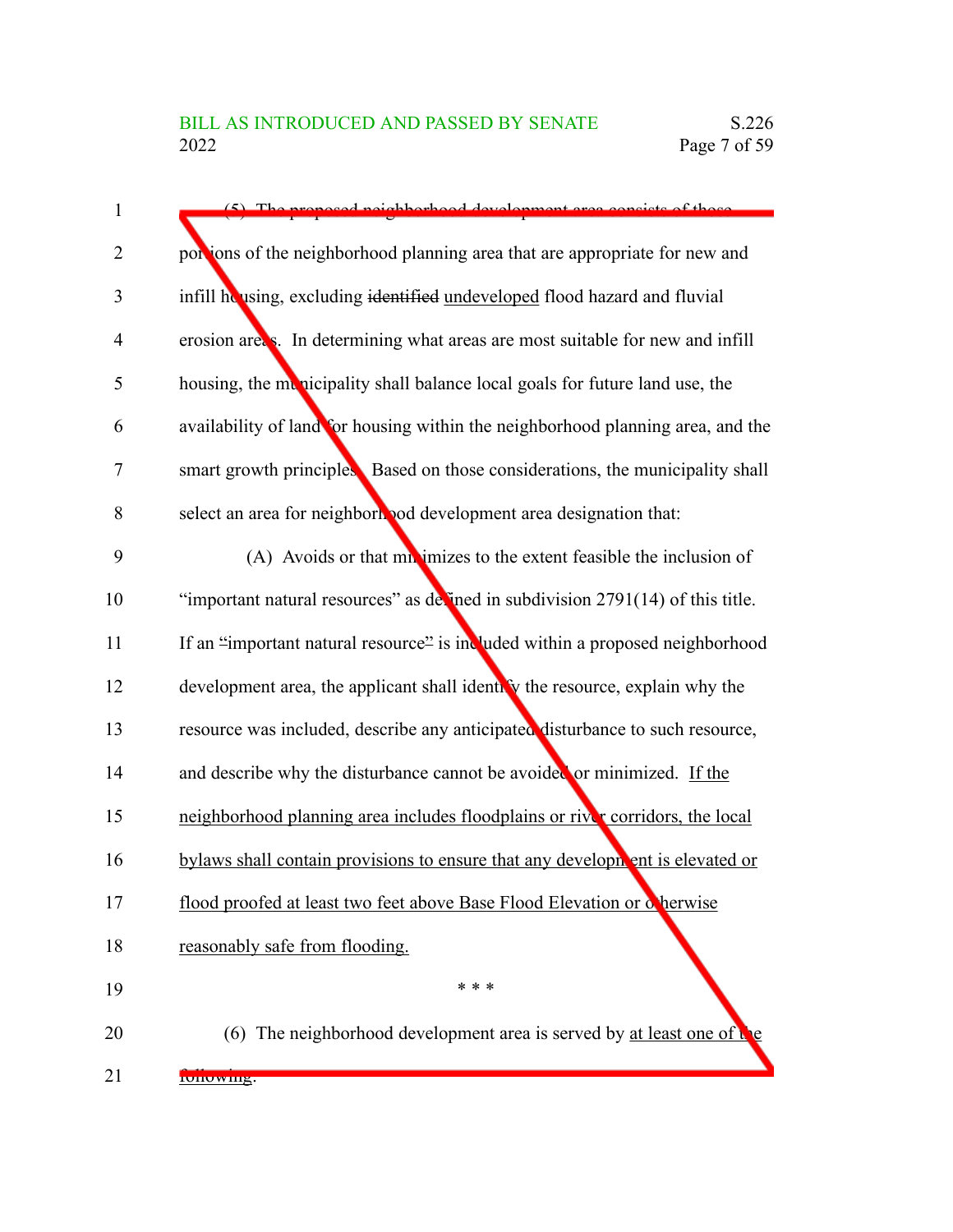(5) The proposed neighborhood development area consists of those portions of the neighborhood planning area that are appropriate for new and infill housing, excluding ~~identified~~ undeveloped flood hazard and fluvial erosion areas. In determining what areas are most suitable for new and infill housing, the municipality shall balance local goals for future land use, the availability of land for housing within the neighborhood planning area, and the smart growth principles. Based on those considerations, the municipality shall select an area for neighborhood development area designation that:

(A) Avoids or that minimizes to the extent feasible the inclusion of "important natural resources" as defined in subdivision 2791(14) of this title. If an ~~"~~important natural resource~~"~~ is included within a proposed neighborhood development area, the applicant shall identify the resource, explain why the resource was included, describe any anticipated disturbance to such resource, and describe why the disturbance cannot be avoided or minimized. If the neighborhood planning area includes floodplains or river corridors, the local bylaws shall contain provisions to ensure that any development is elevated or flood proofed at least two feet above Base Flood Elevation or otherwise reasonably safe from flooding.

\* \* \*

(6) The neighborhood development area is served by at least one of the following: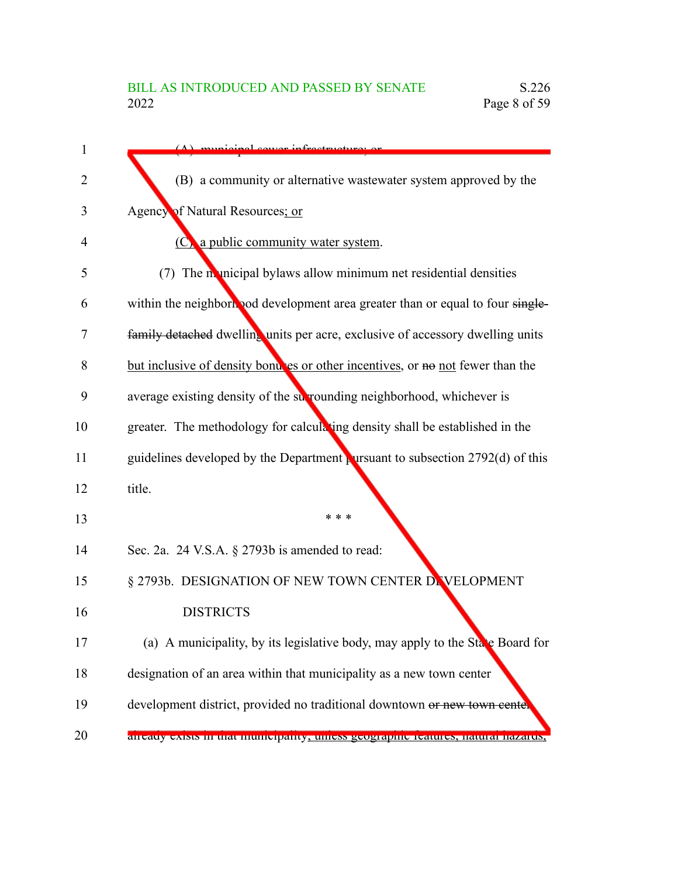(A) municipal sewer infrastructure; or

(B) a community or alternative wastewater system approved by the Agency of Natural Resources; or

(C) a public community water system.

(7) The municipal bylaws allow minimum net residential densities within the neighborhood development area greater than or equal to four ~~single-family detached~~ dwelling units per acre, exclusive of accessory dwelling units but inclusive of density bonuses or other incentives, or ~~no~~ not fewer than the average existing density of the surrounding neighborhood, whichever is greater. The methodology for calculating density shall be established in the guidelines developed by the Department pursuant to subsection 2792(d) of this title.

\* \* \*

Sec. 2a. 24 V.S.A. § 2793b is amended to read:

§ 2793b. DESIGNATION OF NEW TOWN CENTER DEVELOPMENT DISTRICTS

(a) A municipality, by its legislative body, may apply to the State Board for designation of an area within that municipality as a new town center development district, provided no traditional downtown ~~or new town center~~ already exists in that municipality, unless geographic features, natural hazards,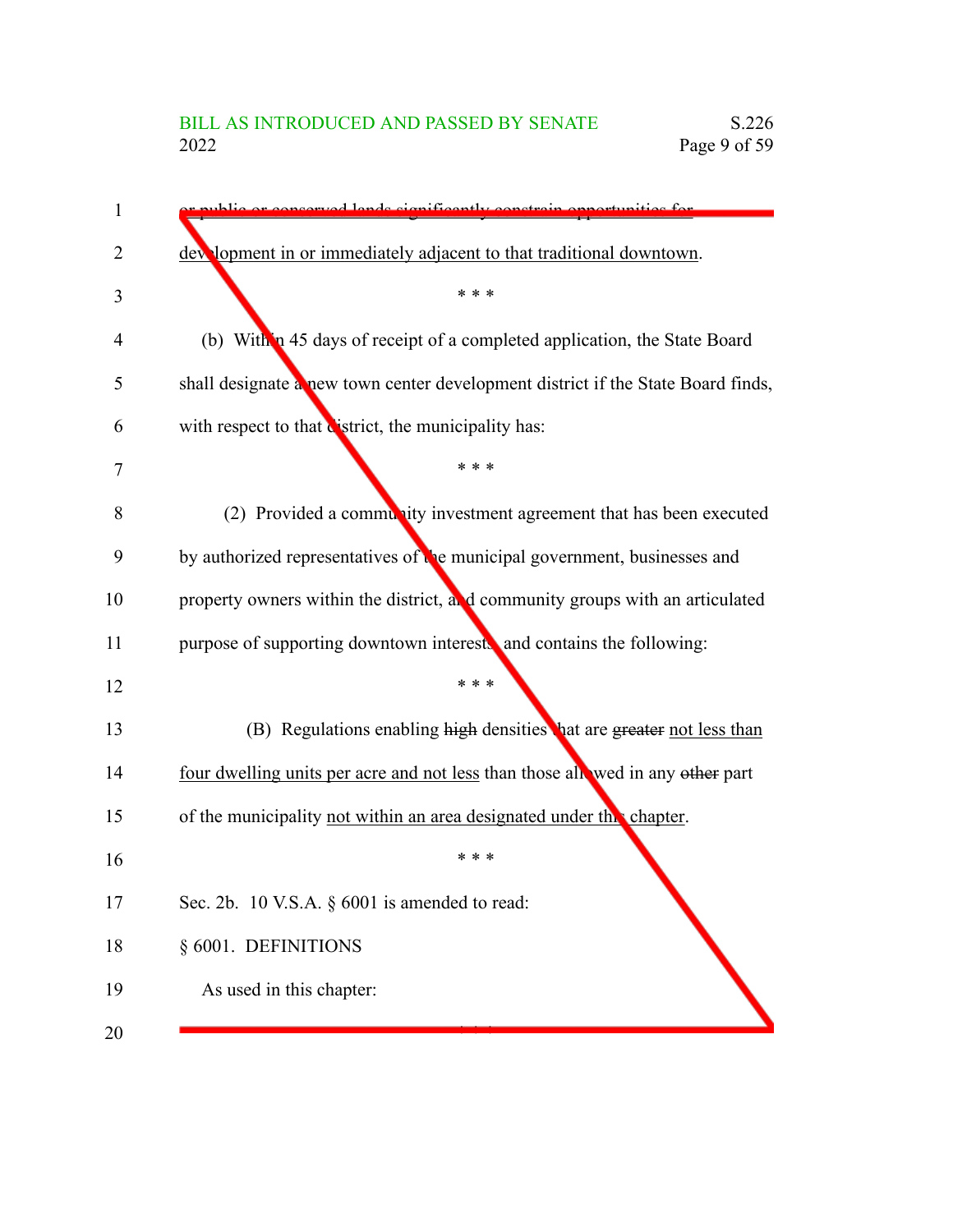or public or conserved lands significantly constrain opportunities for development in or immediately adjacent to that traditional downtown.

\* \* \*

(b) Within 45 days of receipt of a completed application, the State Board shall designate a new town center development district if the State Board finds, with respect to that district, the municipality has:

\* \* \*

(2) Provided a community investment agreement that has been executed by authorized representatives of the municipal government, businesses and property owners within the district, and community groups with an articulated purpose of supporting downtown interests, and contains the following:

\* \* \*

(B) Regulations enabling ~~high~~ densities that are ~~greater~~ not less than four dwelling units per acre and not less than those allowed in any ~~other~~ part of the municipality not within an area designated under this chapter.

\* \* \*

Sec. 2b. 10 V.S.A. § 6001 is amended to read:

§ 6001. DEFINITIONS

As used in this chapter:

\* \* \*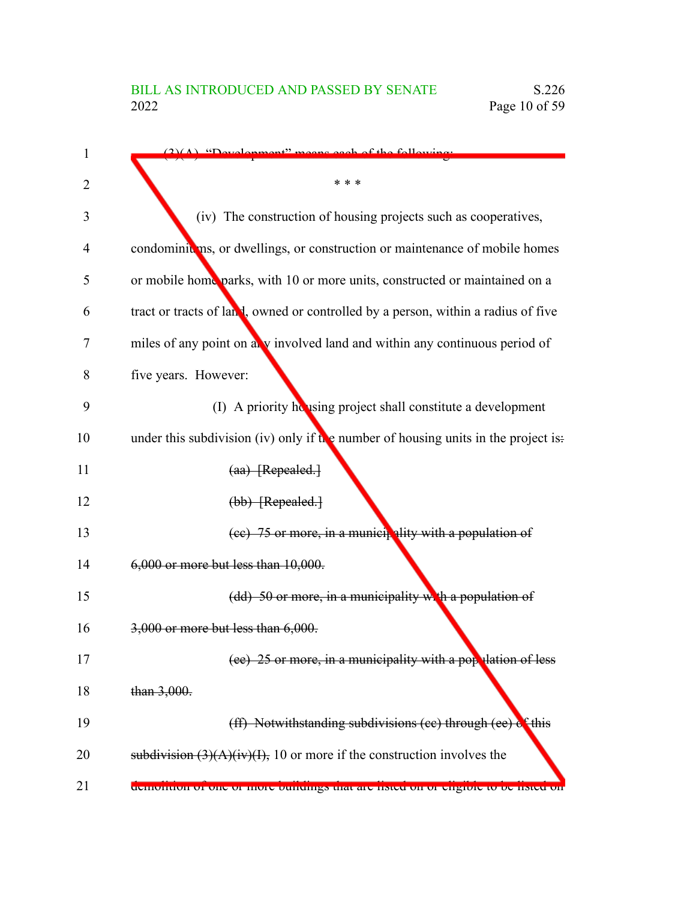(3)(A) "Development" means each of the following:

\* \* \*

(iv) The construction of housing projects such as cooperatives, condominiums, or dwellings, or construction or maintenance of mobile homes or mobile home parks, with 10 or more units, constructed or maintained on a tract or tracts of land, owned or controlled by a person, within a radius of five miles of any point on any involved land and within any continuous period of five years. However:

(I) A priority housing project shall constitute a development under this subdivision (iv) only if the number of housing units in the project is~~:~~

~~(aa) [Repealed.]~~

~~(bb) [Repealed.]~~

~~(cc) 75 or more, in a municipality with a population of 6,000 or more but less than 10,000.~~

~~(dd) 50 or more, in a municipality with a population of 3,000 or more but less than 6,000.~~

~~(ee) 25 or more, in a municipality with a population of less than 3,000.~~

~~(ff) Notwithstanding subdivisions (cc) through (ee) of this subdivision (3)(A)(iv)(I),~~ 10 or more if the construction involves the ~~demolition of one or more buildings that are listed on or eligible to be listed on~~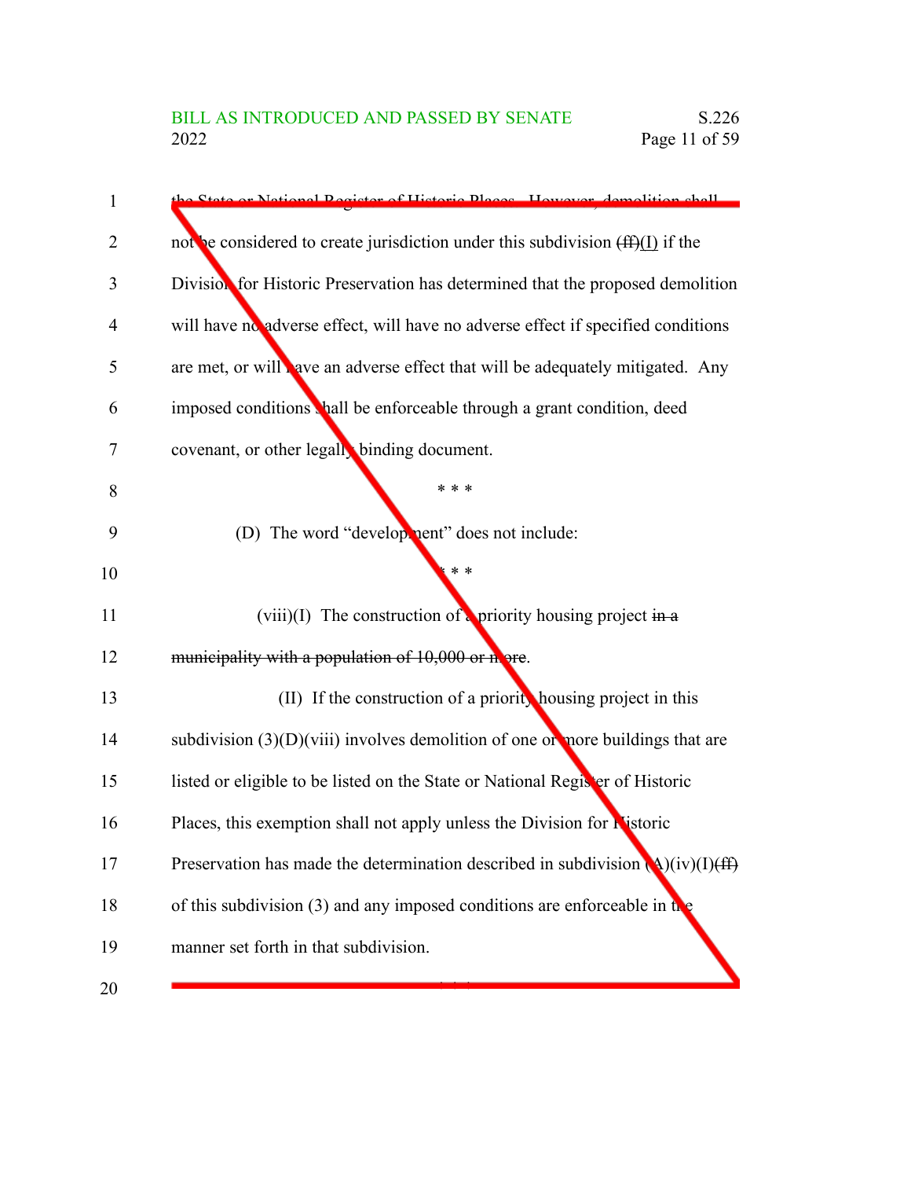the State or National Register of Historic Places. However, demolition shall not be considered to create jurisdiction under this subdivision ~~(ff)~~(I) if the Division for Historic Preservation has determined that the proposed demolition will have no adverse effect, will have no adverse effect if specified conditions are met, or will have an adverse effect that will be adequately mitigated. Any imposed conditions shall be enforceable through a grant condition, deed covenant, or other legally binding document.

\* \* \*

(D) The word "development" does not include:

\* \* \*

(viii)(I) The construction of a priority housing project ~~in a municipality with a population of 10,000 or more~~.

(II) If the construction of a priority housing project in this subdivision (3)(D)(viii) involves demolition of one or more buildings that are listed or eligible to be listed on the State or National Register of Historic Places, this exemption shall not apply unless the Division for Historic Preservation has made the determination described in subdivision (A)(iv)(I)~~(ff)~~ of this subdivision (3) and any imposed conditions are enforceable in the manner set forth in that subdivision.

\* \* \*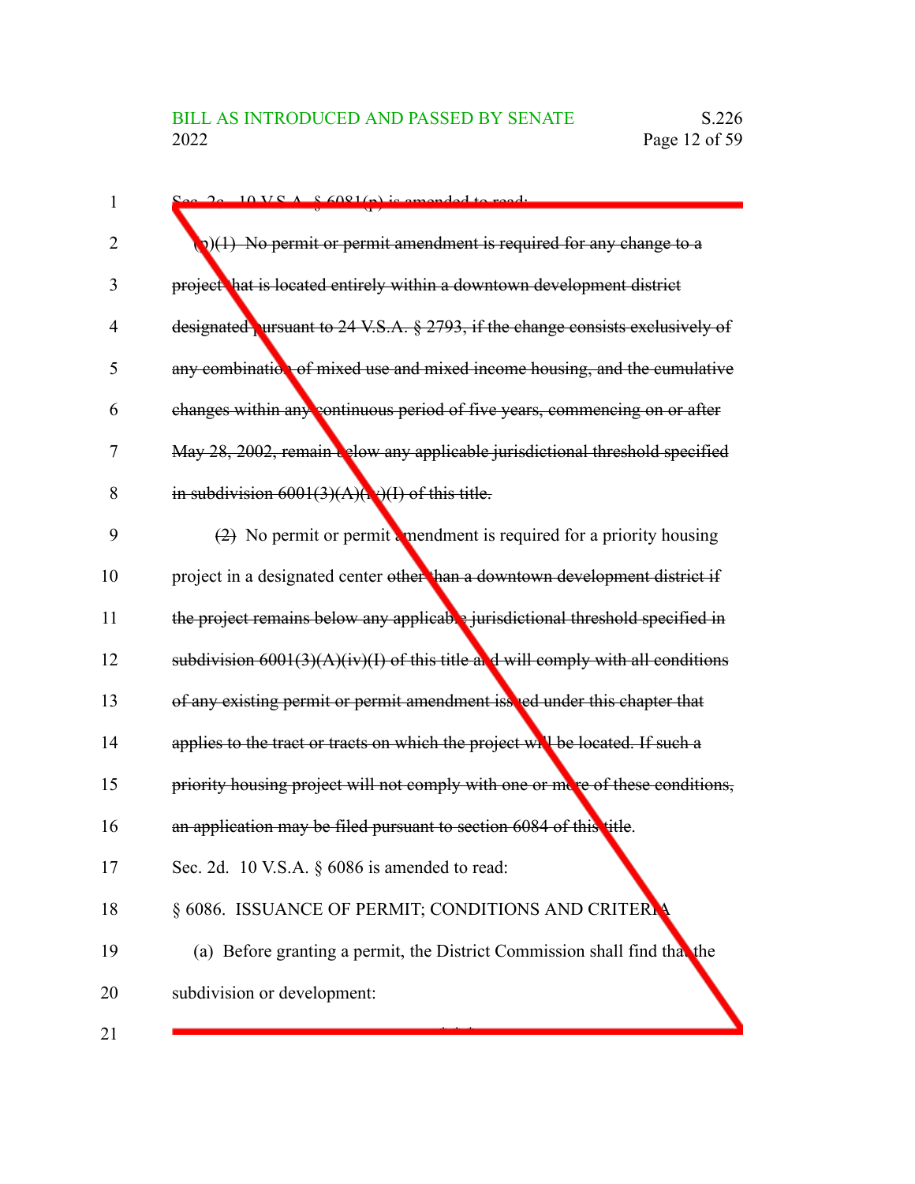Sec. 2c. 10 V.S.A. § 6081(p) is amended to read:

~~(p)(1) No permit or permit amendment is required for any change to a project that is located entirely within a downtown development district designated pursuant to 24 V.S.A. § 2793, if the change consists exclusively of any combination of mixed use and mixed income housing, and the cumulative changes within any continuous period of five years, commencing on or after May 28, 2002, remain below any applicable jurisdictional threshold specified in subdivision 6001(3)(A)(iv)(I) of this title.~~

~~(2)~~ No permit or permit amendment is required for a priority housing project in a designated center ~~other than a downtown development district if the project remains below any applicable jurisdictional threshold specified in subdivision 6001(3)(A)(iv)(I) of this title and will comply with all conditions of any existing permit or permit amendment issued under this chapter that applies to the tract or tracts on which the project will be located. If such a priority housing project will not comply with one or more of these conditions, an application may be filed pursuant to section 6084 of this title~~.

Sec. 2d. 10 V.S.A. § 6086 is amended to read:

§ 6086. ISSUANCE OF PERMIT; CONDITIONS AND CRITERIA

(a) Before granting a permit, the District Commission shall find that the subdivision or development:

\* \* \*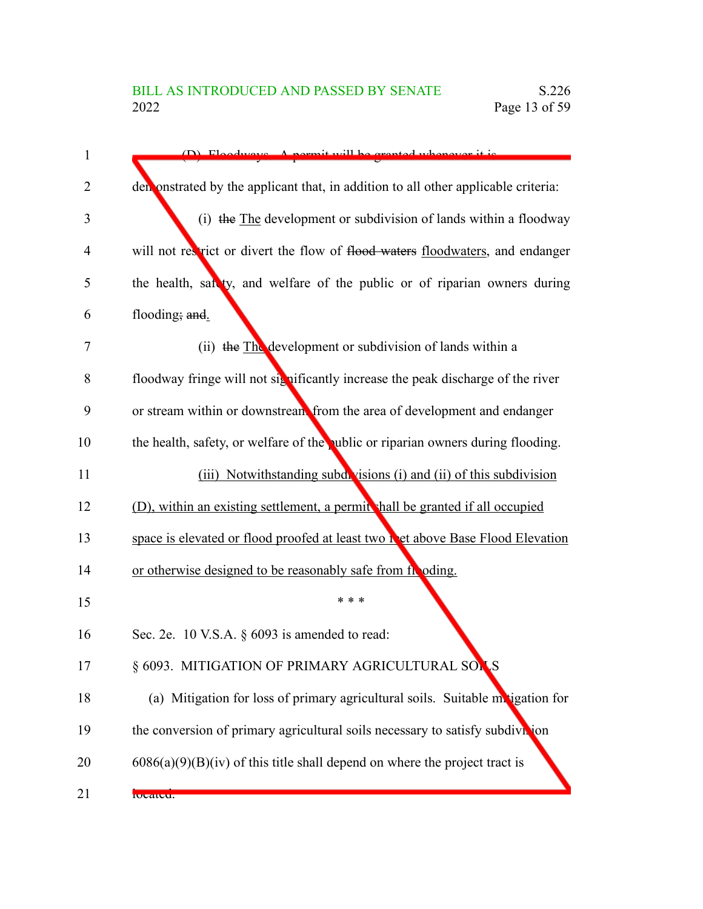(D) Floodways. A permit will be granted whenever it is demonstrated by the applicant that, in addition to all other applicable criteria:

(i) ~~the~~ The development or subdivision of lands within a floodway will not restrict or divert the flow of ~~flood waters~~ floodwaters, and endanger the health, safety, and welfare of the public or of riparian owners during flooding~~; and~~.

(ii) ~~the~~ The development or subdivision of lands within a floodway fringe will not significantly increase the peak discharge of the river or stream within or downstream from the area of development and endanger the health, safety, or welfare of the public or riparian owners during flooding.

(iii) Notwithstanding subdivisions (i) and (ii) of this subdivision (D), within an existing settlement, a permit shall be granted if all occupied space is elevated or flood proofed at least two feet above Base Flood Elevation or otherwise designed to be reasonably safe from flooding.

\* \* \*

Sec. 2e. 10 V.S.A. § 6093 is amended to read:

§ 6093. MITIGATION OF PRIMARY AGRICULTURAL SOILS

(a) Mitigation for loss of primary agricultural soils. Suitable mitigation for the conversion of primary agricultural soils necessary to satisfy subdivision 6086(a)(9)(B)(iv) of this title shall depend on where the project tract is located.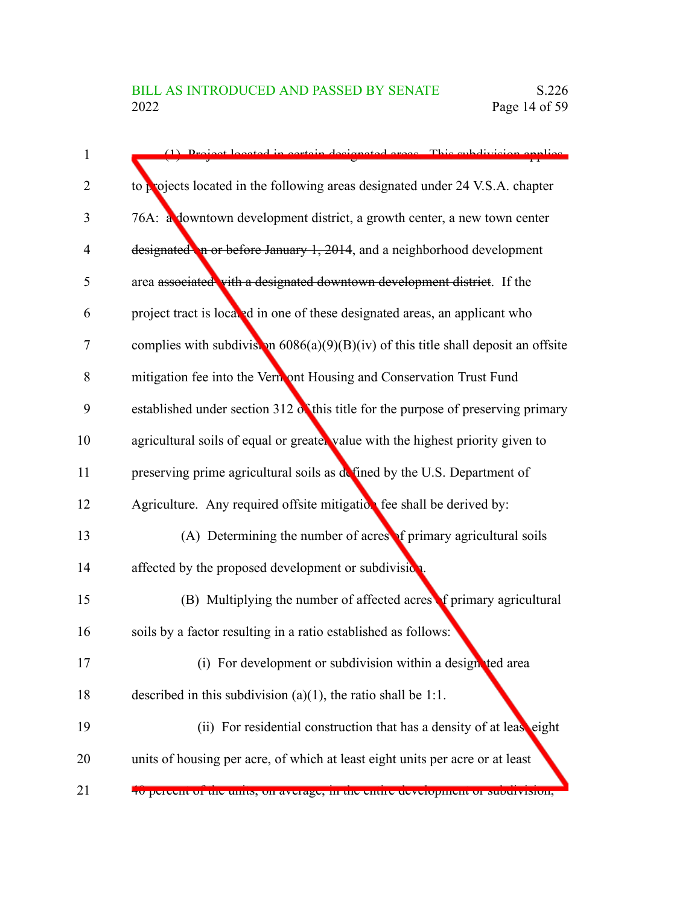(1) Project located in certain designated areas. This subdivision applies to projects located in the following areas designated under 24 V.S.A. chapter 76A: a downtown development district, a growth center, a new town center ~~designated on or before January 1, 2014~~, and a neighborhood development area ~~associated with a designated downtown development district~~. If the project tract is located in one of these designated areas, an applicant who complies with subdivision 6086(a)(9)(B)(iv) of this title shall deposit an offsite mitigation fee into the Vermont Housing and Conservation Trust Fund established under section 312 of this title for the purpose of preserving primary agricultural soils of equal or greater value with the highest priority given to preserving prime agricultural soils as defined by the U.S. Department of Agriculture. Any required offsite mitigation fee shall be derived by:

(A) Determining the number of acres of primary agricultural soils affected by the proposed development or subdivision.

(B) Multiplying the number of affected acres of primary agricultural soils by a factor resulting in a ratio established as follows:

(i) For development or subdivision within a designated area described in this subdivision (a)(1), the ratio shall be 1:1.

(ii) For residential construction that has a density of at least eight units of housing per acre, of which at least eight units per acre or at least 40 percent of the units, on average, in the entire development or subdivision,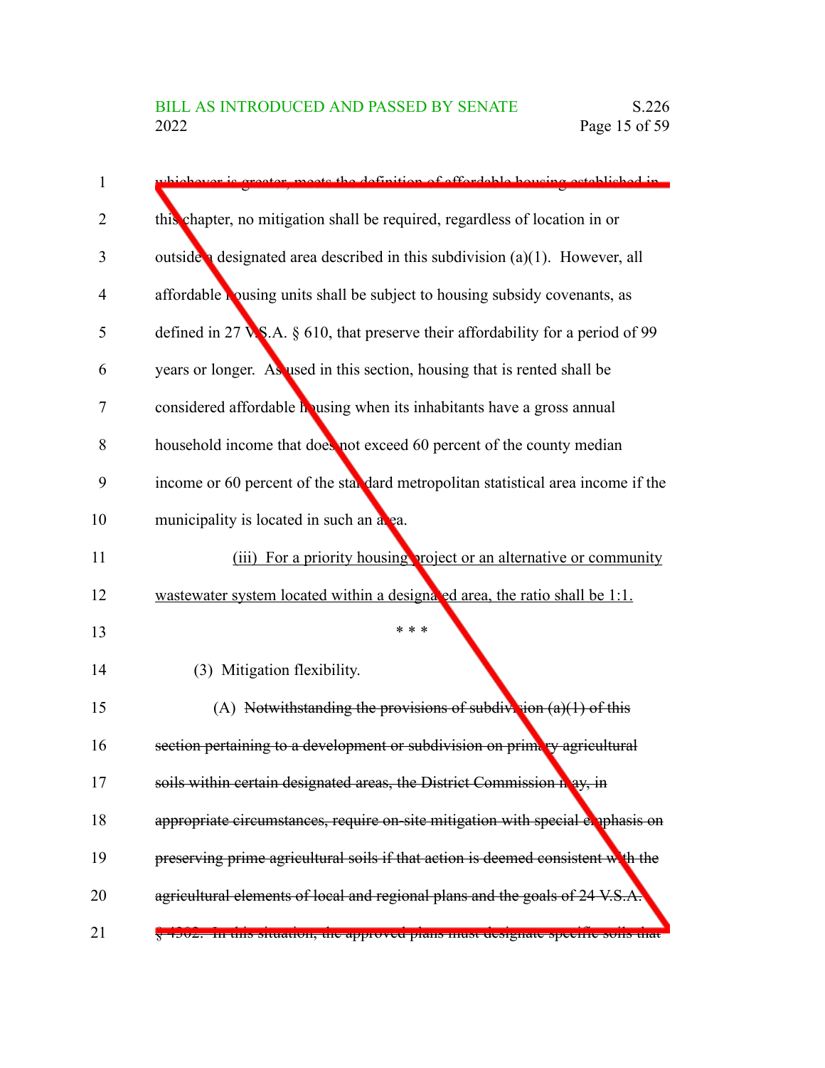whichever is greater, meets the definition of affordable housing established in this chapter, no mitigation shall be required, regardless of location in or outside a designated area described in this subdivision (a)(1). However, all affordable housing units shall be subject to housing subsidy covenants, as defined in 27 V.S.A. § 610, that preserve their affordability for a period of 99 years or longer. As used in this section, housing that is rented shall be considered affordable housing when its inhabitants have a gross annual household income that does not exceed 60 percent of the county median income or 60 percent of the standard metropolitan statistical area income if the municipality is located in such an area.

(iii) For a priority housing project or an alternative or community wastewater system located within a designated area, the ratio shall be 1:1.

\* \* \*

(3) Mitigation flexibility.

(A) ~~Notwithstanding the provisions of subdivision (a)(1) of this section pertaining to a development or subdivision on primary agricultural soils within certain designated areas, the District Commission may, in appropriate circumstances, require on-site mitigation with special emphasis on preserving prime agricultural soils if that action is deemed consistent with the agricultural elements of local and regional plans and the goals of 24 V.S.A. § 4302. In this situation, the approved plans must designate specific soils that~~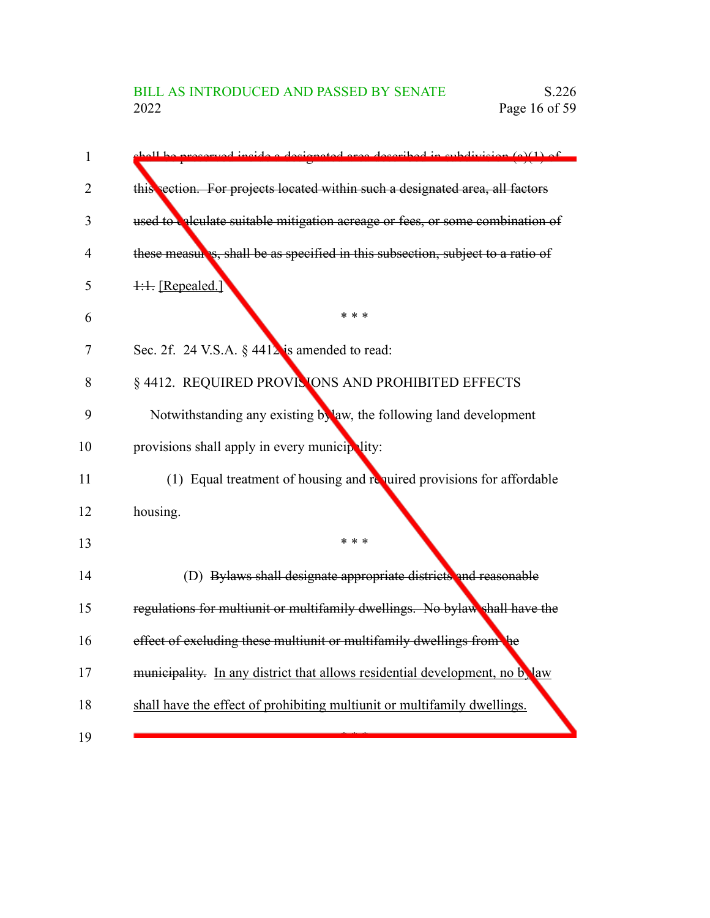~~shall be preserved inside a designated area described in subdivision (a)(1) of this section. For projects located within such a designated area, all factors used to calculate suitable mitigation acreage or fees, or some combination of these measures, shall be as specified in this subsection, subject to a ratio of 1:1.~~ [Repealed.]

\* \* \*

Sec. 2f. 24 V.S.A. § 4412 is amended to read:

§ 4412. REQUIRED PROVISIONS AND PROHIBITED EFFECTS

Notwithstanding any existing bylaw, the following land development provisions shall apply in every municipality:

(1) Equal treatment of housing and required provisions for affordable housing.

\* \* \*

(D) ~~Bylaws shall designate appropriate districts and reasonable regulations for multiunit or multifamily dwellings. No bylaw shall have the effect of excluding these multiunit or multifamily dwellings from the municipality.~~ <u>In any district that allows residential development, no bylaw shall have the effect of prohibiting multiunit or multifamily dwellings.</u>

\* \* \*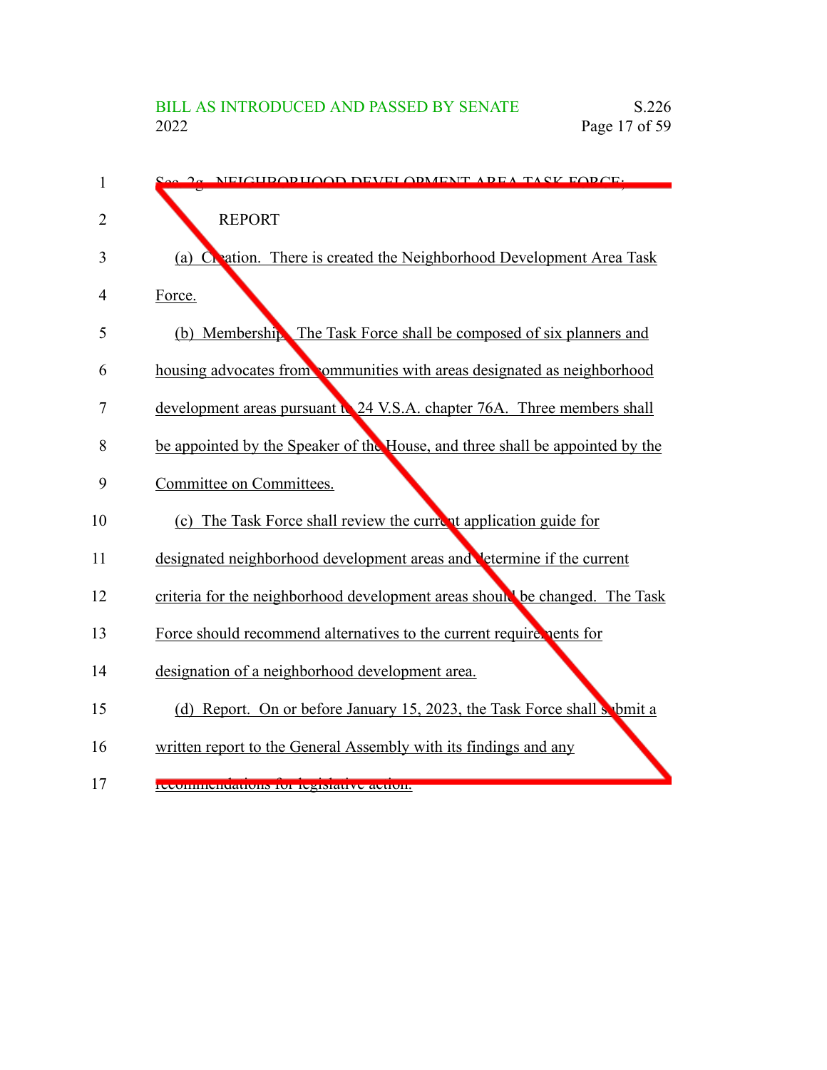Sec. 2g. NEIGHBORHOOD DEVELOPMENT AREA TASK FORCE; REPORT

(a) Creation. There is created the Neighborhood Development Area Task Force.

(b) Membership. The Task Force shall be composed of six planners and housing advocates from communities with areas designated as neighborhood development areas pursuant to 24 V.S.A. chapter 76A. Three members shall be appointed by the Speaker of the House, and three shall be appointed by the Committee on Committees.

(c) The Task Force shall review the current application guide for designated neighborhood development areas and determine if the current criteria for the neighborhood development areas should be changed. The Task Force should recommend alternatives to the current requirements for designation of a neighborhood development area.

(d) Report. On or before January 15, 2023, the Task Force shall submit a written report to the General Assembly with its findings and any recommendations for legislative action.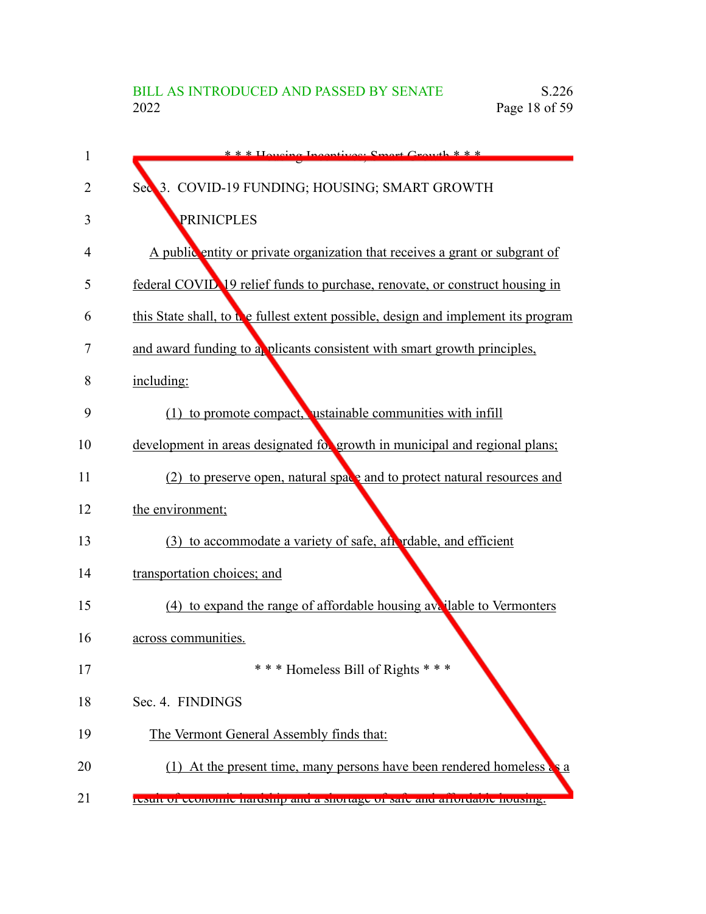* * * Housing Incentives; Smart Growth * * *

Sec. 3. COVID-19 FUNDING; HOUSING; SMART GROWTH PRINICPLES

A public entity or private organization that receives a grant or subgrant of federal COVID-19 relief funds to purchase, renovate, or construct housing in this State shall, to the fullest extent possible, design and implement its program and award funding to applicants consistent with smart growth principles, including:

(1) to promote compact, sustainable communities with infill development in areas designated for growth in municipal and regional plans;

(2) to preserve open, natural space and to protect natural resources and the environment;

(3) to accommodate a variety of safe, affordable, and efficient transportation choices; and

(4) to expand the range of affordable housing available to Vermonters across communities.

* * * Homeless Bill of Rights * * *

Sec. 4. FINDINGS

The Vermont General Assembly finds that:

(1) At the present time, many persons have been rendered homeless as a result of economic hardship and a shortage of safe and affordable housing.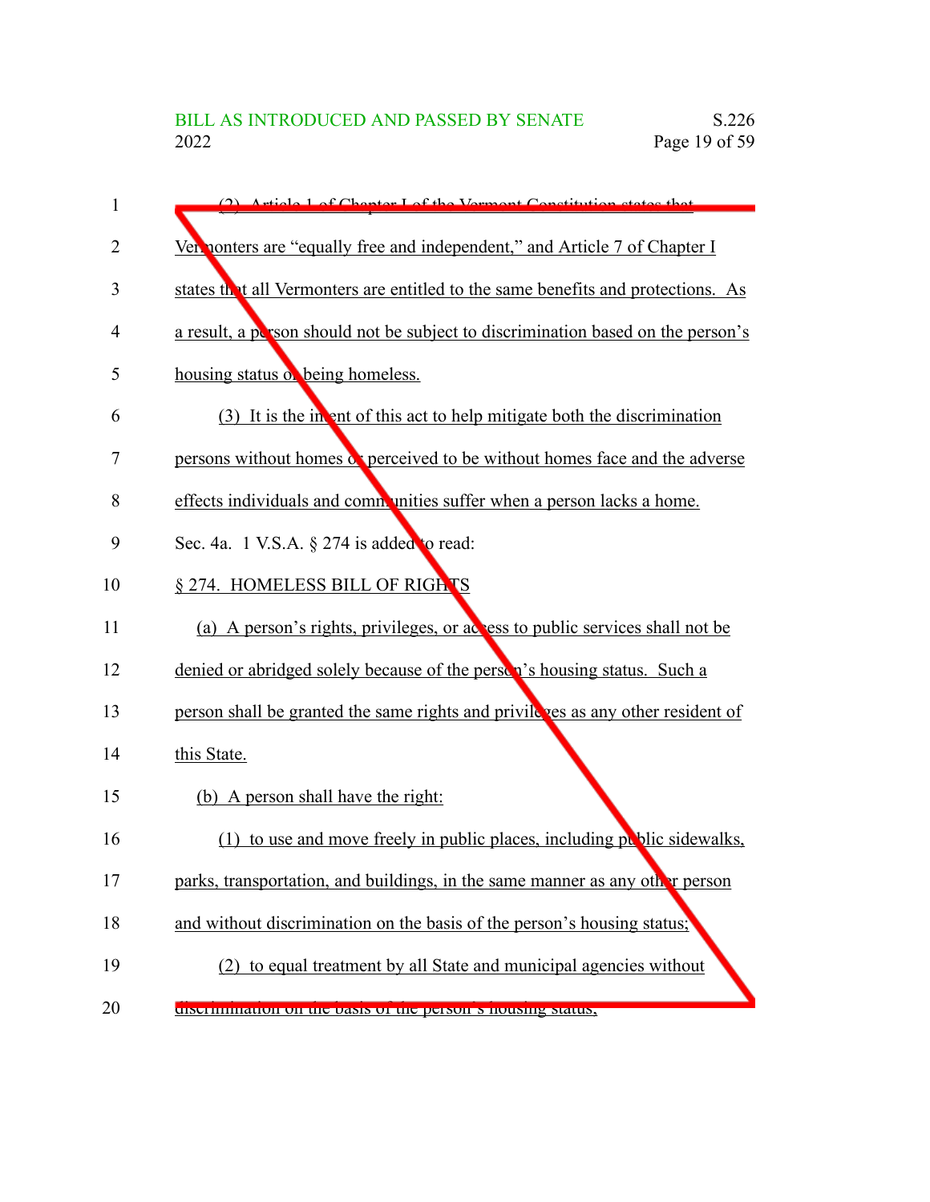(2) Article 1 of Chapter I of the Vermont Constitution states that Vermonters are "equally free and independent," and Article 7 of Chapter I states that all Vermonters are entitled to the same benefits and protections. As a result, a person should not be subject to discrimination based on the person's housing status or being homeless.

(3) It is the intent of this act to help mitigate both the discrimination persons without homes or perceived to be without homes face and the adverse effects individuals and communities suffer when a person lacks a home.

Sec. 4a. 1 V.S.A. § 274 is added to read:

§ 274. HOMELESS BILL OF RIGHTS

(a) A person's rights, privileges, or access to public services shall not be denied or abridged solely because of the person's housing status. Such a person shall be granted the same rights and privileges as any other resident of this State.

(b) A person shall have the right:

(1) to use and move freely in public places, including public sidewalks, parks, transportation, and buildings, in the same manner as any other person and without discrimination on the basis of the person's housing status;

(2) to equal treatment by all State and municipal agencies without discrimination on the basis of the person's housing status;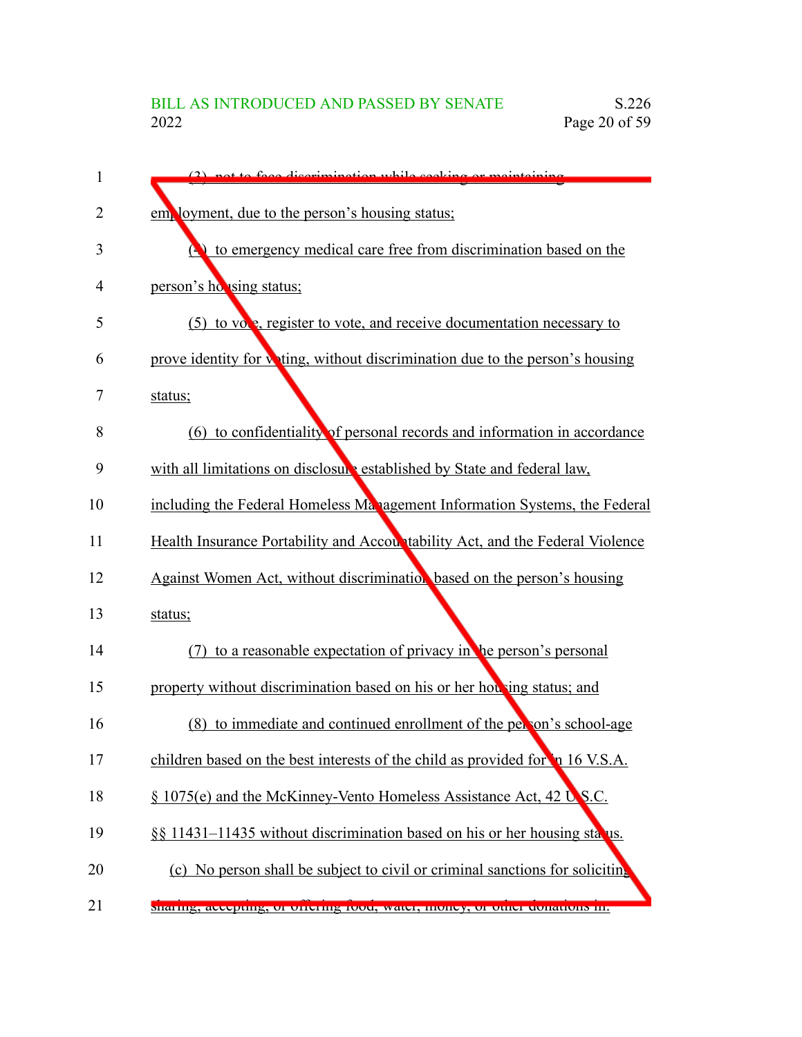(3) not to face discrimination while seeking or maintaining employment, due to the person's housing status;

(4) to emergency medical care free from discrimination based on the person's housing status;

(5) to vote, register to vote, and receive documentation necessary to prove identity for voting, without discrimination due to the person's housing status;

(6) to confidentiality of personal records and information in accordance with all limitations on disclosure established by State and federal law, including the Federal Homeless Management Information Systems, the Federal Health Insurance Portability and Accountability Act, and the Federal Violence Against Women Act, without discrimination based on the person's housing status;

(7) to a reasonable expectation of privacy in the person's personal property without discrimination based on his or her housing status; and

(8) to immediate and continued enrollment of the person's school-age children based on the best interests of the child as provided for in 16 V.S.A. § 1075(e) and the McKinney-Vento Homeless Assistance Act, 42 U.S.C. §§ 11431–11435 without discrimination based on his or her housing status.

(c) No person shall be subject to civil or criminal sanctions for soliciting, sharing, accepting, or offering food, water, money, or other donations in: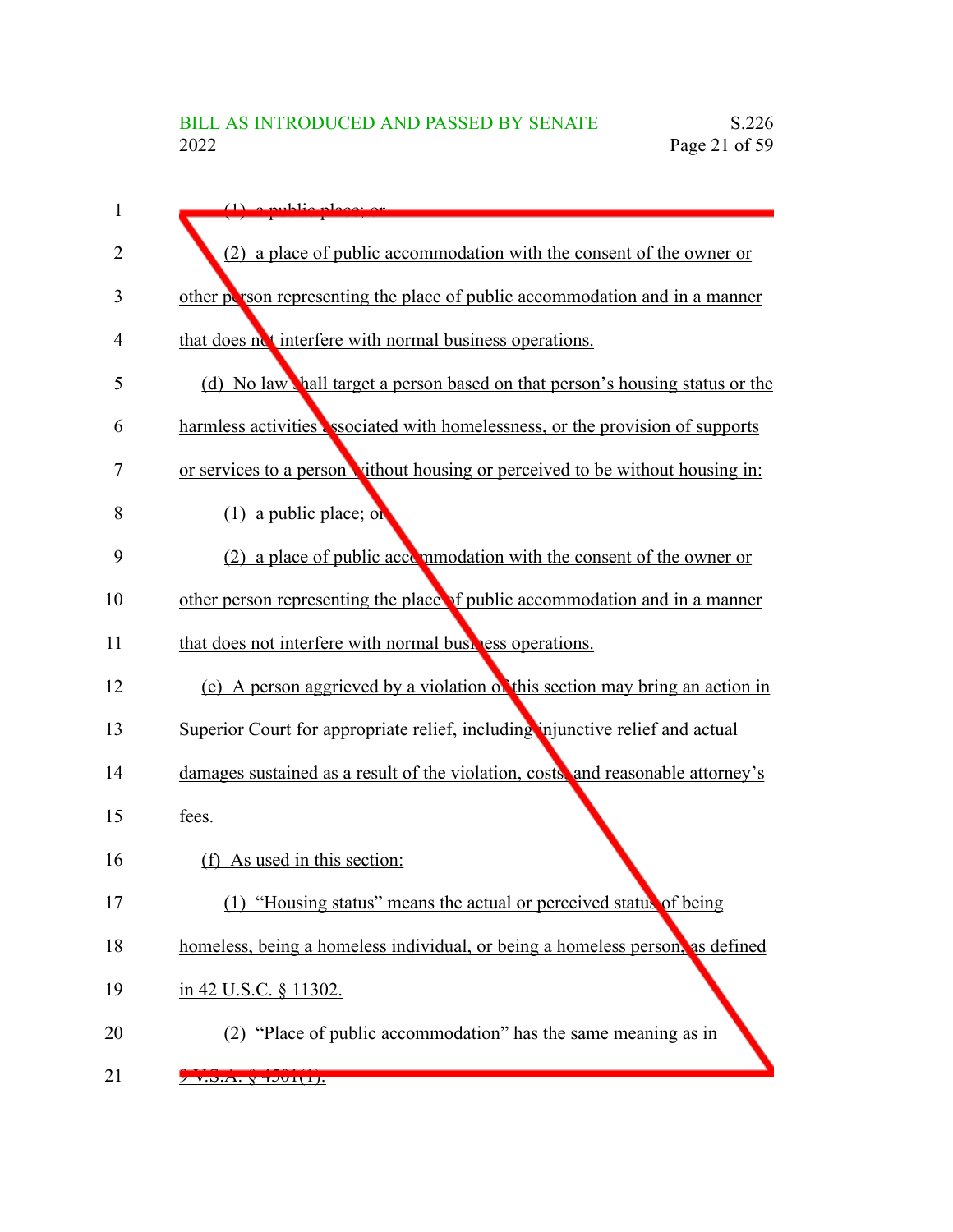(1) a public place; or

(2) a place of public accommodation with the consent of the owner or other person representing the place of public accommodation and in a manner that does not interfere with normal business operations.

(d) No law shall target a person based on that person's housing status or the harmless activities associated with homelessness, or the provision of supports or services to a person without housing or perceived to be without housing in:

(1) a public place; or

(2) a place of public accommodation with the consent of the owner or other person representing the place of public accommodation and in a manner that does not interfere with normal business operations.

(e) A person aggrieved by a violation of this section may bring an action in Superior Court for appropriate relief, including injunctive relief and actual damages sustained as a result of the violation, costs, and reasonable attorney's fees.

(f) As used in this section:

(1) "Housing status" means the actual or perceived status of being homeless, being a homeless individual, or being a homeless person, as defined in 42 U.S.C. § 11302.

(2) "Place of public accommodation" has the same meaning as in 9 V.S.A. § 4501(1).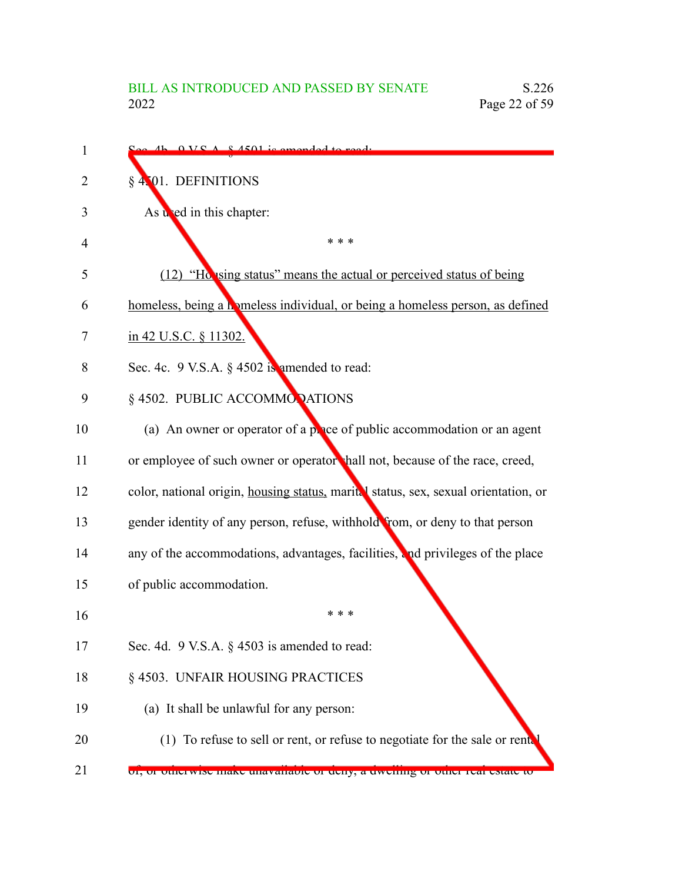Sec. 4b. 9 V.S.A. § 4501 is amended to read:

§ 4501. DEFINITIONS

As used in this chapter:

\* \* \*

(12) "Housing status" means the actual or perceived status of being homeless, being a homeless individual, or being a homeless person, as defined in 42 U.S.C. § 11302.

Sec. 4c. 9 V.S.A. § 4502 is amended to read:

§ 4502. PUBLIC ACCOMMODATIONS

(a) An owner or operator of a place of public accommodation or an agent or employee of such owner or operator shall not, because of the race, creed, color, national origin, housing status, marital status, sex, sexual orientation, or gender identity of any person, refuse, withhold from, or deny to that person any of the accommodations, advantages, facilities, and privileges of the place of public accommodation.

\* \* \*

Sec. 4d. 9 V.S.A. § 4503 is amended to read:

§ 4503. UNFAIR HOUSING PRACTICES

(a) It shall be unlawful for any person:

(1) To refuse to sell or rent, or refuse to negotiate for the sale or rental of, or otherwise make unavailable or deny, a dwelling or other real estate to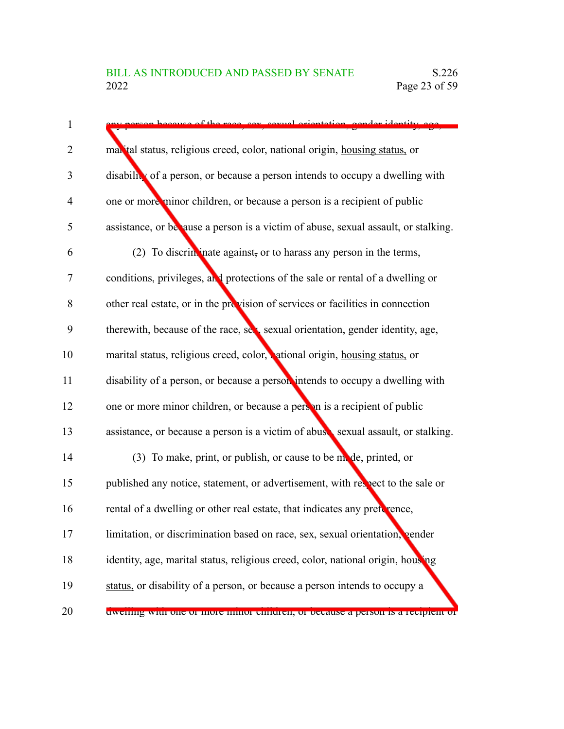any person because of the race, sex, sexual orientation, gender identity, age, marital status, religious creed, color, national origin, housing status, or disability of a person, or because a person intends to occupy a dwelling with one or more minor children, or because a person is a recipient of public assistance, or because a person is a victim of abuse, sexual assault, or stalking.

(2) To discriminate against, or to harass any person in the terms, conditions, privileges, and protections of the sale or rental of a dwelling or other real estate, or in the provision of services or facilities in connection therewith, because of the race, sex, sexual orientation, gender identity, age, marital status, religious creed, color, national origin, housing status, or disability of a person, or because a person intends to occupy a dwelling with one or more minor children, or because a person is a recipient of public assistance, or because a person is a victim of abuse, sexual assault, or stalking.

(3) To make, print, or publish, or cause to be made, printed, or published any notice, statement, or advertisement, with respect to the sale or rental of a dwelling or other real estate, that indicates any preference, limitation, or discrimination based on race, sex, sexual orientation, gender identity, age, marital status, religious creed, color, national origin, housing status, or disability of a person, or because a person intends to occupy a dwelling with one or more minor children, or because a person is a recipient of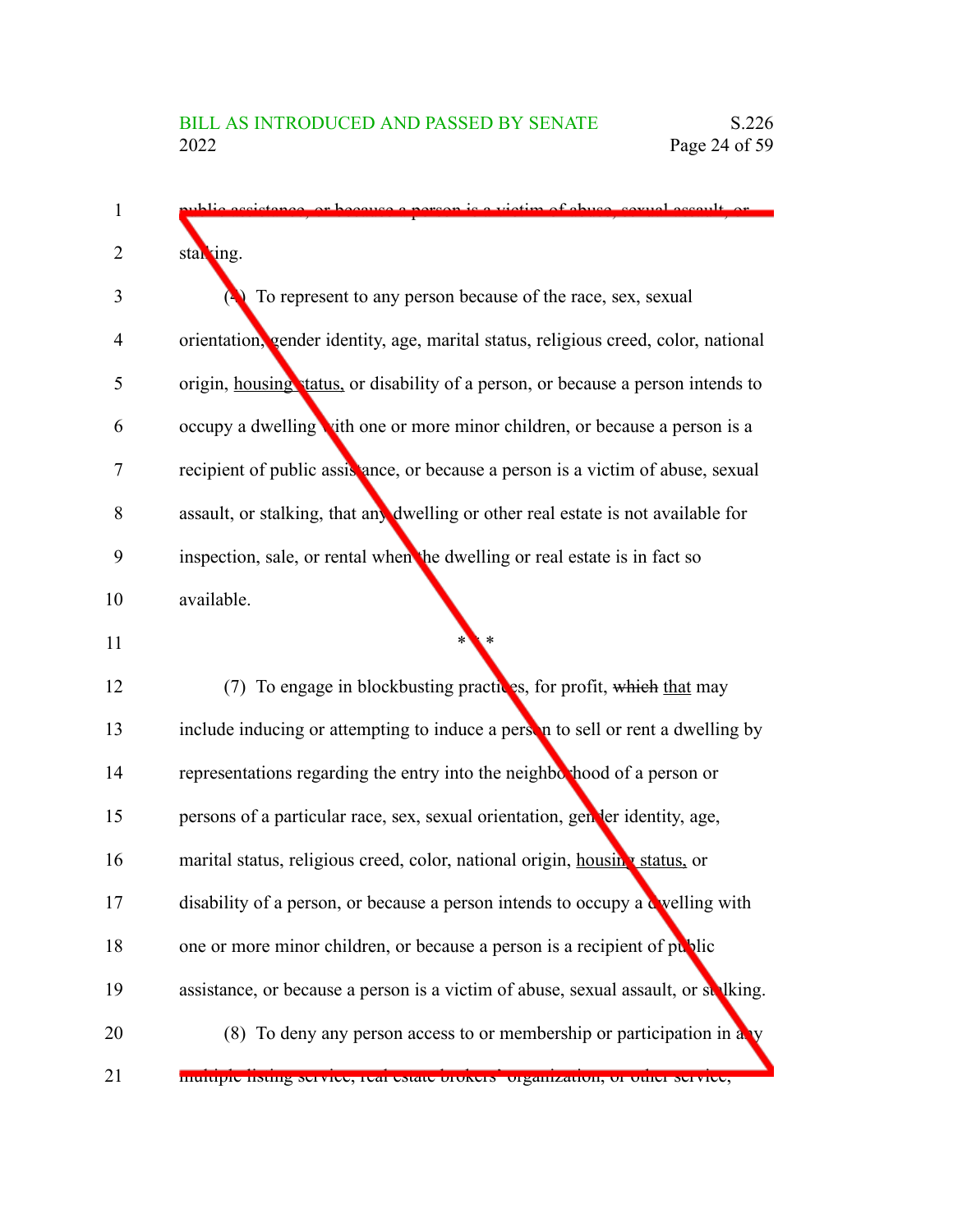public assistance, or because a person is a victim of abuse, sexual assault, or stalking.

(4) To represent to any person because of the race, sex, sexual orientation, gender identity, age, marital status, religious creed, color, national origin, housing status, or disability of a person, or because a person intends to occupy a dwelling with one or more minor children, or because a person is a recipient of public assistance, or because a person is a victim of abuse, sexual assault, or stalking, that any dwelling or other real estate is not available for inspection, sale, or rental when the dwelling or real estate is in fact so available.

\* \* \*

(7) To engage in blockbusting practices, for profit, ~~which~~ that may include inducing or attempting to induce a person to sell or rent a dwelling by representations regarding the entry into the neighborhood of a person or persons of a particular race, sex, sexual orientation, gender identity, age, marital status, religious creed, color, national origin, housing status, or disability of a person, or because a person intends to occupy a dwelling with one or more minor children, or because a person is a recipient of public assistance, or because a person is a victim of abuse, sexual assault, or stalking.

(8) To deny any person access to or membership or participation in any multiple listing service, real estate brokers' organization, or other service,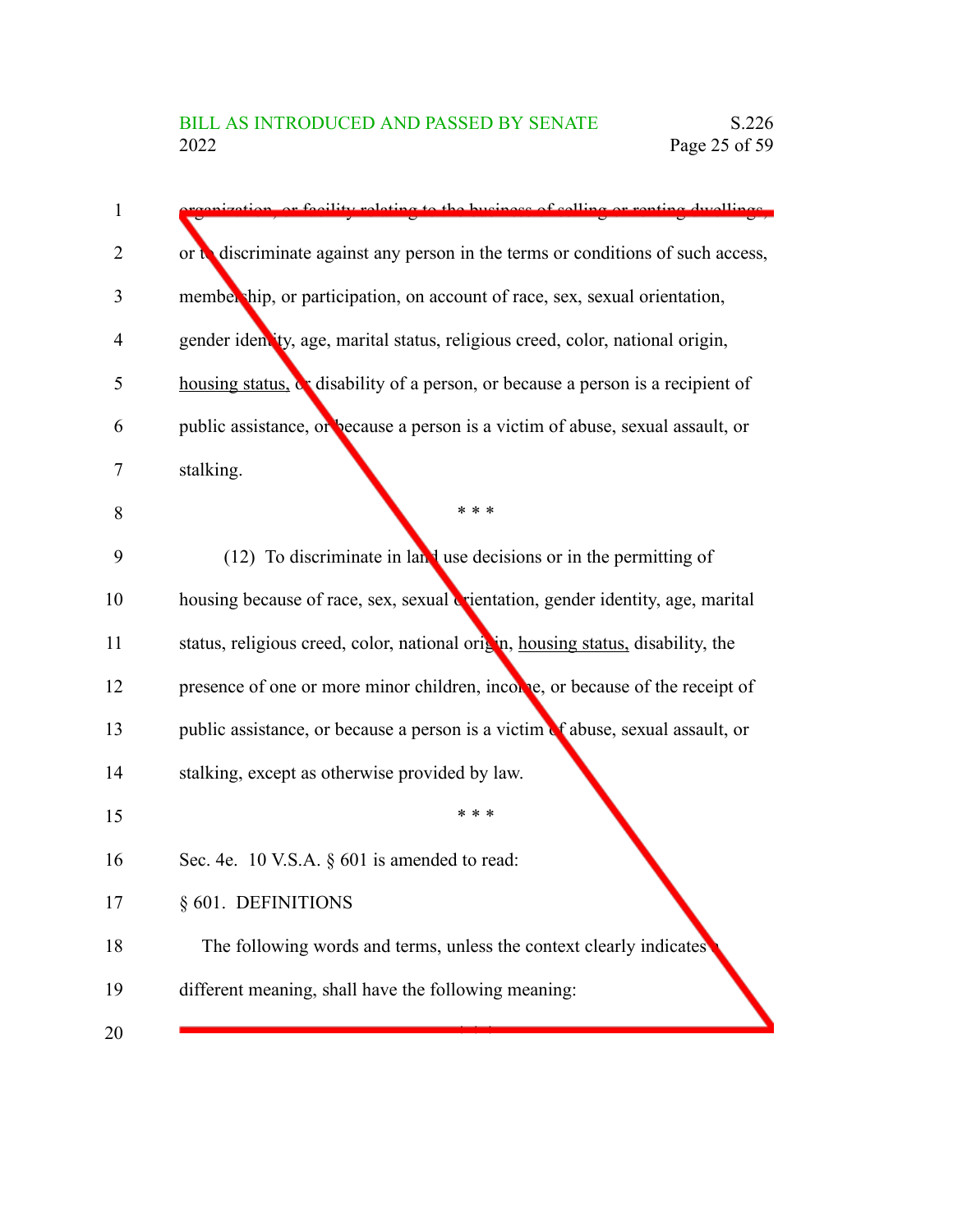organization, or facility relating to the business of selling or renting dwellings, or to discriminate against any person in the terms or conditions of such access, membership, or participation, on account of race, sex, sexual orientation, gender identity, age, marital status, religious creed, color, national origin, <u>housing status,</u> or disability of a person, or because a person is a recipient of public assistance, or because a person is a victim of abuse, sexual assault, or stalking.

\* \* \*

(12) To discriminate in land use decisions or in the permitting of housing because of race, sex, sexual orientation, gender identity, age, marital status, religious creed, color, national origin, <u>housing status,</u> disability, the presence of one or more minor children, income, or because of the receipt of public assistance, or because a person is a victim of abuse, sexual assault, or stalking, except as otherwise provided by law.

\* \* \*

Sec. 4e. 10 V.S.A. § 601 is amended to read:

§ 601. DEFINITIONS

The following words and terms, unless the context clearly indicates a different meaning, shall have the following meaning:

\* \* \*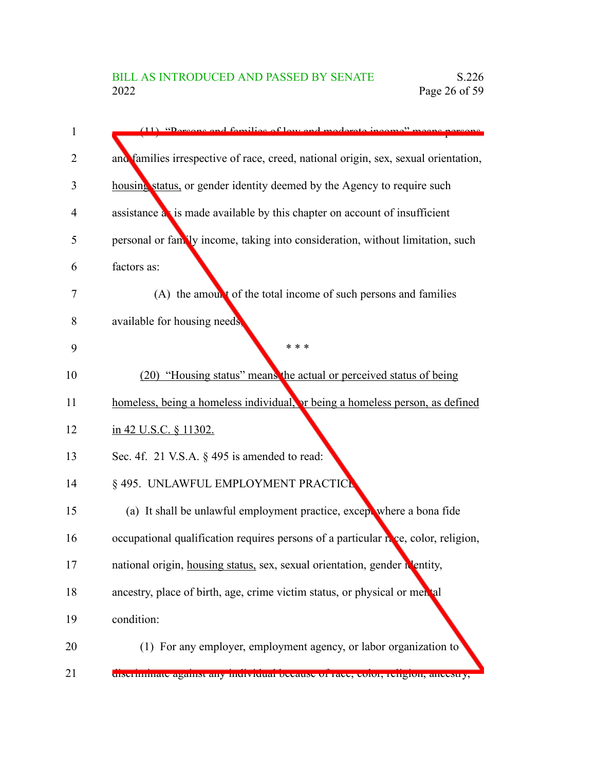(11) "Persons and families of low and moderate income" means persons and families irrespective of race, creed, national origin, sex, sexual orientation, <u>housing status,</u> or gender identity deemed by the Agency to require such assistance as is made available by this chapter on account of insufficient personal or family income, taking into consideration, without limitation, such factors as:

(A) the amount of the total income of such persons and families available for housing needs;

\* \* \*

<u>(20) "Housing status" means the actual or perceived status of being homeless, being a homeless individual, or being a homeless person, as defined in 42 U.S.C. § 11302.</u>

Sec. 4f. 21 V.S.A. § 495 is amended to read:

§ 495. UNLAWFUL EMPLOYMENT PRACTICE

(a) It shall be unlawful employment practice, except where a bona fide occupational qualification requires persons of a particular race, color, religion, national origin, <u>housing status,</u> sex, sexual orientation, gender identity, ancestry, place of birth, age, crime victim status, or physical or mental condition:

(1) For any employer, employment agency, or labor organization to discriminate against any individual because of race, color, religion, ancestry,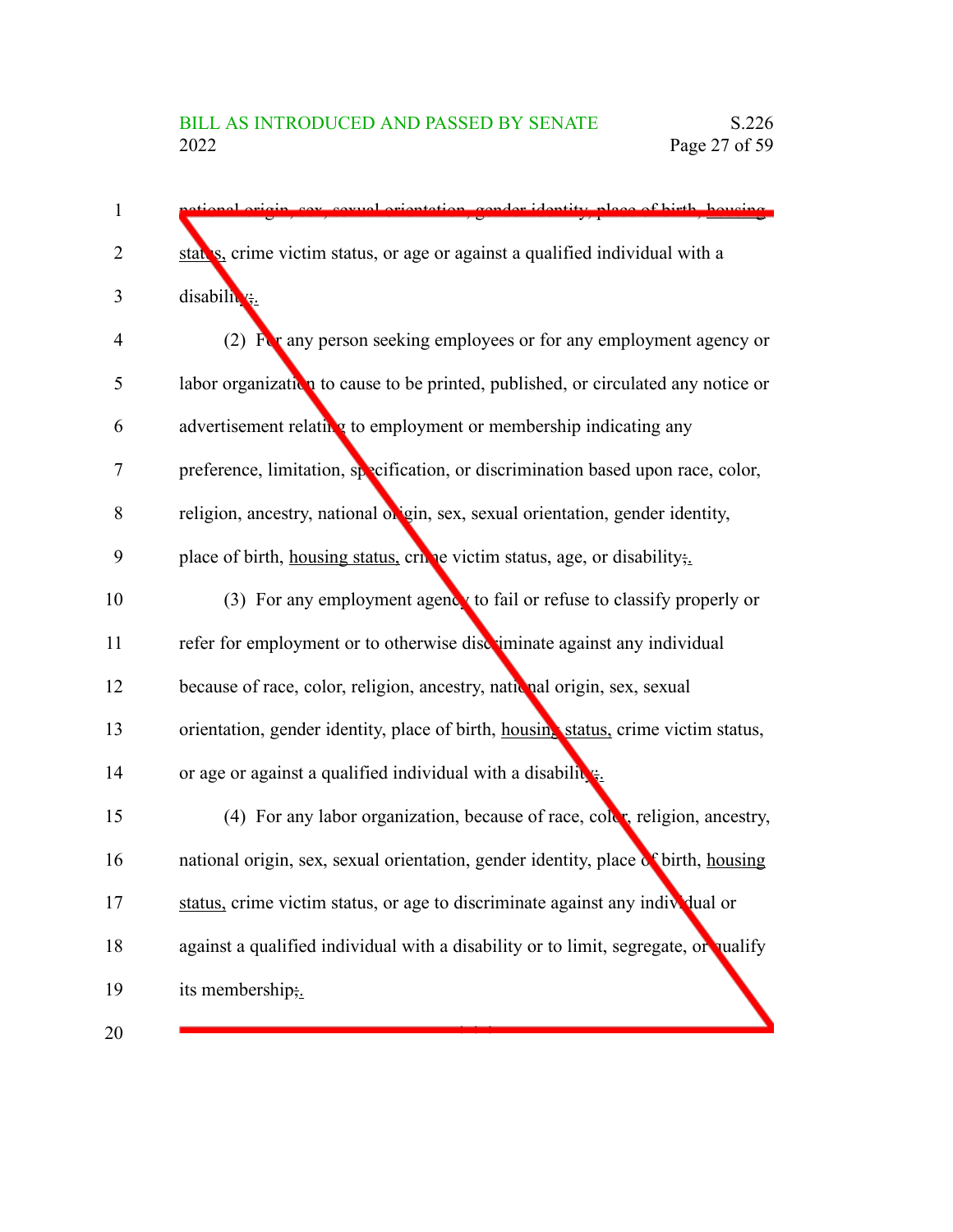national origin, sex, sexual orientation, gender identity, place of birth, housing status, crime victim status, or age or against a qualified individual with a disability;.

(2) For any person seeking employees or for any employment agency or labor organization to cause to be printed, published, or circulated any notice or advertisement relating to employment or membership indicating any preference, limitation, specification, or discrimination based upon race, color, religion, ancestry, national origin, sex, sexual orientation, gender identity, place of birth, housing status, crime victim status, age, or disability;.

(3) For any employment agency to fail or refuse to classify properly or refer for employment or to otherwise discriminate against any individual because of race, color, religion, ancestry, national origin, sex, sexual orientation, gender identity, place of birth, housing status, crime victim status, or age or against a qualified individual with a disability;.

(4) For any labor organization, because of race, color, religion, ancestry, national origin, sex, sexual orientation, gender identity, place of birth, housing status, crime victim status, or age to discriminate against any individual or against a qualified individual with a disability or to limit, segregate, or qualify its membership;.

\* \* \*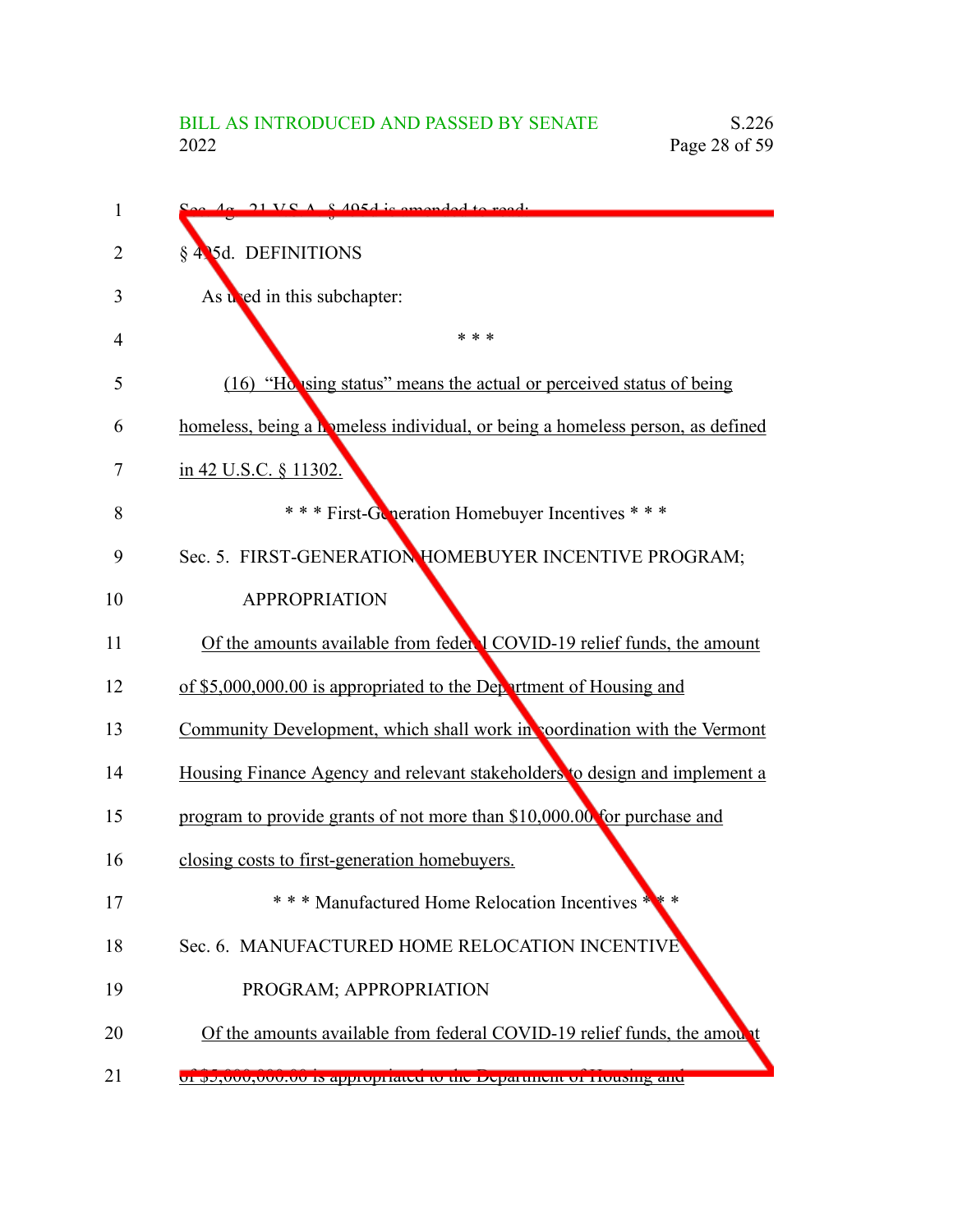Sec. 4g. 21 V.S.A. § 495d is amended to read:

§ 495d. DEFINITIONS

As used in this subchapter:

\* \* \*

(16) "Housing status" means the actual or perceived status of being homeless, being a homeless individual, or being a homeless person, as defined in 42 U.S.C. § 11302.

\* \* \* First-Generation Homebuyer Incentives \* \* \*

Sec. 5. FIRST-GENERATION HOMEBUYER INCENTIVE PROGRAM; APPROPRIATION

Of the amounts available from federal COVID-19 relief funds, the amount of $5,000,000.00 is appropriated to the Department of Housing and Community Development, which shall work in coordination with the Vermont Housing Finance Agency and relevant stakeholders to design and implement a program to provide grants of not more than $10,000.00 for purchase and closing costs to first-generation homebuyers.

\* \* \* Manufactured Home Relocation Incentives \* \* \*

Sec. 6. MANUFACTURED HOME RELOCATION INCENTIVE PROGRAM; APPROPRIATION

Of the amounts available from federal COVID-19 relief funds, the amount of $5,000,000.00 is appropriated to the Department of Housing and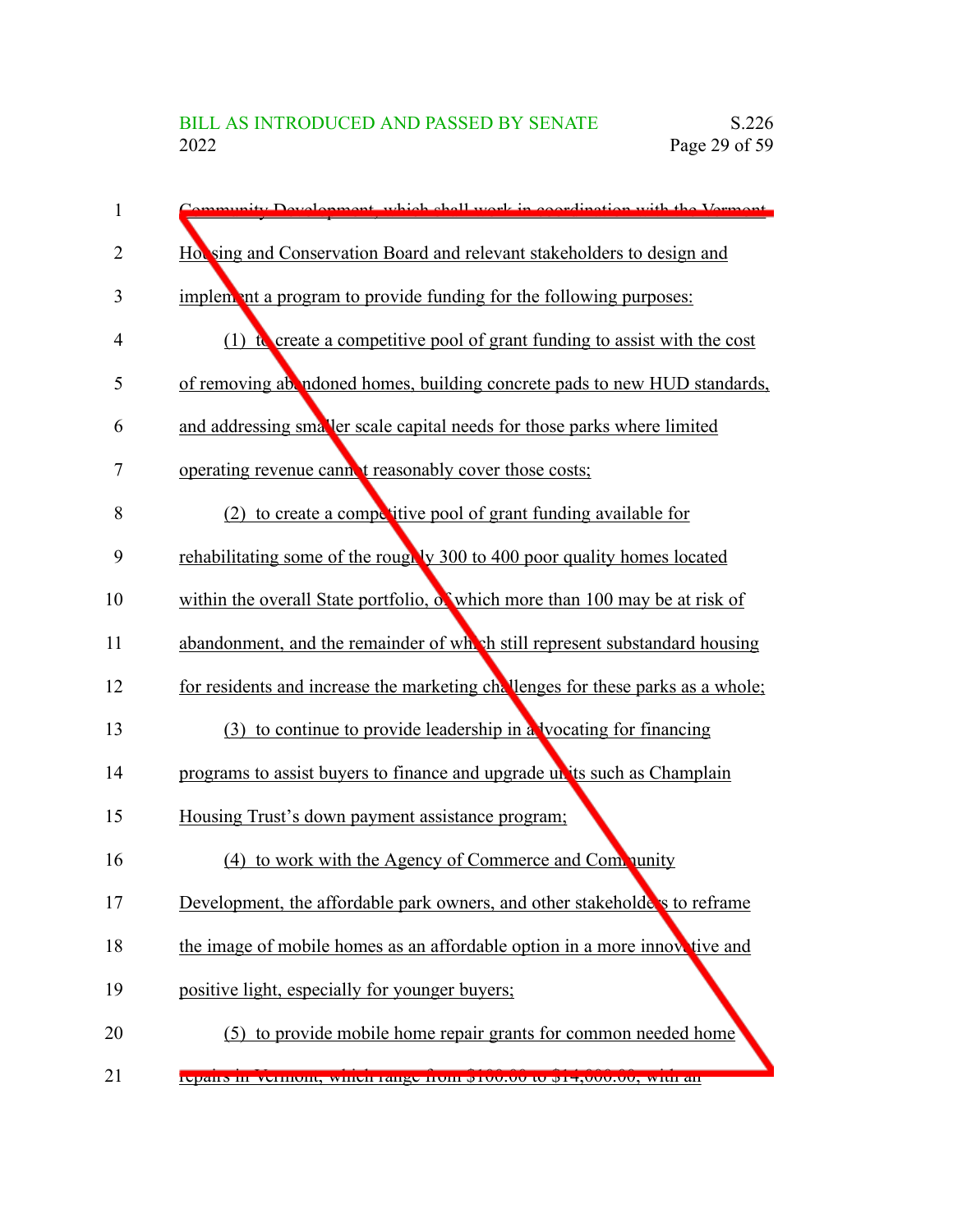Community Development, which shall work in coordination with the Vermont Housing and Conservation Board and relevant stakeholders to design and implement a program to provide funding for the following purposes:

(1) to create a competitive pool of grant funding to assist with the cost of removing abandoned homes, building concrete pads to new HUD standards, and addressing smaller scale capital needs for those parks where limited operating revenue cannot reasonably cover those costs;

(2) to create a competitive pool of grant funding available for rehabilitating some of the roughly 300 to 400 poor quality homes located within the overall State portfolio, of which more than 100 may be at risk of abandonment, and the remainder of which still represent substandard housing for residents and increase the marketing challenges for these parks as a whole;

(3) to continue to provide leadership in advocating for financing programs to assist buyers to finance and upgrade units such as Champlain Housing Trust's down payment assistance program;

(4) to work with the Agency of Commerce and Community Development, the affordable park owners, and other stakeholders to reframe the image of mobile homes as an affordable option in a more innovative and positive light, especially for younger buyers;

(5) to provide mobile home repair grants for common needed home repairs in Vermont, which range from $100.00 to $14,000.00, with an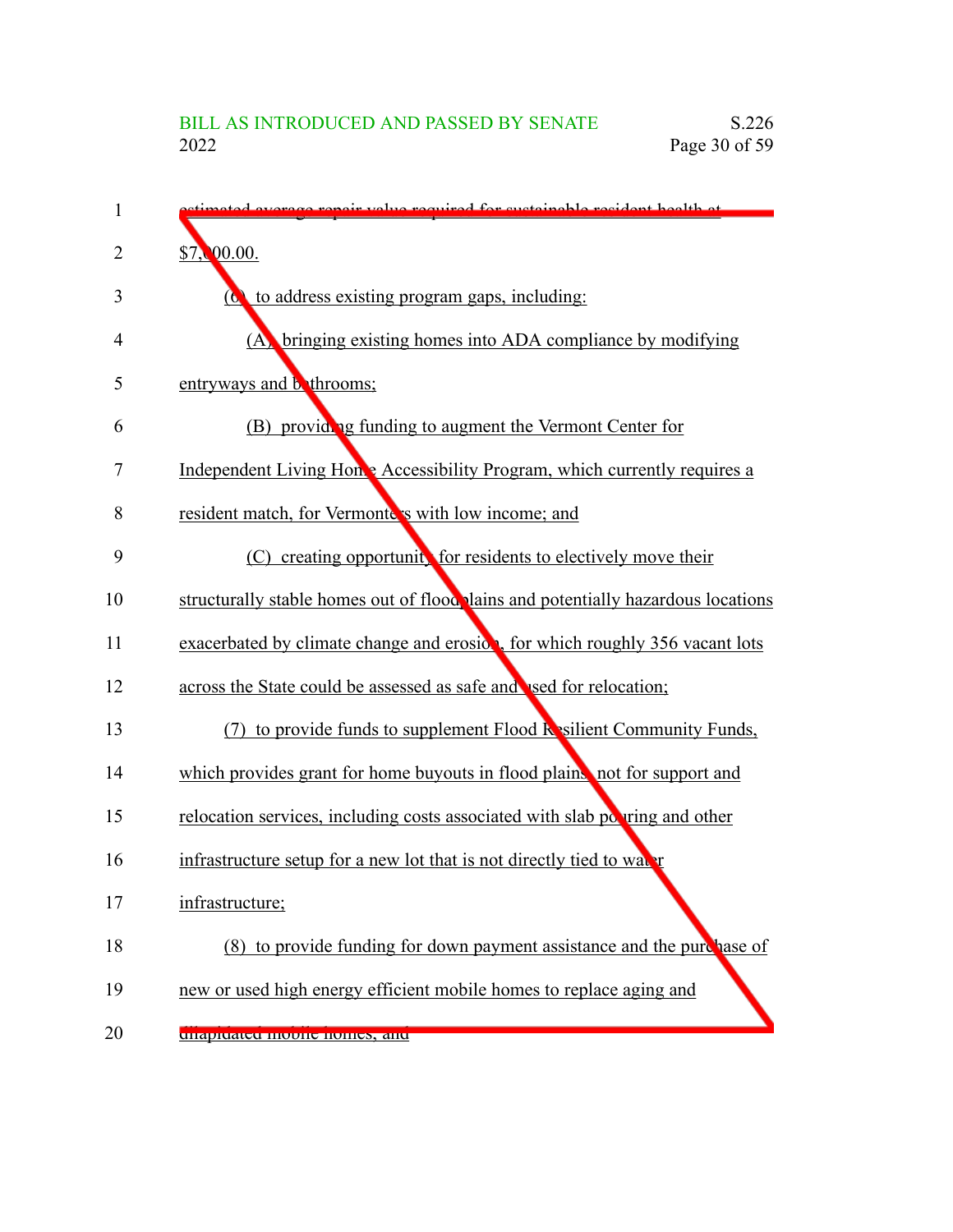estimated average repair value required for sustainable resident health at $7,000.00.

(6) to address existing program gaps, including:

(A) bringing existing homes into ADA compliance by modifying entryways and bathrooms;

(B) providing funding to augment the Vermont Center for Independent Living Home Accessibility Program, which currently requires a resident match, for Vermonters with low income; and

(C) creating opportunity for residents to electively move their structurally stable homes out of floodplains and potentially hazardous locations exacerbated by climate change and erosion, for which roughly 356 vacant lots across the State could be assessed as safe and used for relocation;

(7) to provide funds to supplement Flood Resilient Community Funds, which provides grant for home buyouts in flood plains, not for support and relocation services, including costs associated with slab pouring and other infrastructure setup for a new lot that is not directly tied to water infrastructure;

(8) to provide funding for down payment assistance and the purchase of new or used high energy efficient mobile homes to replace aging and dilapidated mobile homes; and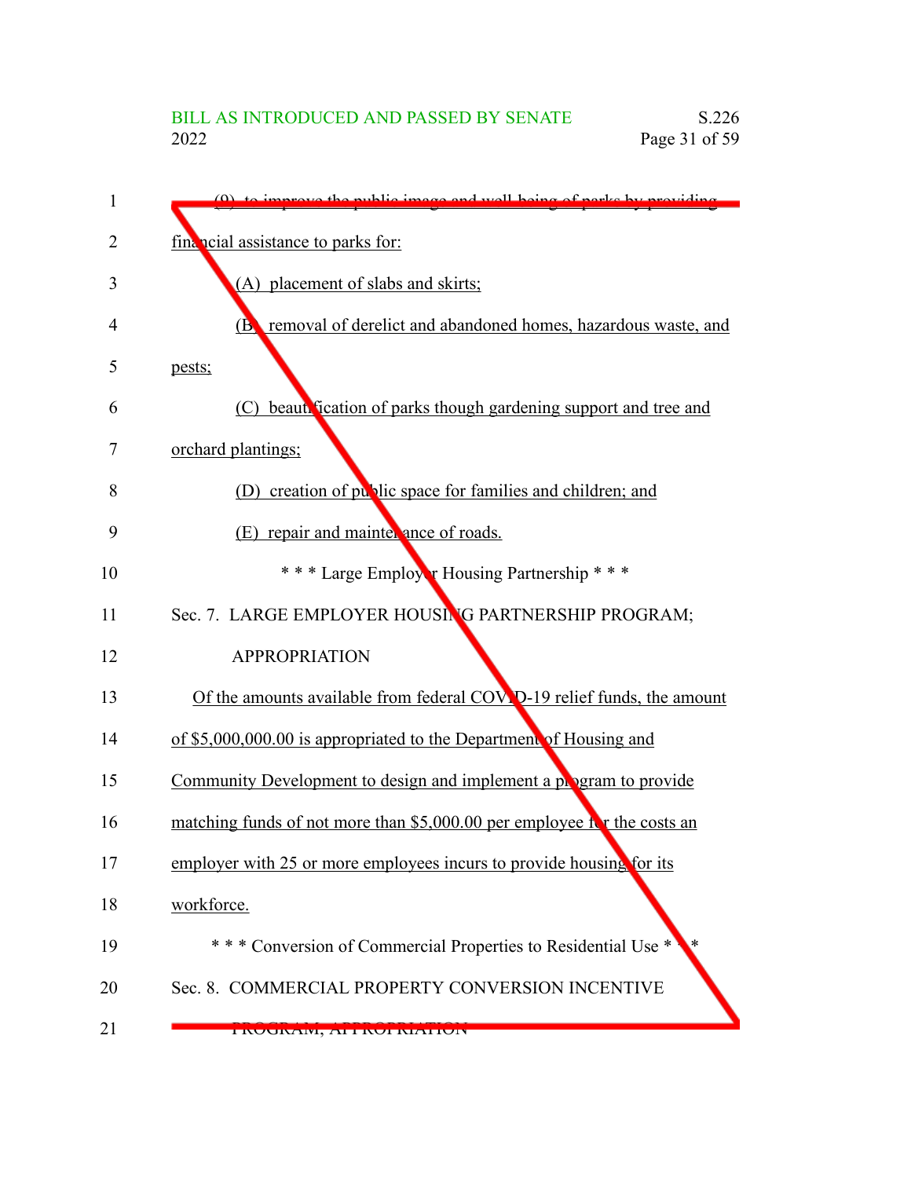(9) to improve the public image and well-being of parks by providing financial assistance to parks for:

(A) placement of slabs and skirts;

(B) removal of derelict and abandoned homes, hazardous waste, and pests;

(C) beautification of parks though gardening support and tree and orchard plantings;

(D) creation of public space for families and children; and

(E) repair and maintenance of roads.

\* \* \* Large Employer Housing Partnership \* \* \*

Sec. 7. LARGE EMPLOYER HOUSING PARTNERSHIP PROGRAM; APPROPRIATION

Of the amounts available from federal COVID-19 relief funds, the amount of $5,000,000.00 is appropriated to the Department of Housing and Community Development to design and implement a program to provide matching funds of not more than $5,000.00 per employee for the costs an employer with 25 or more employees incurs to provide housing for its workforce.

\* \* \* Conversion of Commercial Properties to Residential Use \* \* \*

Sec. 8. COMMERCIAL PROPERTY CONVERSION INCENTIVE PROGRAM; APPROPRIATION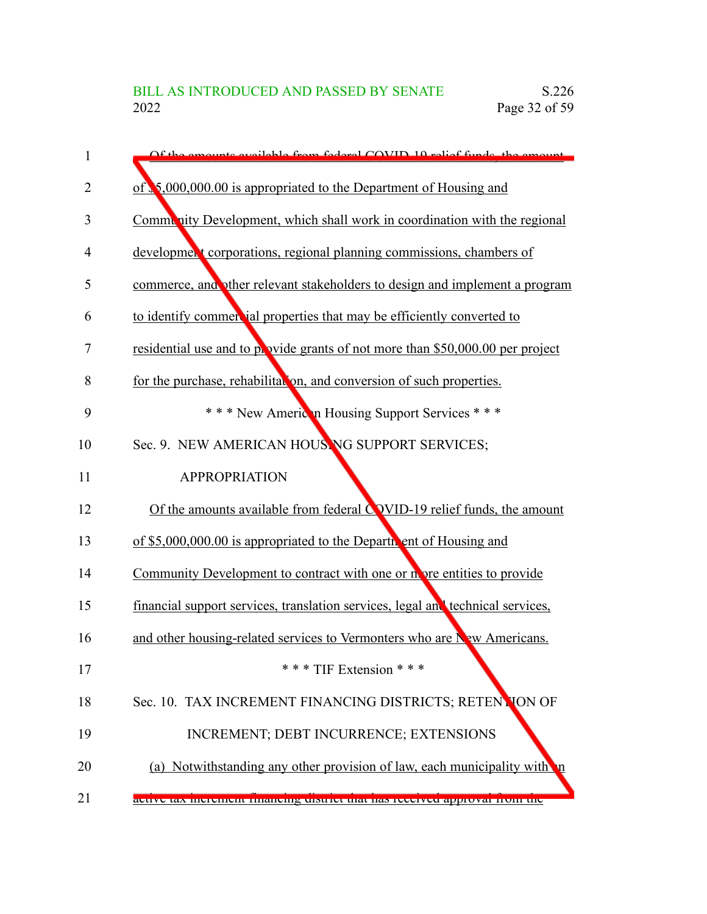Of the amounts available from federal COVID-19 relief funds, the amount of $5,000,000.00 is appropriated to the Department of Housing and Community Development, which shall work in coordination with the regional development corporations, regional planning commissions, chambers of commerce, and other relevant stakeholders to design and implement a program to identify commercial properties that may be efficiently converted to residential use and to provide grants of not more than $50,000.00 per project for the purchase, rehabilitation, and conversion of such properties.

* * * New American Housing Support Services * * *

Sec. 9. NEW AMERICAN HOUSING SUPPORT SERVICES; APPROPRIATION

Of the amounts available from federal COVID-19 relief funds, the amount of $5,000,000.00 is appropriated to the Department of Housing and Community Development to contract with one or more entities to provide financial support services, translation services, legal and technical services, and other housing-related services to Vermonters who are New Americans.

* * * TIF Extension * * *

Sec. 10. TAX INCREMENT FINANCING DISTRICTS; RETENTION OF INCREMENT; DEBT INCURRENCE; EXTENSIONS

(a) Notwithstanding any other provision of law, each municipality with an active tax increment financing district that has received approval from the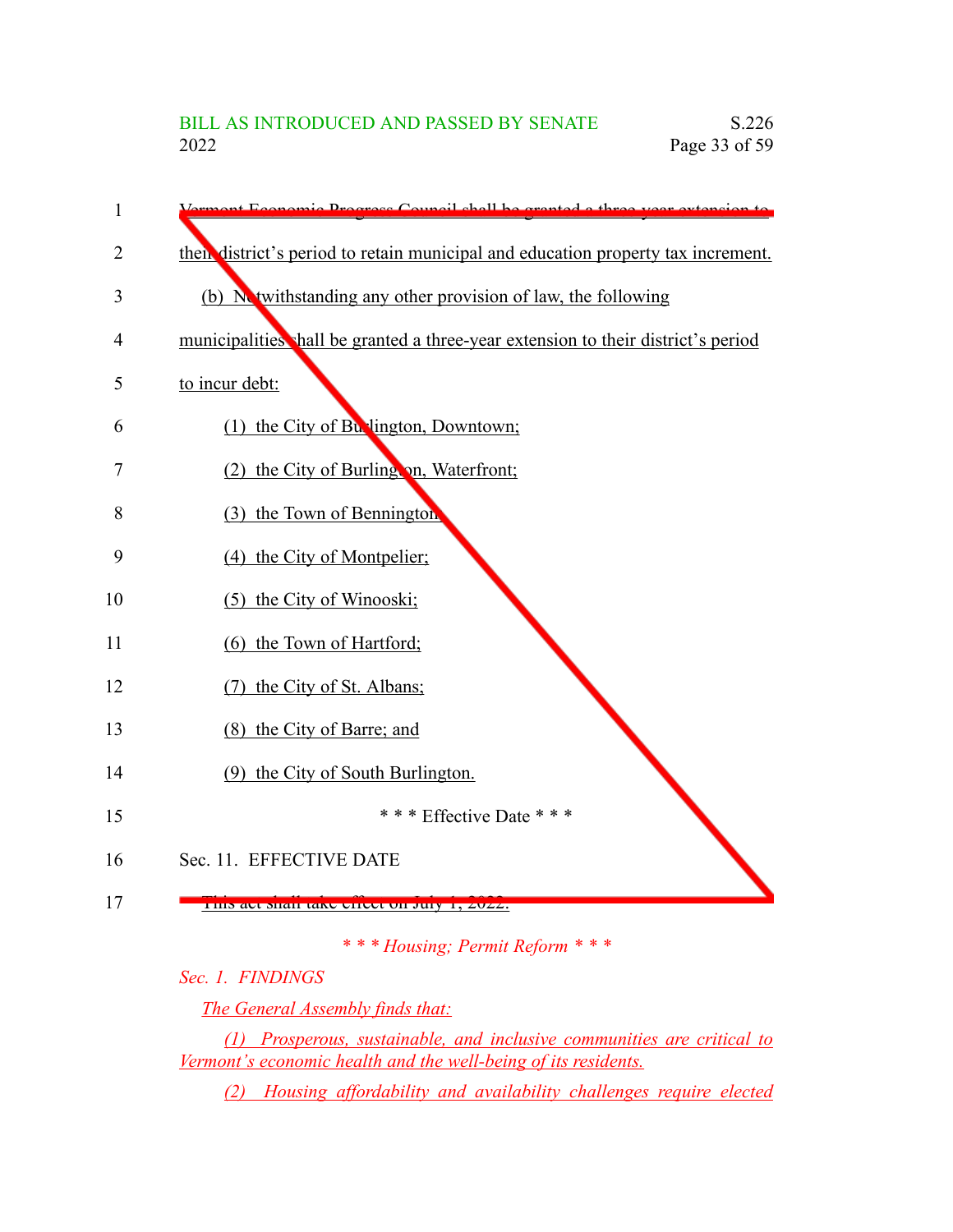Vermont Economic Progress Council shall be granted a three-year extension to their district's period to retain municipal and education property tax increment.

(b) Notwithstanding any other provision of law, the following municipalities shall be granted a three-year extension to their district's period to incur debt:

(1) the City of Burlington, Downtown;

(2) the City of Burlington, Waterfront;

(3) the Town of Bennington;

(4) the City of Montpelier;

(5) the City of Winooski;

(6) the Town of Hartford;

(7) the City of St. Albans;

(8) the City of Barre; and

(9) the City of South Burlington.

\* \* \* Effective Date \* \* \*

Sec. 11. EFFECTIVE DATE

This act shall take effect on July 1, 2022.

*\* \* \* Housing; Permit Reform \* \* \**

*Sec. 1. FINDINGS*

*The General Assembly finds that:*

*(1) Prosperous, sustainable, and inclusive communities are critical to Vermont's economic health and the well-being of its residents.*

*(2) Housing affordability and availability challenges require elected*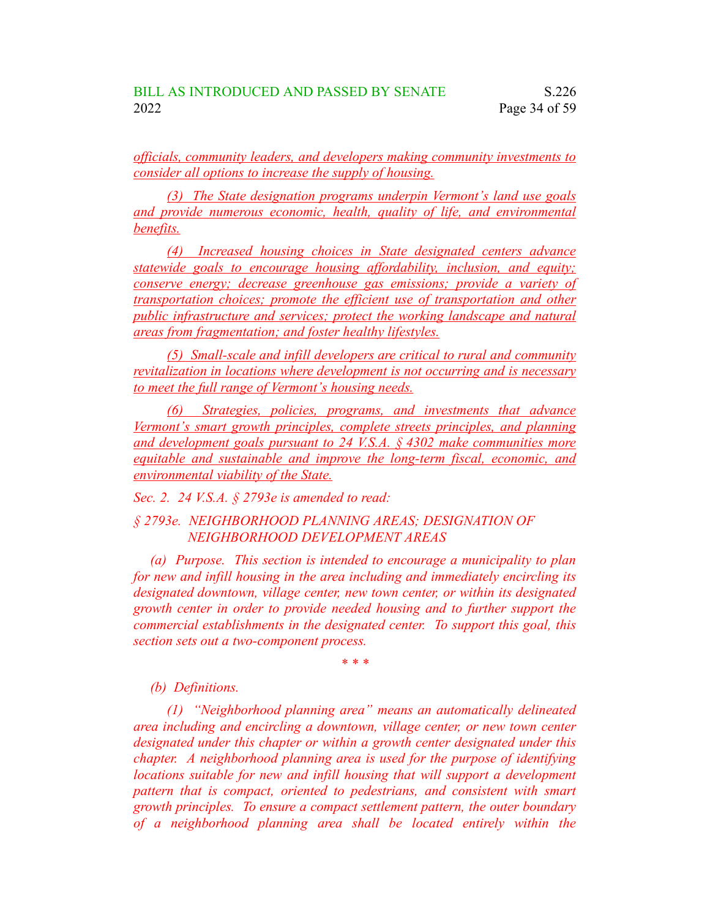officials, community leaders, and developers making community investments to consider all options to increase the supply of housing.

(3) The State designation programs underpin Vermont's land use goals and provide numerous economic, health, quality of life, and environmental benefits.

(4) Increased housing choices in State designated centers advance statewide goals to encourage housing affordability, inclusion, and equity; conserve energy; decrease greenhouse gas emissions; provide a variety of transportation choices; promote the efficient use of transportation and other public infrastructure and services; protect the working landscape and natural areas from fragmentation; and foster healthy lifestyles.

(5) Small-scale and infill developers are critical to rural and community revitalization in locations where development is not occurring and is necessary to meet the full range of Vermont's housing needs.

(6) Strategies, policies, programs, and investments that advance Vermont's smart growth principles, complete streets principles, and planning and development goals pursuant to 24 V.S.A. § 4302 make communities more equitable and sustainable and improve the long-term fiscal, economic, and environmental viability of the State.

*Sec. 2. 24 V.S.A. § 2793e is amended to read:*

*§ 2793e. NEIGHBORHOOD PLANNING AREAS; DESIGNATION OF NEIGHBORHOOD DEVELOPMENT AREAS*

*(a) Purpose. This section is intended to encourage a municipality to plan for new and infill housing in the area including and immediately encircling its designated downtown, village center, new town center, or within its designated growth center in order to provide needed housing and to further support the commercial establishments in the designated center. To support this goal, this section sets out a two-component process.*

*\* \* \**

*(b) Definitions.*

*(1) "Neighborhood planning area" means an automatically delineated area including and encircling a downtown, village center, or new town center designated under this chapter or within a growth center designated under this chapter. A neighborhood planning area is used for the purpose of identifying locations suitable for new and infill housing that will support a development pattern that is compact, oriented to pedestrians, and consistent with smart growth principles. To ensure a compact settlement pattern, the outer boundary of a neighborhood planning area shall be located entirely within the*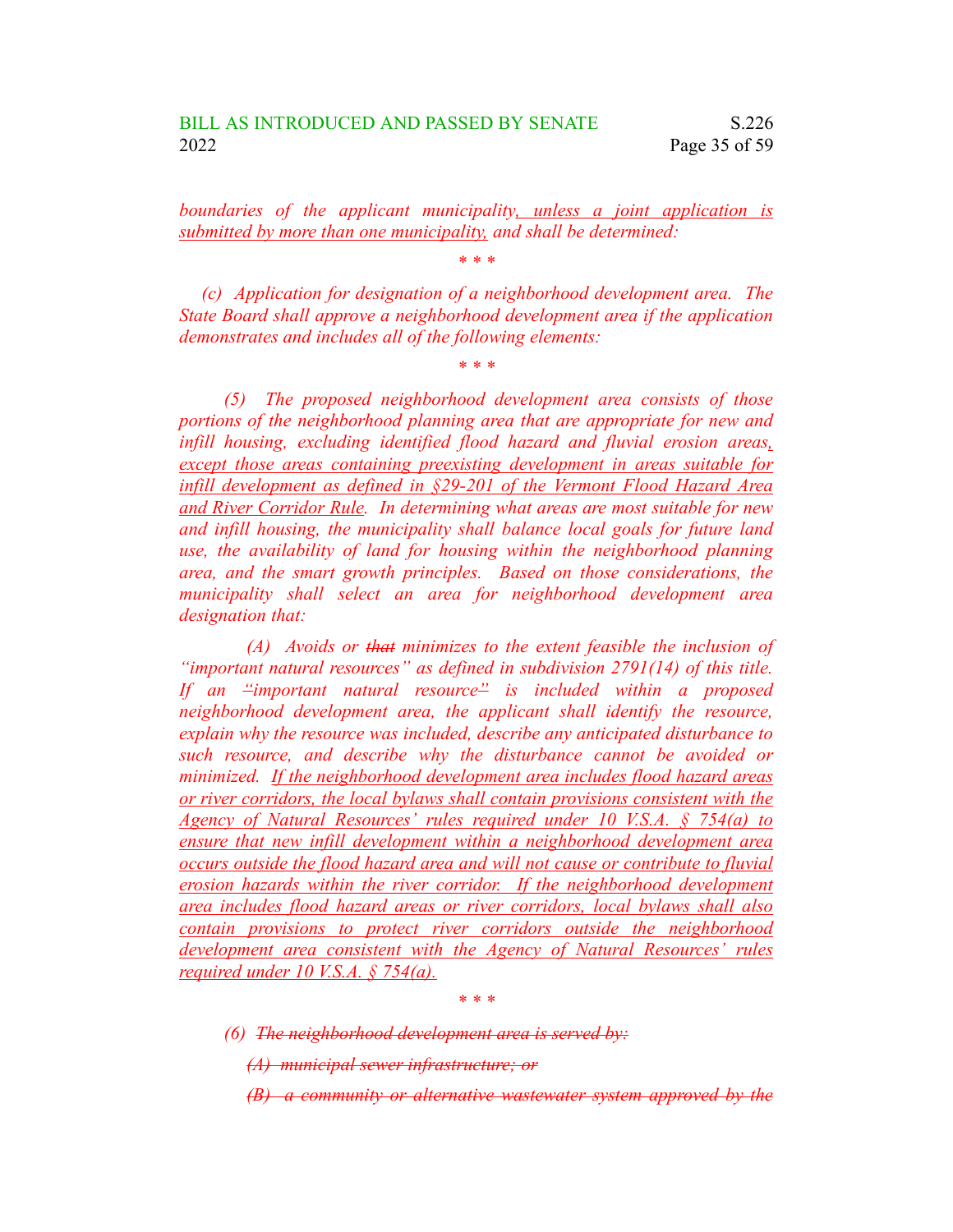*boundaries of the applicant municipality, unless a joint application is submitted by more than one municipality, and shall be determined:*

*\* \* \**

*(c) Application for designation of a neighborhood development area. The State Board shall approve a neighborhood development area if the application demonstrates and includes all of the following elements:*

*\* \* \**

*(5) The proposed neighborhood development area consists of those portions of the neighborhood planning area that are appropriate for new and infill housing, excluding identified flood hazard and fluvial erosion areas, except those areas containing preexisting development in areas suitable for infill development as defined in §29-201 of the Vermont Flood Hazard Area and River Corridor Rule. In determining what areas are most suitable for new and infill housing, the municipality shall balance local goals for future land use, the availability of land for housing within the neighborhood planning area, and the smart growth principles. Based on those considerations, the municipality shall select an area for neighborhood development area designation that:*

*(A) Avoids or ~~that~~ minimizes to the extent feasible the inclusion of "important natural resources" as defined in subdivision 2791(14) of this title. If an ~~"~~important natural resource~~"~~ is included within a proposed neighborhood development area, the applicant shall identify the resource, explain why the resource was included, describe any anticipated disturbance to such resource, and describe why the disturbance cannot be avoided or minimized. If the neighborhood development area includes flood hazard areas or river corridors, the local bylaws shall contain provisions consistent with the Agency of Natural Resources' rules required under 10 V.S.A. § 754(a) to ensure that new infill development within a neighborhood development area occurs outside the flood hazard area and will not cause or contribute to fluvial erosion hazards within the river corridor. If the neighborhood development area includes flood hazard areas or river corridors, local bylaws shall also contain provisions to protect river corridors outside the neighborhood development area consistent with the Agency of Natural Resources' rules required under 10 V.S.A. § 754(a).*

*\* \* \**

*(6) ~~The neighborhood development area is served by:~~*

*~~(A) municipal sewer infrastructure; or~~*

*~~(B) a community or alternative wastewater system approved by the~~*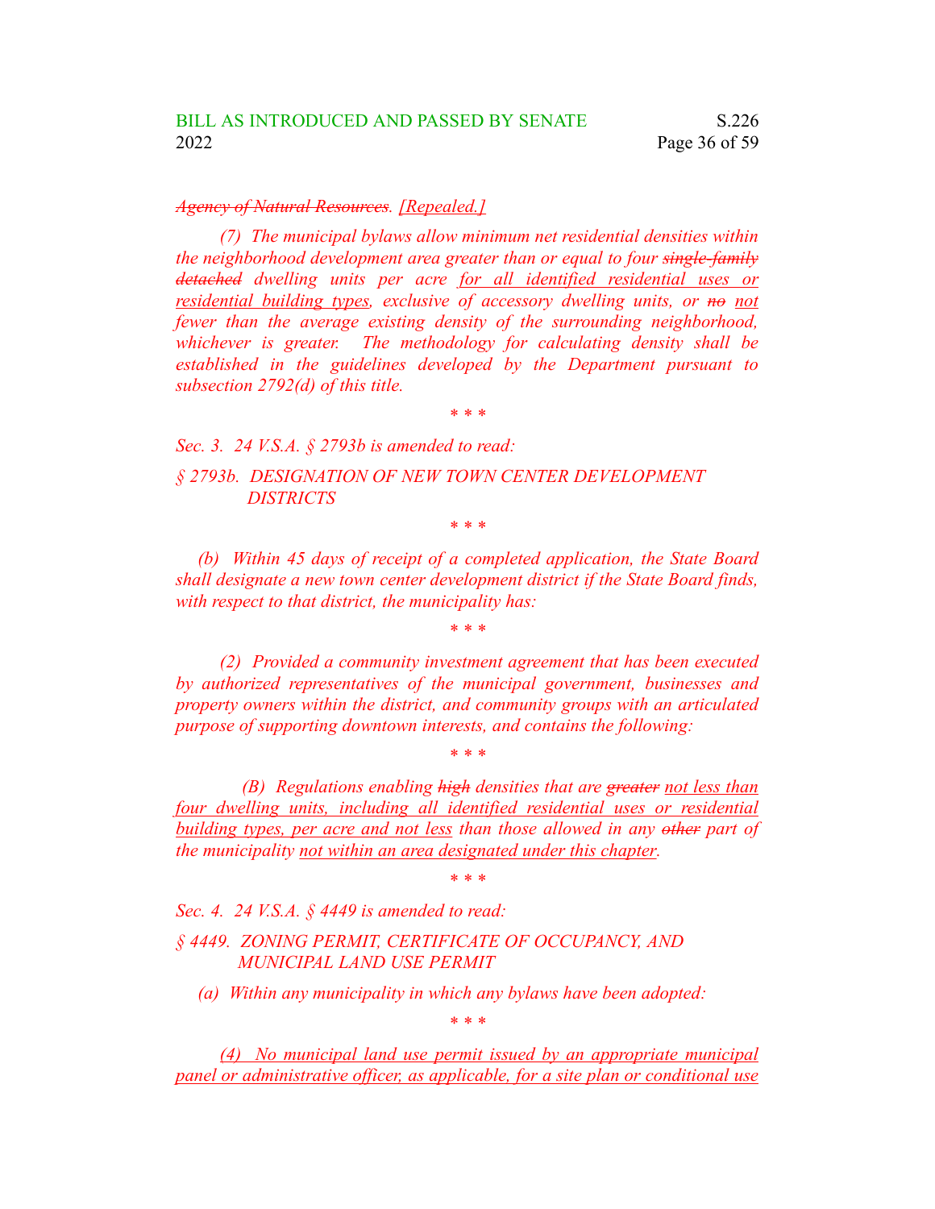*~~Agency of Natural Resources~~. [Repealed.]*

*(7) The municipal bylaws allow minimum net residential densities within the neighborhood development area greater than or equal to four ~~single-family detached~~ dwelling units per acre for all identified residential uses or residential building types, exclusive of accessory dwelling units, or ~~no~~ not fewer than the average existing density of the surrounding neighborhood, whichever is greater. The methodology for calculating density shall be established in the guidelines developed by the Department pursuant to subsection 2792(d) of this title.*

*\* \* \**

*Sec. 3. 24 V.S.A. § 2793b is amended to read:*

*§ 2793b. DESIGNATION OF NEW TOWN CENTER DEVELOPMENT DISTRICTS*

*\* \* \**

*(b) Within 45 days of receipt of a completed application, the State Board shall designate a new town center development district if the State Board finds, with respect to that district, the municipality has:*

*\* \* \**

*(2) Provided a community investment agreement that has been executed by authorized representatives of the municipal government, businesses and property owners within the district, and community groups with an articulated purpose of supporting downtown interests, and contains the following:*

*\* \* \**

*(B) Regulations enabling ~~high~~ densities that are ~~greater~~ not less than four dwelling units, including all identified residential uses or residential building types, per acre and not less than those allowed in any ~~other~~ part of the municipality not within an area designated under this chapter.*

*\* \* \**

*Sec. 4. 24 V.S.A. § 4449 is amended to read:*

*§ 4449. ZONING PERMIT, CERTIFICATE OF OCCUPANCY, AND MUNICIPAL LAND USE PERMIT*

*(a) Within any municipality in which any bylaws have been adopted:*

*\* \* \**

*(4) No municipal land use permit issued by an appropriate municipal panel or administrative officer, as applicable, for a site plan or conditional use*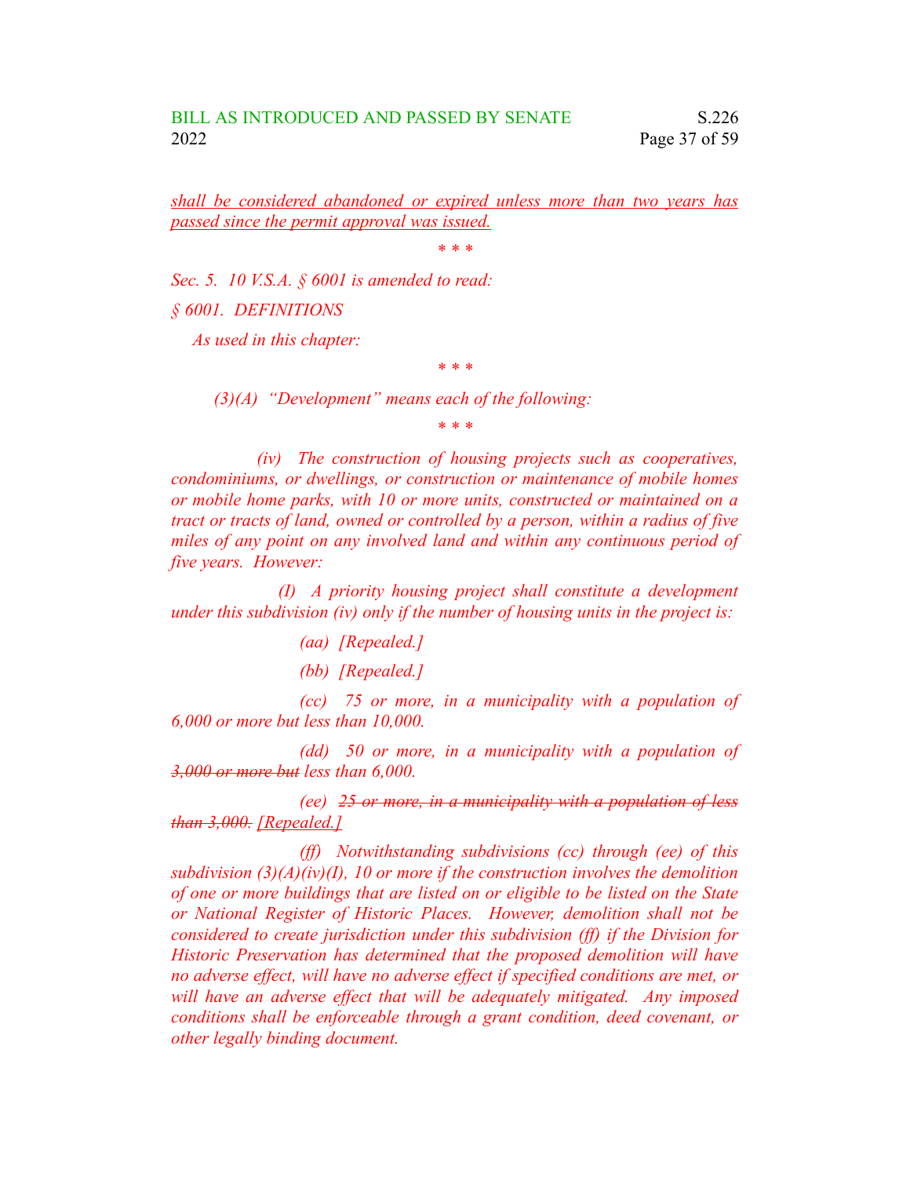*<u>shall be considered abandoned or expired unless more than two years has passed since the permit approval was issued.</u>*

*\* \* \**

*Sec. 5. 10 V.S.A. § 6001 is amended to read:*

*§ 6001. DEFINITIONS*

*As used in this chapter:*

*\* \* \**

*(3)(A) "Development" means each of the following:*

*\* \* \**

*(iv) The construction of housing projects such as cooperatives, condominiums, or dwellings, or construction or maintenance of mobile homes or mobile home parks, with 10 or more units, constructed or maintained on a tract or tracts of land, owned or controlled by a person, within a radius of five miles of any point on any involved land and within any continuous period of five years. However:*

*(I) A priority housing project shall constitute a development under this subdivision (iv) only if the number of housing units in the project is:*

*(aa) [Repealed.]*

*(bb) [Repealed.]*

*(cc) 75 or more, in a municipality with a population of 6,000 or more but less than 10,000.*

*(dd) 50 or more, in a municipality with a population of ~~3,000 or more but~~ less than 6,000.*

*(ee) ~~25 or more, in a municipality with a population of less than 3,000.~~ <u>[Repealed.]</u>*

*(ff) Notwithstanding subdivisions (cc) through (ee) of this subdivision (3)(A)(iv)(I), 10 or more if the construction involves the demolition of one or more buildings that are listed on or eligible to be listed on the State or National Register of Historic Places. However, demolition shall not be considered to create jurisdiction under this subdivision (ff) if the Division for Historic Preservation has determined that the proposed demolition will have no adverse effect, will have no adverse effect if specified conditions are met, or will have an adverse effect that will be adequately mitigated. Any imposed conditions shall be enforceable through a grant condition, deed covenant, or other legally binding document.*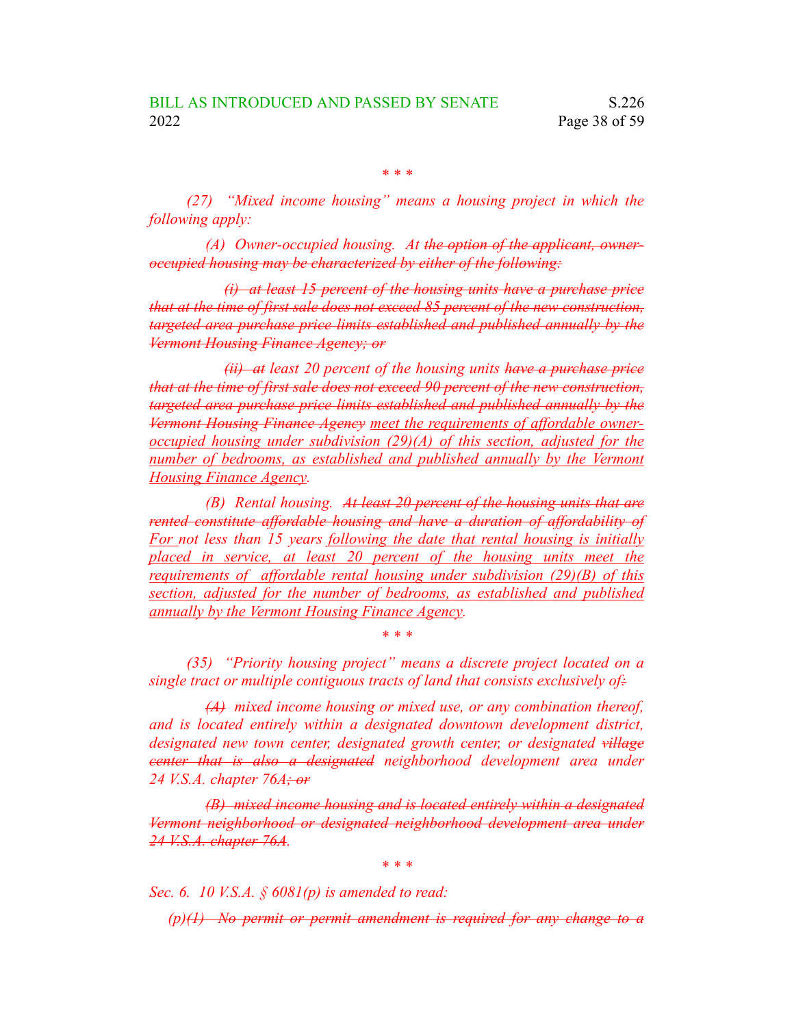\* \* \*

*(27) "Mixed income housing" means a housing project in which the following apply:*

*(A) Owner-occupied housing. At ~~the option of the applicant, owner-occupied housing may be characterized by either of the following:~~*

*~~(i) at least 15 percent of the housing units have a purchase price that at the time of first sale does not exceed 85 percent of the new construction, targeted area purchase price limits established and published annually by the Vermont Housing Finance Agency; or~~*

*~~(ii) at~~ least 20 percent of the housing units ~~have a purchase price that at the time of first sale does not exceed 90 percent of the new construction, targeted area purchase price limits established and published annually by the Vermont Housing Finance Agency~~ <u>meet the requirements of affordable owner-occupied housing under subdivision (29)(A) of this section, adjusted for the number of bedrooms, as established and published annually by the Vermont Housing Finance Agency</u>.*

*(B) Rental housing. ~~At least 20 percent of the housing units that are rented constitute affordable housing and have a duration of affordability of~~ <u>For</u> not less than 15 years <u>following the date that rental housing is initially placed in service, at least 20 percent of the housing units meet the requirements of affordable rental housing under subdivision (29)(B) of this section, adjusted for the number of bedrooms, as established and published annually by the Vermont Housing Finance Agency</u>.*

\* \* \*

*(35) "Priority housing project" means a discrete project located on a single tract or multiple contiguous tracts of land that consists exclusively of~~:~~*

*~~(A)~~ mixed income housing or mixed use, or any combination thereof, and is located entirely within a designated downtown development district, designated new town center, designated growth center, or designated ~~village center that is also a designated~~ neighborhood development area under 24 V.S.A. chapter 76A~~; or~~*

*~~(B) mixed income housing and is located entirely within a designated Vermont neighborhood or designated neighborhood development area under 24 V.S.A. chapter 76A~~.*

\* \* \*

*Sec. 6. 10 V.S.A. § 6081(p) is amended to read:*

*(p)~~(1) No permit or permit amendment is required for any change to a~~*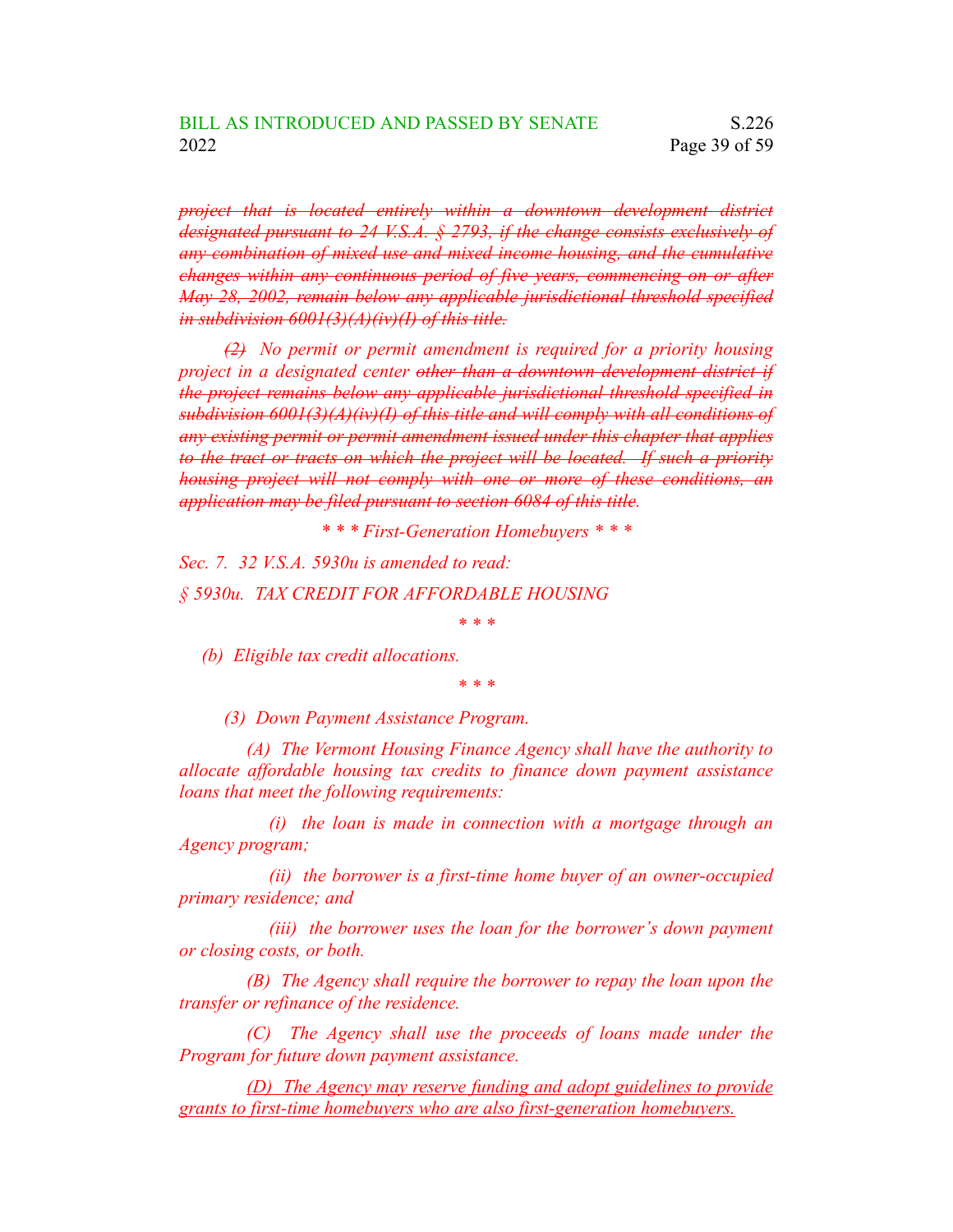*~~project that is located entirely within a downtown development district designated pursuant to 24 V.S.A. § 2793, if the change consists exclusively of any combination of mixed use and mixed income housing, and the cumulative changes within any continuous period of five years, commencing on or after May 28, 2002, remain below any applicable jurisdictional threshold specified in subdivision 6001(3)(A)(iv)(I) of this title.~~*

*~~(2)~~ No permit or permit amendment is required for a priority housing project in a designated center ~~other than a downtown development district if the project remains below any applicable jurisdictional threshold specified in subdivision 6001(3)(A)(iv)(I) of this title and will comply with all conditions of any existing permit or permit amendment issued under this chapter that applies to the tract or tracts on which the project will be located. If such a priority housing project will not comply with one or more of these conditions, an application may be filed pursuant to section 6084 of this title~~.*

*\* \* \* First-Generation Homebuyers \* \* \**

*Sec. 7. 32 V.S.A. 5930u is amended to read:*

*§ 5930u. TAX CREDIT FOR AFFORDABLE HOUSING*

*\* \* \**

*(b) Eligible tax credit allocations.*

*\* \* \**

*(3) Down Payment Assistance Program.*

*(A) The Vermont Housing Finance Agency shall have the authority to allocate affordable housing tax credits to finance down payment assistance loans that meet the following requirements:*

*(i) the loan is made in connection with a mortgage through an Agency program;*

*(ii) the borrower is a first-time home buyer of an owner-occupied primary residence; and*

*(iii) the borrower uses the loan for the borrower's down payment or closing costs, or both.*

*(B) The Agency shall require the borrower to repay the loan upon the transfer or refinance of the residence.*

*(C) The Agency shall use the proceeds of loans made under the Program for future down payment assistance.*

*<u>(D) The Agency may reserve funding and adopt guidelines to provide grants to first-time homebuyers who are also first-generation homebuyers.</u>*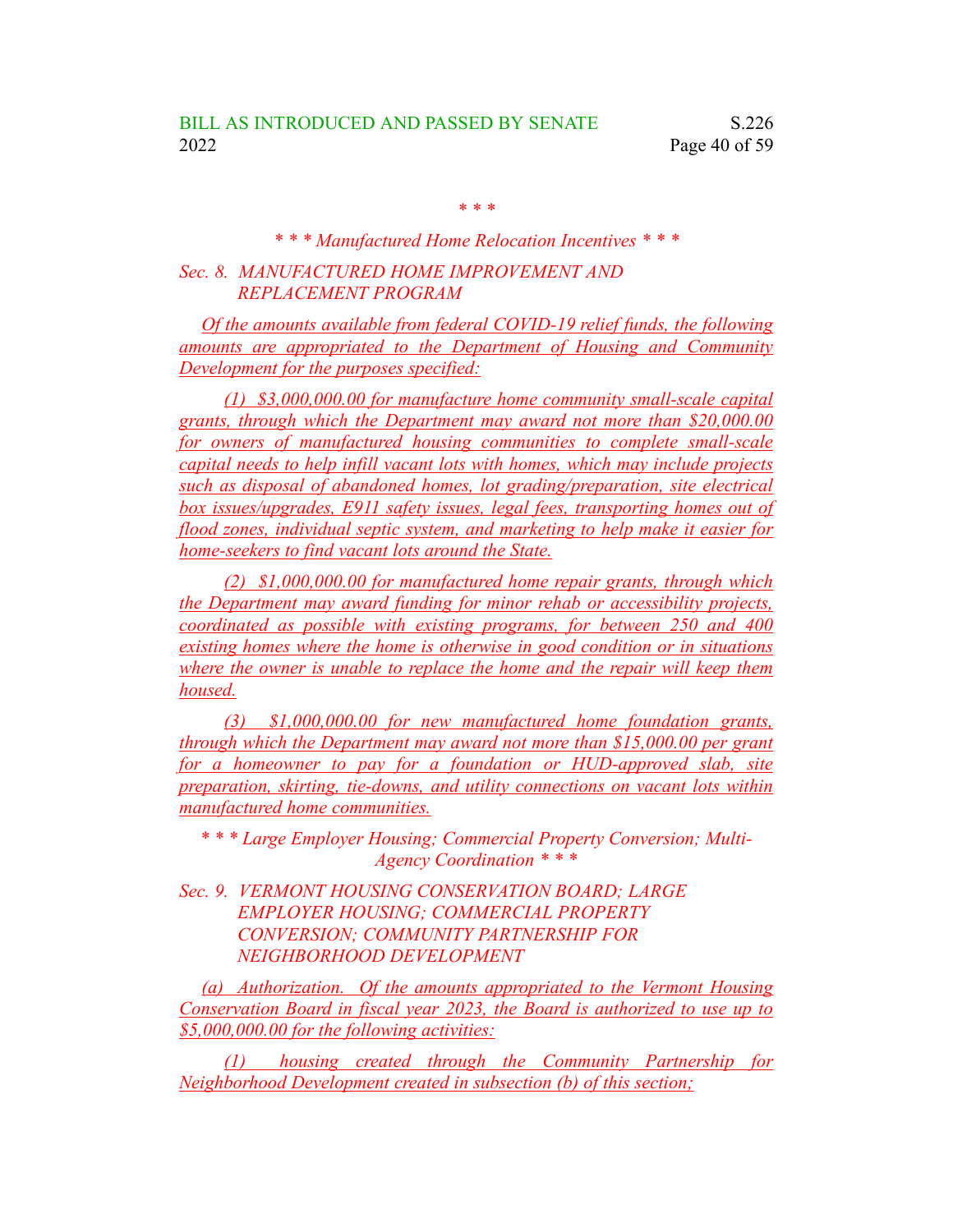\* \* \*

*\* \* \* Manufactured Home Relocation Incentives \* \* \**

*Sec. 8. MANUFACTURED HOME IMPROVEMENT AND REPLACEMENT PROGRAM*

Of the amounts available from federal COVID-19 relief funds, the following amounts are appropriated to the Department of Housing and Community Development for the purposes specified:

(1) $3,000,000.00 for manufacture home community small-scale capital grants, through which the Department may award not more than $20,000.00 for owners of manufactured housing communities to complete small-scale capital needs to help infill vacant lots with homes, which may include projects such as disposal of abandoned homes, lot grading/preparation, site electrical box issues/upgrades, E911 safety issues, legal fees, transporting homes out of flood zones, individual septic system, and marketing to help make it easier for home-seekers to find vacant lots around the State.

(2) $1,000,000.00 for manufactured home repair grants, through which the Department may award funding for minor rehab or accessibility projects, coordinated as possible with existing programs, for between 250 and 400 existing homes where the home is otherwise in good condition or in situations where the owner is unable to replace the home and the repair will keep them housed.

(3) $1,000,000.00 for new manufactured home foundation grants, through which the Department may award not more than $15,000.00 per grant for a homeowner to pay for a foundation or HUD-approved slab, site preparation, skirting, tie-downs, and utility connections on vacant lots within manufactured home communities.

*\* \* \* Large Employer Housing; Commercial Property Conversion; Multi-Agency Coordination \* \* \**

*Sec. 9. VERMONT HOUSING CONSERVATION BOARD; LARGE EMPLOYER HOUSING; COMMERCIAL PROPERTY CONVERSION; COMMUNITY PARTNERSHIP FOR NEIGHBORHOOD DEVELOPMENT*

(a) Authorization. Of the amounts appropriated to the Vermont Housing Conservation Board in fiscal year 2023, the Board is authorized to use up to $5,000,000.00 for the following activities:

(1) housing created through the Community Partnership for Neighborhood Development created in subsection (b) of this section;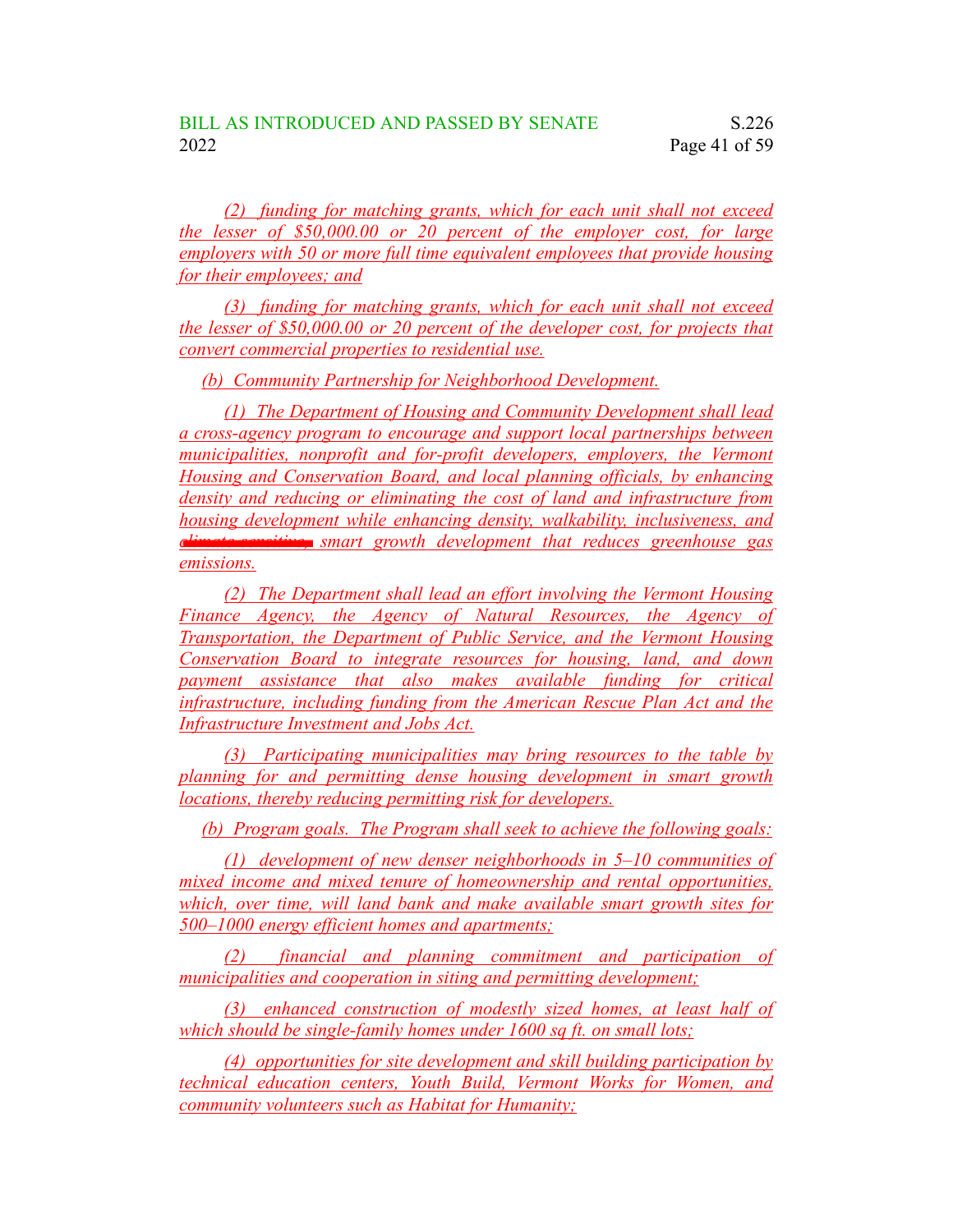(2) funding for matching grants, which for each unit shall not exceed the lesser of $50,000.00 or 20 percent of the employer cost, for large employers with 50 or more full time equivalent employees that provide housing for their employees; and

(3) funding for matching grants, which for each unit shall not exceed the lesser of $50,000.00 or 20 percent of the developer cost, for projects that convert commercial properties to residential use.

(b) Community Partnership for Neighborhood Development.

(1) The Department of Housing and Community Development shall lead a cross-agency program to encourage and support local partnerships between municipalities, nonprofit and for-profit developers, employers, the Vermont Housing and Conservation Board, and local planning officials, by enhancing density and reducing or eliminating the cost of land and infrastructure from housing development while enhancing density, walkability, inclusiveness, and ~~climate sensitive,~~ smart growth development that reduces greenhouse gas emissions.

(2) The Department shall lead an effort involving the Vermont Housing Finance Agency, the Agency of Natural Resources, the Agency of Transportation, the Department of Public Service, and the Vermont Housing Conservation Board to integrate resources for housing, land, and down payment assistance that also makes available funding for critical infrastructure, including funding from the American Rescue Plan Act and the Infrastructure Investment and Jobs Act.

(3) Participating municipalities may bring resources to the table by planning for and permitting dense housing development in smart growth locations, thereby reducing permitting risk for developers.

(b) Program goals. The Program shall seek to achieve the following goals:

(1) development of new denser neighborhoods in 5–10 communities of mixed income and mixed tenure of homeownership and rental opportunities, which, over time, will land bank and make available smart growth sites for 500–1000 energy efficient homes and apartments;

(2) financial and planning commitment and participation of municipalities and cooperation in siting and permitting development;

(3) enhanced construction of modestly sized homes, at least half of which should be single-family homes under 1600 sq ft. on small lots;

(4) opportunities for site development and skill building participation by technical education centers, Youth Build, Vermont Works for Women, and community volunteers such as Habitat for Humanity;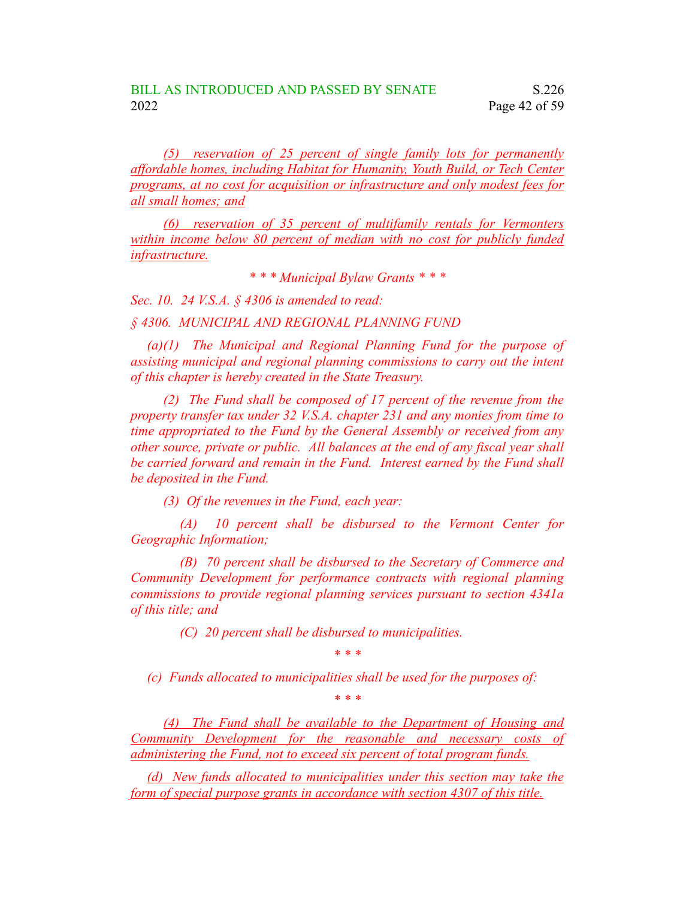(5) reservation of 25 percent of single family lots for permanently affordable homes, including Habitat for Humanity, Youth Build, or Tech Center programs, at no cost for acquisition or infrastructure and only modest fees for all small homes; and

(6) reservation of 35 percent of multifamily rentals for Vermonters within income below 80 percent of median with no cost for publicly funded infrastructure.

*\* \* \* Municipal Bylaw Grants \* \* \**

*Sec. 10. 24 V.S.A. § 4306 is amended to read:*

*§ 4306. MUNICIPAL AND REGIONAL PLANNING FUND*

*(a)(1) The Municipal and Regional Planning Fund for the purpose of assisting municipal and regional planning commissions to carry out the intent of this chapter is hereby created in the State Treasury.*

*(2) The Fund shall be composed of 17 percent of the revenue from the property transfer tax under 32 V.S.A. chapter 231 and any monies from time to time appropriated to the Fund by the General Assembly or received from any other source, private or public. All balances at the end of any fiscal year shall be carried forward and remain in the Fund. Interest earned by the Fund shall be deposited in the Fund.*

*(3) Of the revenues in the Fund, each year:*

*(A) 10 percent shall be disbursed to the Vermont Center for Geographic Information;*

*(B) 70 percent shall be disbursed to the Secretary of Commerce and Community Development for performance contracts with regional planning commissions to provide regional planning services pursuant to section 4341a of this title; and*

*(C) 20 percent shall be disbursed to municipalities.*

*\* \* \**

*(c) Funds allocated to municipalities shall be used for the purposes of:*

*\* \* \**

(4) The Fund shall be available to the Department of Housing and Community Development for the reasonable and necessary costs of administering the Fund, not to exceed six percent of total program funds.

(d) New funds allocated to municipalities under this section may take the form of special purpose grants in accordance with section 4307 of this title.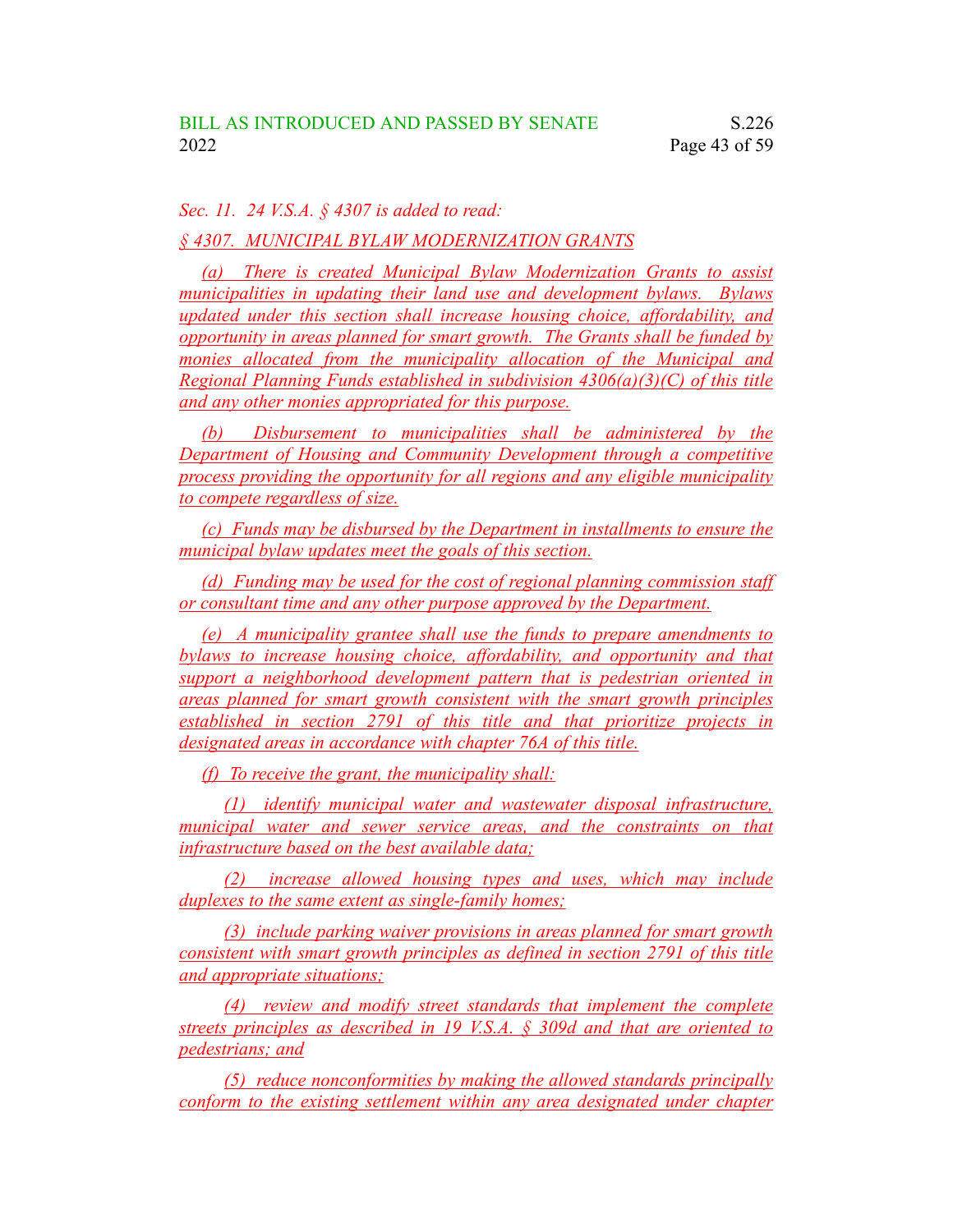*Sec. 11. 24 V.S.A. § 4307 is added to read:*

*§ 4307. MUNICIPAL BYLAW MODERNIZATION GRANTS*

*(a) There is created Municipal Bylaw Modernization Grants to assist municipalities in updating their land use and development bylaws. Bylaws updated under this section shall increase housing choice, affordability, and opportunity in areas planned for smart growth. The Grants shall be funded by monies allocated from the municipality allocation of the Municipal and Regional Planning Funds established in subdivision 4306(a)(3)(C) of this title and any other monies appropriated for this purpose.*

*(b) Disbursement to municipalities shall be administered by the Department of Housing and Community Development through a competitive process providing the opportunity for all regions and any eligible municipality to compete regardless of size.*

*(c) Funds may be disbursed by the Department in installments to ensure the municipal bylaw updates meet the goals of this section.*

*(d) Funding may be used for the cost of regional planning commission staff or consultant time and any other purpose approved by the Department.*

*(e) A municipality grantee shall use the funds to prepare amendments to bylaws to increase housing choice, affordability, and opportunity and that support a neighborhood development pattern that is pedestrian oriented in areas planned for smart growth consistent with the smart growth principles established in section 2791 of this title and that prioritize projects in designated areas in accordance with chapter 76A of this title.*

*(f) To receive the grant, the municipality shall:*

*(1) identify municipal water and wastewater disposal infrastructure, municipal water and sewer service areas, and the constraints on that infrastructure based on the best available data;*

*(2) increase allowed housing types and uses, which may include duplexes to the same extent as single-family homes;*

*(3) include parking waiver provisions in areas planned for smart growth consistent with smart growth principles as defined in section 2791 of this title and appropriate situations;*

*(4) review and modify street standards that implement the complete streets principles as described in 19 V.S.A. § 309d and that are oriented to pedestrians; and*

*(5) reduce nonconformities by making the allowed standards principally conform to the existing settlement within any area designated under chapter*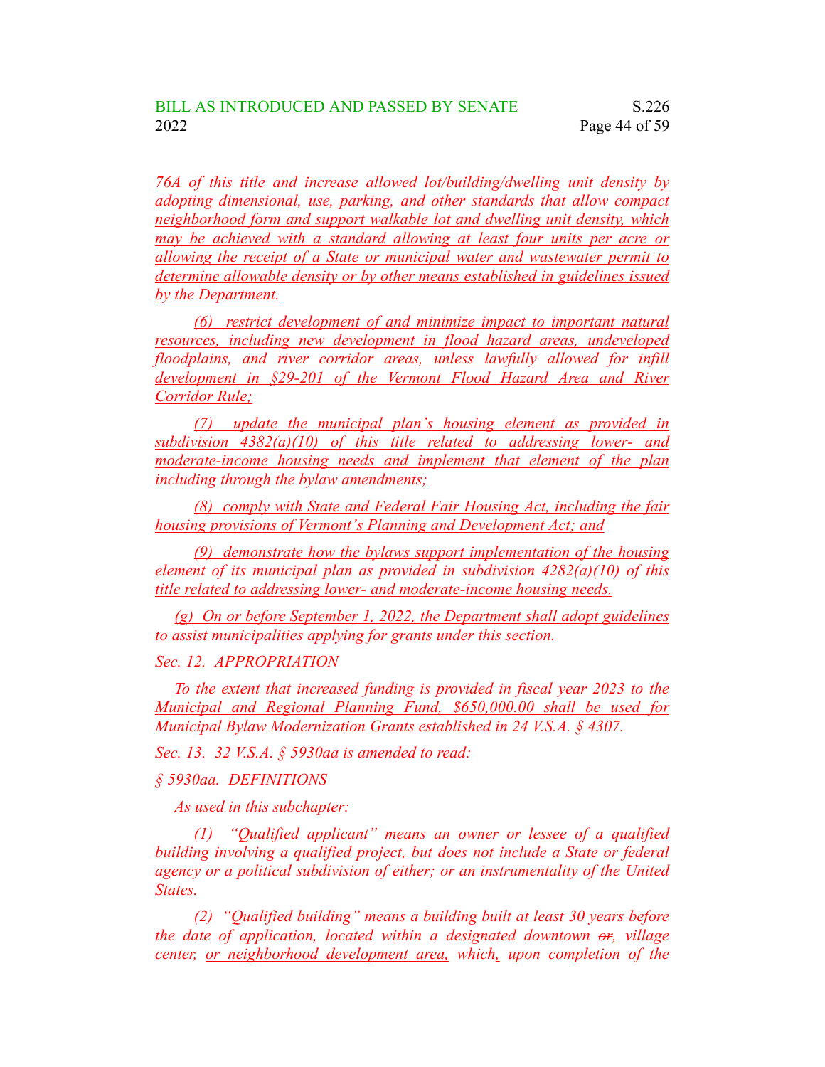76A of this title and increase allowed lot/building/dwelling unit density by adopting dimensional, use, parking, and other standards that allow compact neighborhood form and support walkable lot and dwelling unit density, which may be achieved with a standard allowing at least four units per acre or allowing the receipt of a State or municipal water and wastewater permit to determine allowable density or by other means established in guidelines issued by the Department.

(6) restrict development of and minimize impact to important natural resources, including new development in flood hazard areas, undeveloped floodplains, and river corridor areas, unless lawfully allowed for infill development in §29-201 of the Vermont Flood Hazard Area and River Corridor Rule;

(7) update the municipal plan's housing element as provided in subdivision 4382(a)(10) of this title related to addressing lower- and moderate-income housing needs and implement that element of the plan including through the bylaw amendments;

(8) comply with State and Federal Fair Housing Act, including the fair housing provisions of Vermont's Planning and Development Act; and

(9) demonstrate how the bylaws support implementation of the housing element of its municipal plan as provided in subdivision 4282(a)(10) of this title related to addressing lower- and moderate-income housing needs.

(g) On or before September 1, 2022, the Department shall adopt guidelines to assist municipalities applying for grants under this section.

*Sec. 12. APPROPRIATION*

To the extent that increased funding is provided in fiscal year 2023 to the Municipal and Regional Planning Fund, $650,000.00 shall be used for Municipal Bylaw Modernization Grants established in 24 V.S.A. § 4307.

*Sec. 13. 32 V.S.A. § 5930aa is amended to read:*

*§ 5930aa. DEFINITIONS*

*As used in this subchapter:*

*(1) "Qualified applicant" means an owner or lessee of a qualified building involving a qualified project, ~~,~~ but does not include a State or federal agency or a political subdivision of either; or an instrumentality of the United States.*

*(2) "Qualified building" means a building built at least 30 years before the date of application, located within a designated downtown ~~or~~, village center, or neighborhood development area, which, upon completion of the*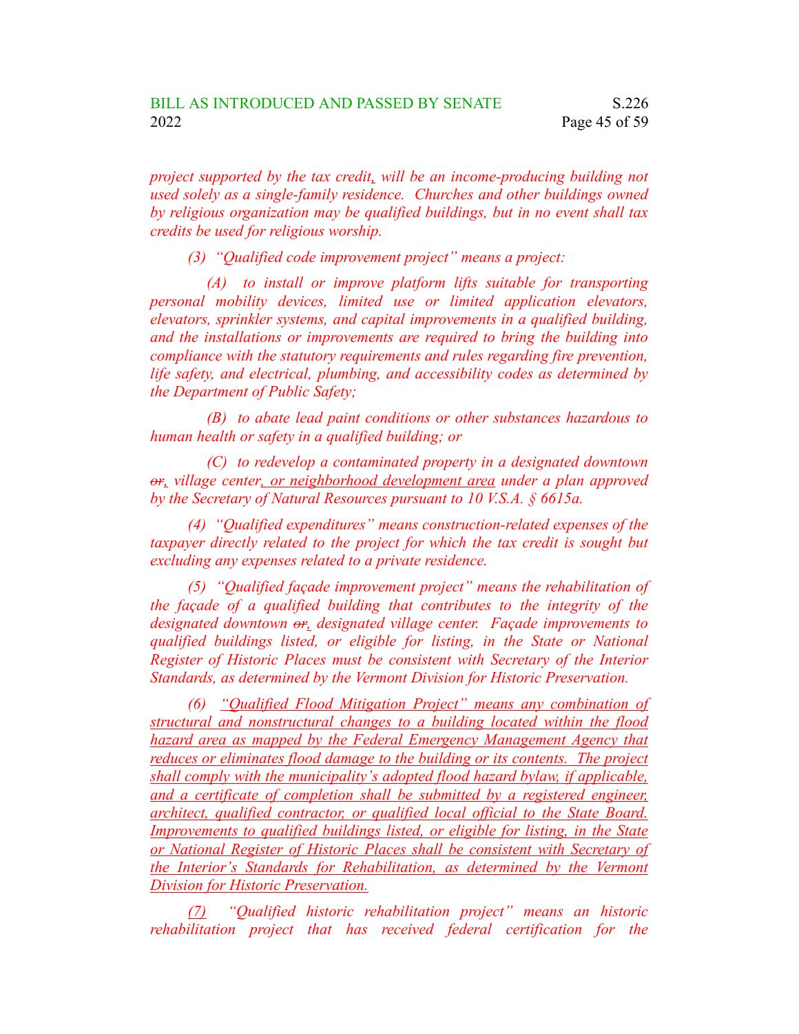*project supported by the tax credit, will be an income-producing building not used solely as a single-family residence. Churches and other buildings owned by religious organization may be qualified buildings, but in no event shall tax credits be used for religious worship.*

*(3) "Qualified code improvement project" means a project:*

*(A) to install or improve platform lifts suitable for transporting personal mobility devices, limited use or limited application elevators, elevators, sprinkler systems, and capital improvements in a qualified building, and the installations or improvements are required to bring the building into compliance with the statutory requirements and rules regarding fire prevention, life safety, and electrical, plumbing, and accessibility codes as determined by the Department of Public Safety;*

*(B) to abate lead paint conditions or other substances hazardous to human health or safety in a qualified building; or*

*(C) to redevelop a contaminated property in a designated downtown ~~or~~, village center, or neighborhood development area under a plan approved by the Secretary of Natural Resources pursuant to 10 V.S.A. § 6615a.*

*(4) "Qualified expenditures" means construction-related expenses of the taxpayer directly related to the project for which the tax credit is sought but excluding any expenses related to a private residence.*

*(5) "Qualified façade improvement project" means the rehabilitation of the façade of a qualified building that contributes to the integrity of the designated downtown ~~or~~, designated village center. Façade improvements to qualified buildings listed, or eligible for listing, in the State or National Register of Historic Places must be consistent with Secretary of the Interior Standards, as determined by the Vermont Division for Historic Preservation.*

*(6) "Qualified Flood Mitigation Project" means any combination of structural and nonstructural changes to a building located within the flood hazard area as mapped by the Federal Emergency Management Agency that reduces or eliminates flood damage to the building or its contents. The project shall comply with the municipality's adopted flood hazard bylaw, if applicable, and a certificate of completion shall be submitted by a registered engineer, architect, qualified contractor, or qualified local official to the State Board. Improvements to qualified buildings listed, or eligible for listing, in the State or National Register of Historic Places shall be consistent with Secretary of the Interior's Standards for Rehabilitation, as determined by the Vermont Division for Historic Preservation.*

*(7) "Qualified historic rehabilitation project" means an historic rehabilitation project that has received federal certification for the*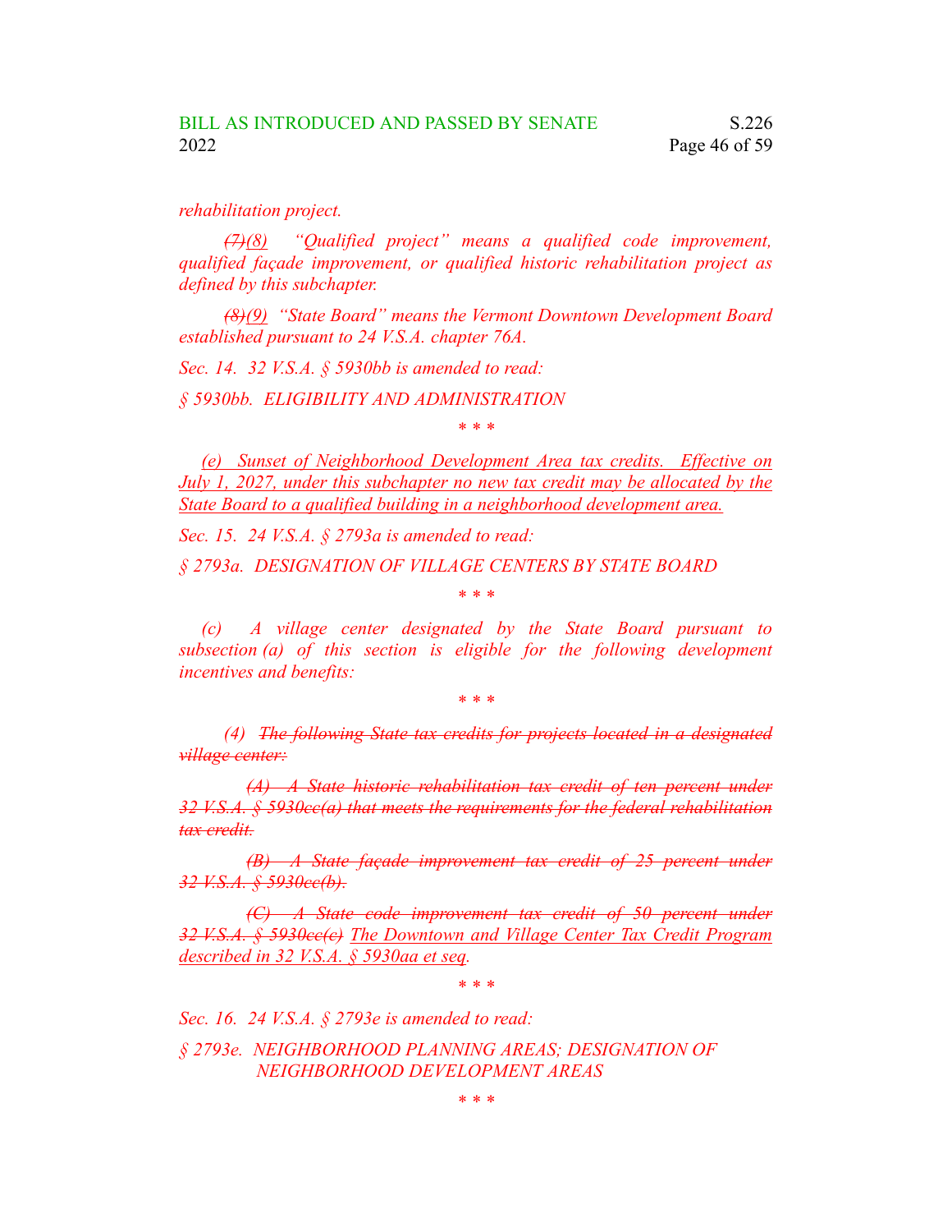*rehabilitation project.*

*~~(7)~~<u>(8)</u> "Qualified project" means a qualified code improvement, qualified façade improvement, or qualified historic rehabilitation project as defined by this subchapter.*

*~~(8)~~<u>(9)</u> "State Board" means the Vermont Downtown Development Board established pursuant to 24 V.S.A. chapter 76A.*

*Sec. 14. 32 V.S.A. § 5930bb is amended to read:*

*§ 5930bb. ELIGIBILITY AND ADMINISTRATION*

*\* \* \**

*<u>(e) Sunset of Neighborhood Development Area tax credits. Effective on July 1, 2027, under this subchapter no new tax credit may be allocated by the State Board to a qualified building in a neighborhood development area.</u>*

*Sec. 15. 24 V.S.A. § 2793a is amended to read:*

*§ 2793a. DESIGNATION OF VILLAGE CENTERS BY STATE BOARD*

*\* \* \**

*(c) A village center designated by the State Board pursuant to subsection (a) of this section is eligible for the following development incentives and benefits:*

*\* \* \**

*(4) ~~The following State tax credits for projects located in a designated village center:~~*

*~~(A) A State historic rehabilitation tax credit of ten percent under 32 V.S.A. § 5930cc(a) that meets the requirements for the federal rehabilitation tax credit.~~*

*~~(B) A State façade improvement tax credit of 25 percent under 32 V.S.A. § 5930cc(b).~~*

*~~(C) A State code improvement tax credit of 50 percent under 32 V.S.A. § 5930cc(c)~~ <u>The Downtown and Village Center Tax Credit Program described in 32 V.S.A. § 5930aa et seq</u>.*

*\* \* \**

*Sec. 16. 24 V.S.A. § 2793e is amended to read:*

*§ 2793e. NEIGHBORHOOD PLANNING AREAS; DESIGNATION OF NEIGHBORHOOD DEVELOPMENT AREAS*

*\* \* \**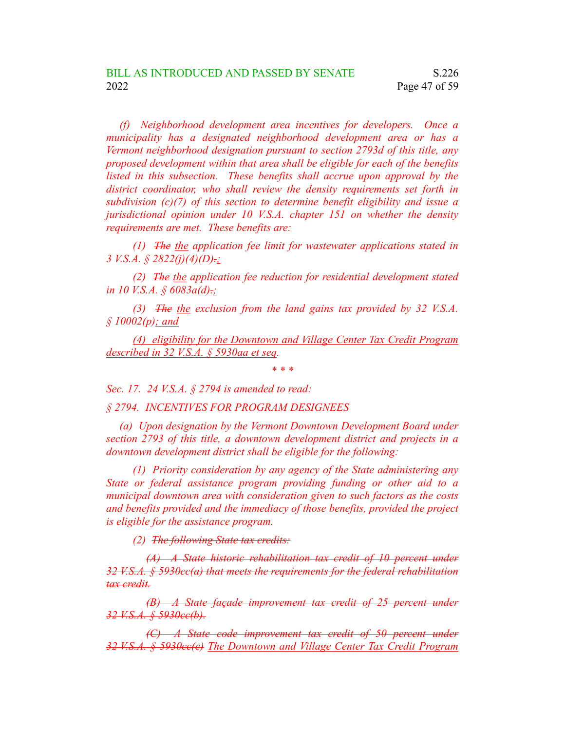*(f) Neighborhood development area incentives for developers. Once a municipality has a designated neighborhood development area or has a Vermont neighborhood designation pursuant to section 2793d of this title, any proposed development within that area shall be eligible for each of the benefits listed in this subsection. These benefits shall accrue upon approval by the district coordinator, who shall review the density requirements set forth in subdivision (c)(7) of this section to determine benefit eligibility and issue a jurisdictional opinion under 10 V.S.A. chapter 151 on whether the density requirements are met. These benefits are:*

*(1) ~~The~~ <u>the</u> application fee limit for wastewater applications stated in 3 V.S.A. § 2822(j)(4)(D)~~.~~<u>;</u>*

*(2) ~~The~~ <u>the</u> application fee reduction for residential development stated in 10 V.S.A. § 6083a(d)~~.~~<u>;</u>*

*(3) ~~The~~ <u>the</u> exclusion from the land gains tax provided by 32 V.S.A. § 10002(p)<u>; and</u>*

*<u>(4) eligibility for the Downtown and Village Center Tax Credit Program described in 32 V.S.A. § 5930aa et seq</u>.*

*\* \* \**

*Sec. 17. 24 V.S.A. § 2794 is amended to read:*

*§ 2794. INCENTIVES FOR PROGRAM DESIGNEES*

*(a) Upon designation by the Vermont Downtown Development Board under section 2793 of this title, a downtown development district and projects in a downtown development district shall be eligible for the following:*

*(1) Priority consideration by any agency of the State administering any State or federal assistance program providing funding or other aid to a municipal downtown area with consideration given to such factors as the costs and benefits provided and the immediacy of those benefits, provided the project is eligible for the assistance program.*

*(2) ~~The following State tax credits:~~*

*~~(A) A State historic rehabilitation tax credit of 10 percent under 32 V.S.A. § 5930cc(a) that meets the requirements for the federal rehabilitation tax credit.~~*

*~~(B) A State façade improvement tax credit of 25 percent under 32 V.S.A. § 5930cc(b).~~*

*~~(C) A State code improvement tax credit of 50 percent under 32 V.S.A. § 5930cc(c)~~ <u>The Downtown and Village Center Tax Credit Program</u>*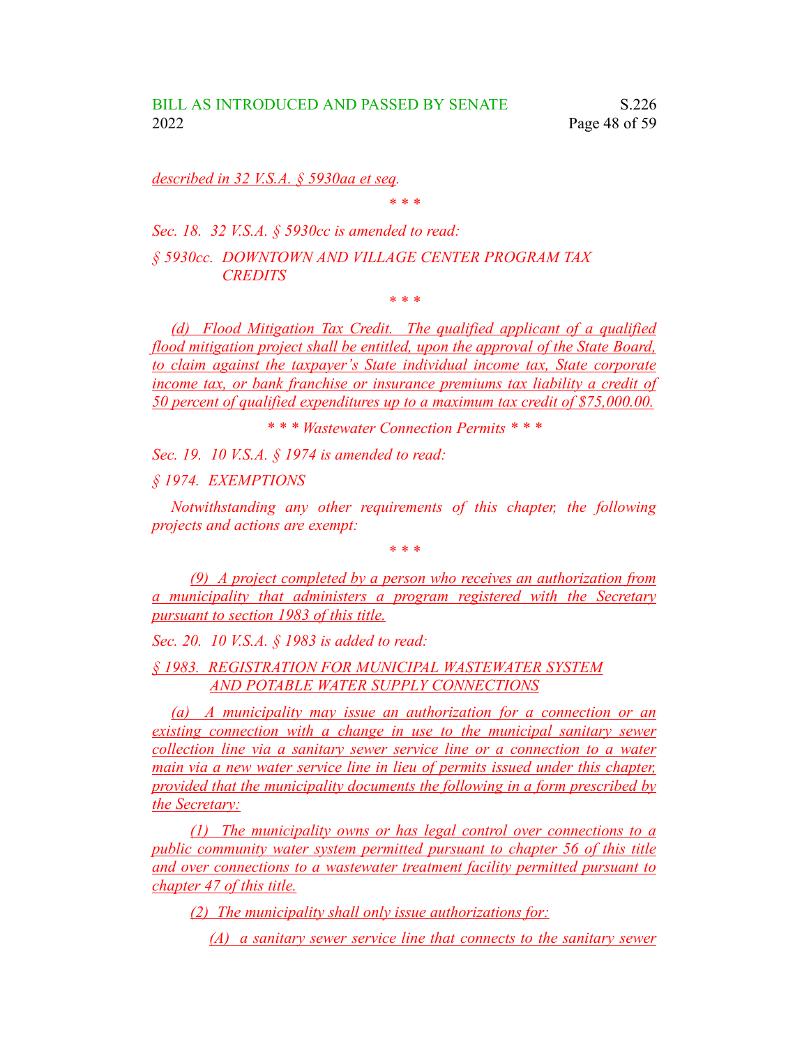*described in 32 V.S.A. § 5930aa et seq.*

\* \* \*

*Sec. 18. 32 V.S.A. § 5930cc is amended to read:*

*§ 5930cc. DOWNTOWN AND VILLAGE CENTER PROGRAM TAX CREDITS*

\* \* \*

*(d) Flood Mitigation Tax Credit. The qualified applicant of a qualified flood mitigation project shall be entitled, upon the approval of the State Board, to claim against the taxpayer's State individual income tax, State corporate income tax, or bank franchise or insurance premiums tax liability a credit of 50 percent of qualified expenditures up to a maximum tax credit of $75,000.00.*

*\* \* \* Wastewater Connection Permits \* \* \**

*Sec. 19. 10 V.S.A. § 1974 is amended to read:*

*§ 1974. EXEMPTIONS*

*Notwithstanding any other requirements of this chapter, the following projects and actions are exempt:*

\* \* \*

*(9) A project completed by a person who receives an authorization from a municipality that administers a program registered with the Secretary pursuant to section 1983 of this title.*

*Sec. 20. 10 V.S.A. § 1983 is added to read:*

*§ 1983. REGISTRATION FOR MUNICIPAL WASTEWATER SYSTEM AND POTABLE WATER SUPPLY CONNECTIONS*

*(a) A municipality may issue an authorization for a connection or an existing connection with a change in use to the municipal sanitary sewer collection line via a sanitary sewer service line or a connection to a water main via a new water service line in lieu of permits issued under this chapter, provided that the municipality documents the following in a form prescribed by the Secretary:*

*(1) The municipality owns or has legal control over connections to a public community water system permitted pursuant to chapter 56 of this title and over connections to a wastewater treatment facility permitted pursuant to chapter 47 of this title.*

*(2) The municipality shall only issue authorizations for:*

*(A) a sanitary sewer service line that connects to the sanitary sewer*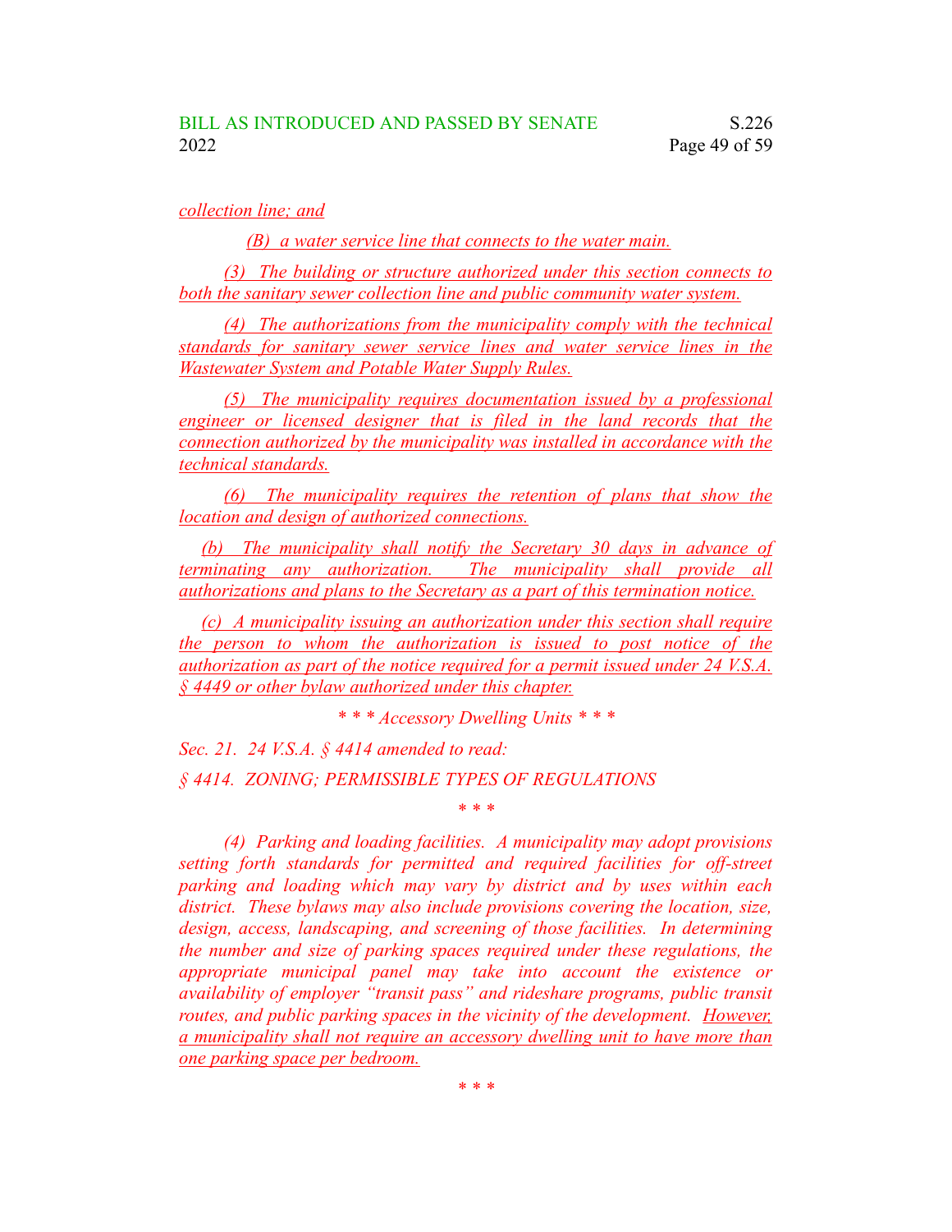collection line; and

(B) a water service line that connects to the water main.

(3) The building or structure authorized under this section connects to both the sanitary sewer collection line and public community water system.

(4) The authorizations from the municipality comply with the technical standards for sanitary sewer service lines and water service lines in the Wastewater System and Potable Water Supply Rules.

(5) The municipality requires documentation issued by a professional engineer or licensed designer that is filed in the land records that the connection authorized by the municipality was installed in accordance with the technical standards.

(6) The municipality requires the retention of plans that show the location and design of authorized connections.

(b) The municipality shall notify the Secretary 30 days in advance of terminating any authorization. The municipality shall provide all authorizations and plans to the Secretary as a part of this termination notice.

(c) A municipality issuing an authorization under this section shall require the person to whom the authorization is issued to post notice of the authorization as part of the notice required for a permit issued under 24 V.S.A. § 4449 or other bylaw authorized under this chapter.

*\* \* \* Accessory Dwelling Units \* \* \**

*Sec. 21. 24 V.S.A. § 4414 amended to read:*

*§ 4414. ZONING; PERMISSIBLE TYPES OF REGULATIONS*

\* \* \*

*(4) Parking and loading facilities. A municipality may adopt provisions setting forth standards for permitted and required facilities for off-street parking and loading which may vary by district and by uses within each district. These bylaws may also include provisions covering the location, size, design, access, landscaping, and screening of those facilities. In determining the number and size of parking spaces required under these regulations, the appropriate municipal panel may take into account the existence or availability of employer "transit pass" and rideshare programs, public transit routes, and public parking spaces in the vicinity of the development. However, a municipality shall not require an accessory dwelling unit to have more than one parking space per bedroom.*

\* \* \*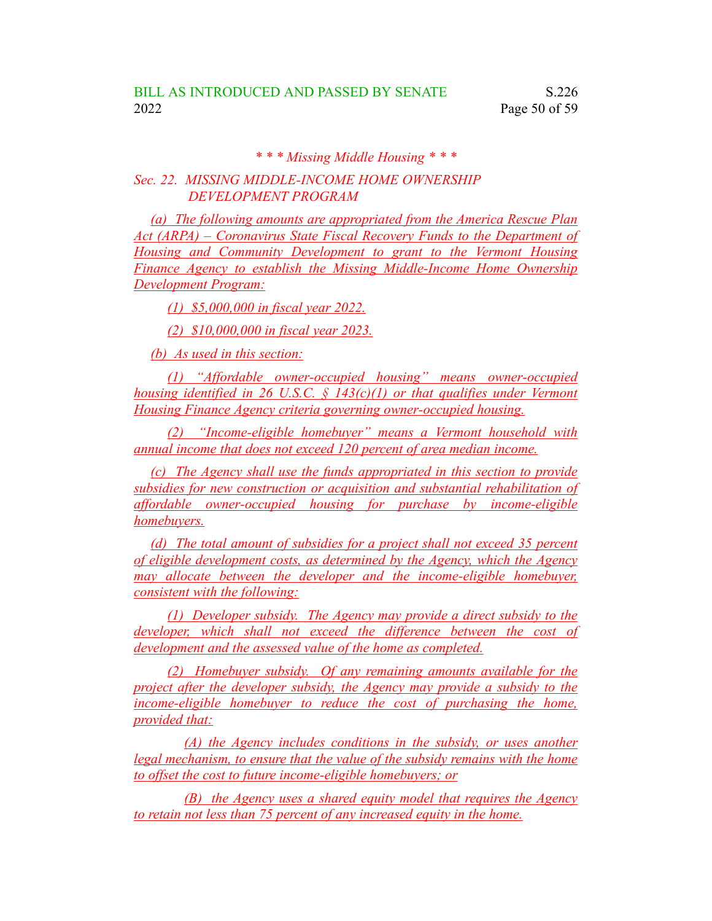*\* \* \* Missing Middle Housing \* \* \**

*Sec. 22. MISSING MIDDLE-INCOME HOME OWNERSHIP DEVELOPMENT PROGRAM*

*(a) The following amounts are appropriated from the America Rescue Plan Act (ARPA) – Coronavirus State Fiscal Recovery Funds to the Department of Housing and Community Development to grant to the Vermont Housing Finance Agency to establish the Missing Middle-Income Home Ownership Development Program:*

*(1) $5,000,000 in fiscal year 2022.*

*(2) $10,000,000 in fiscal year 2023.*

*(b) As used in this section:*

*(1) "Affordable owner-occupied housing" means owner-occupied housing identified in 26 U.S.C. § 143(c)(1) or that qualifies under Vermont Housing Finance Agency criteria governing owner-occupied housing.*

*(2) "Income-eligible homebuyer" means a Vermont household with annual income that does not exceed 120 percent of area median income.*

*(c) The Agency shall use the funds appropriated in this section to provide subsidies for new construction or acquisition and substantial rehabilitation of affordable owner-occupied housing for purchase by income-eligible homebuyers.*

*(d) The total amount of subsidies for a project shall not exceed 35 percent of eligible development costs, as determined by the Agency, which the Agency may allocate between the developer and the income-eligible homebuyer, consistent with the following:*

*(1) Developer subsidy. The Agency may provide a direct subsidy to the developer, which shall not exceed the difference between the cost of development and the assessed value of the home as completed.*

*(2) Homebuyer subsidy. Of any remaining amounts available for the project after the developer subsidy, the Agency may provide a subsidy to the income-eligible homebuyer to reduce the cost of purchasing the home, provided that:*

*(A) the Agency includes conditions in the subsidy, or uses another legal mechanism, to ensure that the value of the subsidy remains with the home to offset the cost to future income-eligible homebuyers; or*

*(B) the Agency uses a shared equity model that requires the Agency to retain not less than 75 percent of any increased equity in the home.*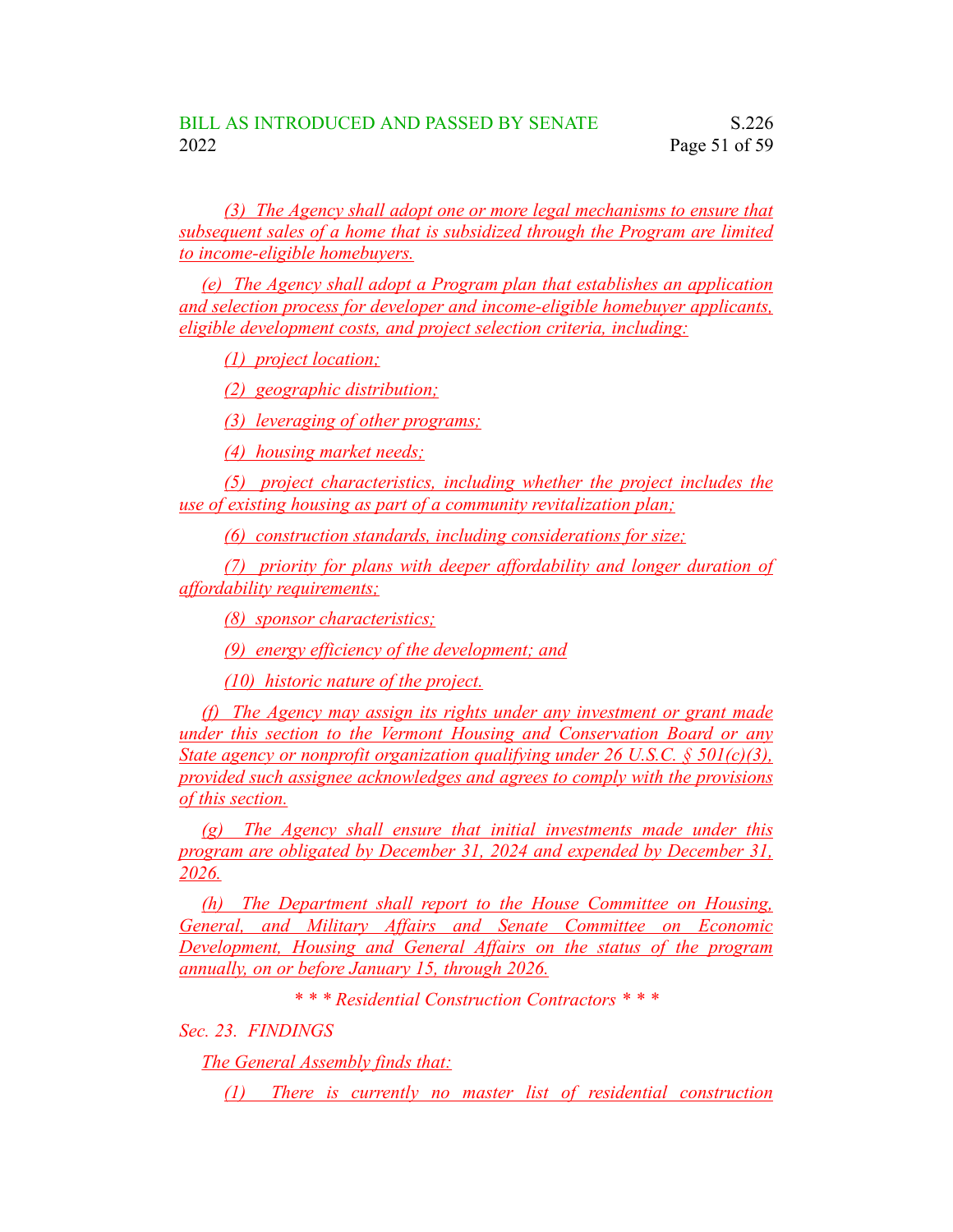(3) The Agency shall adopt one or more legal mechanisms to ensure that subsequent sales of a home that is subsidized through the Program are limited to income-eligible homebuyers.

(e) The Agency shall adopt a Program plan that establishes an application and selection process for developer and income-eligible homebuyer applicants, eligible development costs, and project selection criteria, including:

(1) project location;

(2) geographic distribution;

(3) leveraging of other programs;

(4) housing market needs;

(5) project characteristics, including whether the project includes the use of existing housing as part of a community revitalization plan;

(6) construction standards, including considerations for size;

(7) priority for plans with deeper affordability and longer duration of affordability requirements;

(8) sponsor characteristics;

(9) energy efficiency of the development; and

(10) historic nature of the project.

(f) The Agency may assign its rights under any investment or grant made under this section to the Vermont Housing and Conservation Board or any State agency or nonprofit organization qualifying under 26 U.S.C. § 501(c)(3), provided such assignee acknowledges and agrees to comply with the provisions of this section.

(g) The Agency shall ensure that initial investments made under this program are obligated by December 31, 2024 and expended by December 31, 2026.

(h) The Department shall report to the House Committee on Housing, General, and Military Affairs and Senate Committee on Economic Development, Housing and General Affairs on the status of the program annually, on or before January 15, through 2026.

*\* \* \* Residential Construction Contractors \* \* \**

*Sec. 23. FINDINGS*

The General Assembly finds that:

(1) There is currently no master list of residential construction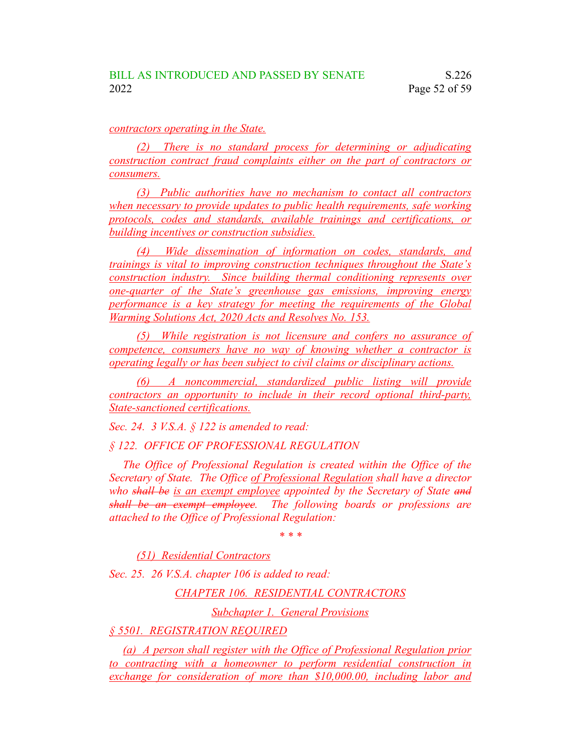*contractors operating in the State.*

*(2) There is no standard process for determining or adjudicating construction contract fraud complaints either on the part of contractors or consumers.*

*(3) Public authorities have no mechanism to contact all contractors when necessary to provide updates to public health requirements, safe working protocols, codes and standards, available trainings and certifications, or building incentives or construction subsidies.*

*(4) Wide dissemination of information on codes, standards, and trainings is vital to improving construction techniques throughout the State's construction industry. Since building thermal conditioning represents over one-quarter of the State's greenhouse gas emissions, improving energy performance is a key strategy for meeting the requirements of the Global Warming Solutions Act, 2020 Acts and Resolves No. 153.*

*(5) While registration is not licensure and confers no assurance of competence, consumers have no way of knowing whether a contractor is operating legally or has been subject to civil claims or disciplinary actions.*

*(6) A noncommercial, standardized public listing will provide contractors an opportunity to include in their record optional third-party, State-sanctioned certifications.*

*Sec. 24. 3 V.S.A. § 122 is amended to read:*

*§ 122. OFFICE OF PROFESSIONAL REGULATION*

*The Office of Professional Regulation is created within the Office of the Secretary of State. The Office of Professional Regulation shall have a director who ~~shall be~~ is an exempt employee appointed by the Secretary of State ~~and shall be an exempt employee~~. The following boards or professions are attached to the Office of Professional Regulation:*

*\* \* \**

*(51) Residential Contractors*

*Sec. 25. 26 V.S.A. chapter 106 is added to read:*

*CHAPTER 106. RESIDENTIAL CONTRACTORS*

*Subchapter 1. General Provisions*

*§ 5501. REGISTRATION REQUIRED*

*(a) A person shall register with the Office of Professional Regulation prior to contracting with a homeowner to perform residential construction in exchange for consideration of more than $10,000.00, including labor and*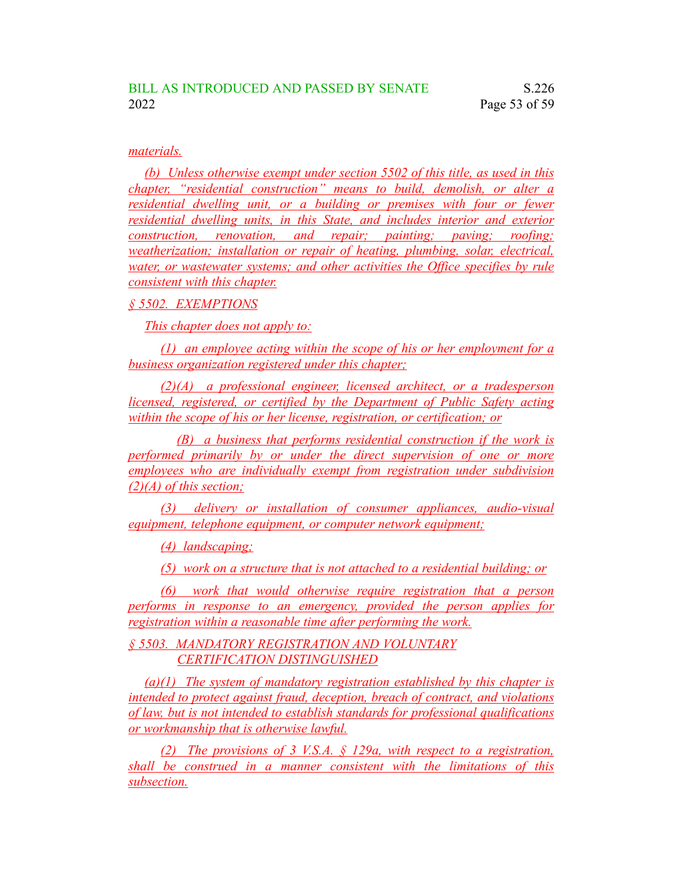materials.

(b) Unless otherwise exempt under section 5502 of this title, as used in this chapter, "residential construction" means to build, demolish, or alter a residential dwelling unit, or a building or premises with four or fewer residential dwelling units, in this State, and includes interior and exterior construction, renovation, and repair; painting; paving; roofing; weatherization; installation or repair of heating, plumbing, solar, electrical, water, or wastewater systems; and other activities the Office specifies by rule consistent with this chapter.

§ 5502. EXEMPTIONS

This chapter does not apply to:

(1) an employee acting within the scope of his or her employment for a business organization registered under this chapter;

(2)(A) a professional engineer, licensed architect, or a tradesperson licensed, registered, or certified by the Department of Public Safety acting within the scope of his or her license, registration, or certification; or

(B) a business that performs residential construction if the work is performed primarily by or under the direct supervision of one or more employees who are individually exempt from registration under subdivision (2)(A) of this section;

(3) delivery or installation of consumer appliances, audio-visual equipment, telephone equipment, or computer network equipment;

(4) landscaping;

(5) work on a structure that is not attached to a residential building; or

(6) work that would otherwise require registration that a person performs in response to an emergency, provided the person applies for registration within a reasonable time after performing the work.

§ 5503. MANDATORY REGISTRATION AND VOLUNTARY CERTIFICATION DISTINGUISHED

(a)(1) The system of mandatory registration established by this chapter is intended to protect against fraud, deception, breach of contract, and violations of law, but is not intended to establish standards for professional qualifications or workmanship that is otherwise lawful.

(2) The provisions of 3 V.S.A. § 129a, with respect to a registration, shall be construed in a manner consistent with the limitations of this subsection.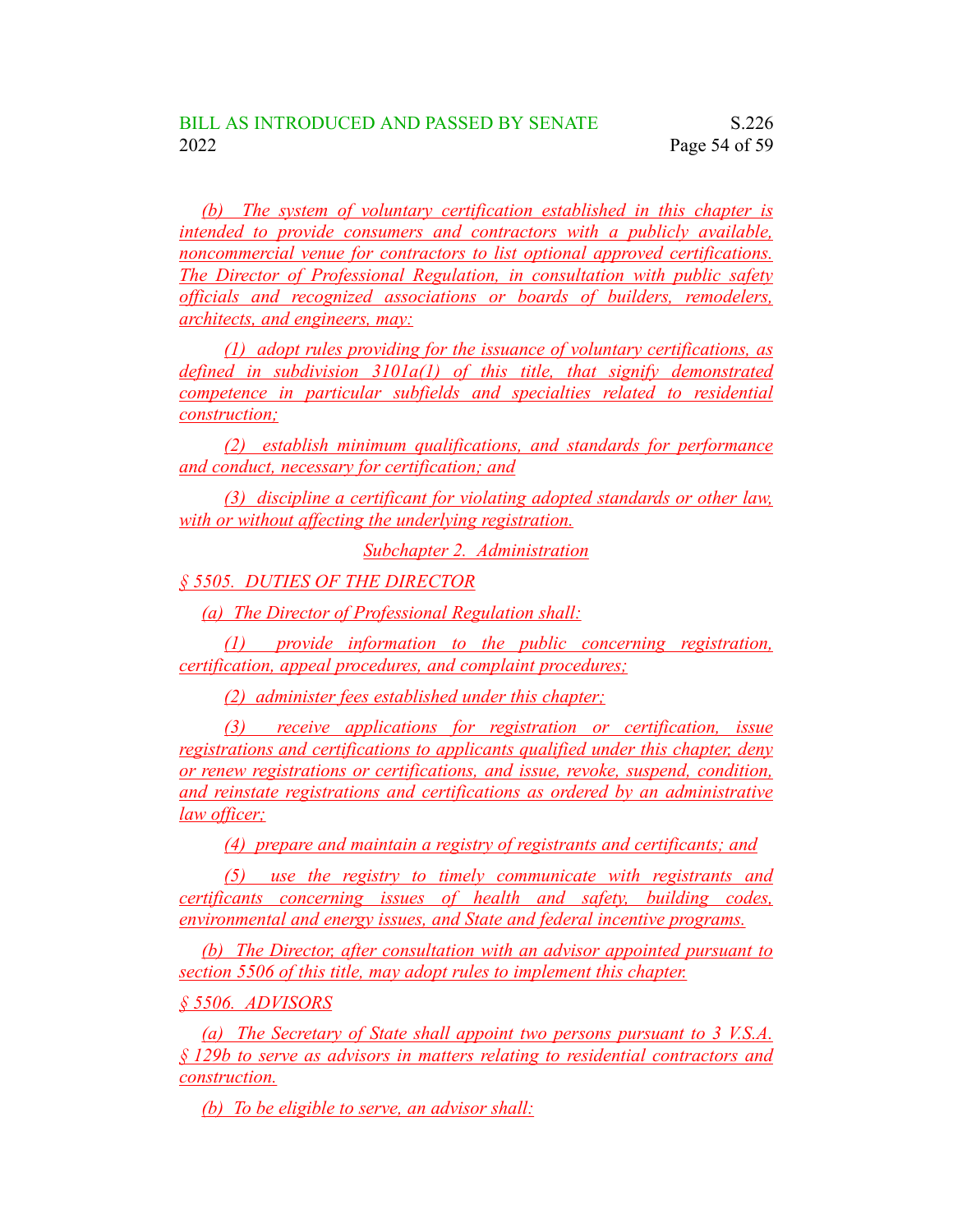(b) The system of voluntary certification established in this chapter is intended to provide consumers and contractors with a publicly available, noncommercial venue for contractors to list optional approved certifications. The Director of Professional Regulation, in consultation with public safety officials and recognized associations or boards of builders, remodelers, architects, and engineers, may:

(1) adopt rules providing for the issuance of voluntary certifications, as defined in subdivision 3101a(1) of this title, that signify demonstrated competence in particular subfields and specialties related to residential construction;

(2) establish minimum qualifications, and standards for performance and conduct, necessary for certification; and

(3) discipline a certificant for violating adopted standards or other law, with or without affecting the underlying registration.

Subchapter 2. Administration

§ 5505. DUTIES OF THE DIRECTOR

(a) The Director of Professional Regulation shall:

(1) provide information to the public concerning registration, certification, appeal procedures, and complaint procedures;

(2) administer fees established under this chapter;

(3) receive applications for registration or certification, issue registrations and certifications to applicants qualified under this chapter, deny or renew registrations or certifications, and issue, revoke, suspend, condition, and reinstate registrations and certifications as ordered by an administrative law officer;

(4) prepare and maintain a registry of registrants and certificants; and

(5) use the registry to timely communicate with registrants and certificants concerning issues of health and safety, building codes, environmental and energy issues, and State and federal incentive programs.

(b) The Director, after consultation with an advisor appointed pursuant to section 5506 of this title, may adopt rules to implement this chapter.

§ 5506. ADVISORS

(a) The Secretary of State shall appoint two persons pursuant to 3 V.S.A. § 129b to serve as advisors in matters relating to residential contractors and construction.

(b) To be eligible to serve, an advisor shall: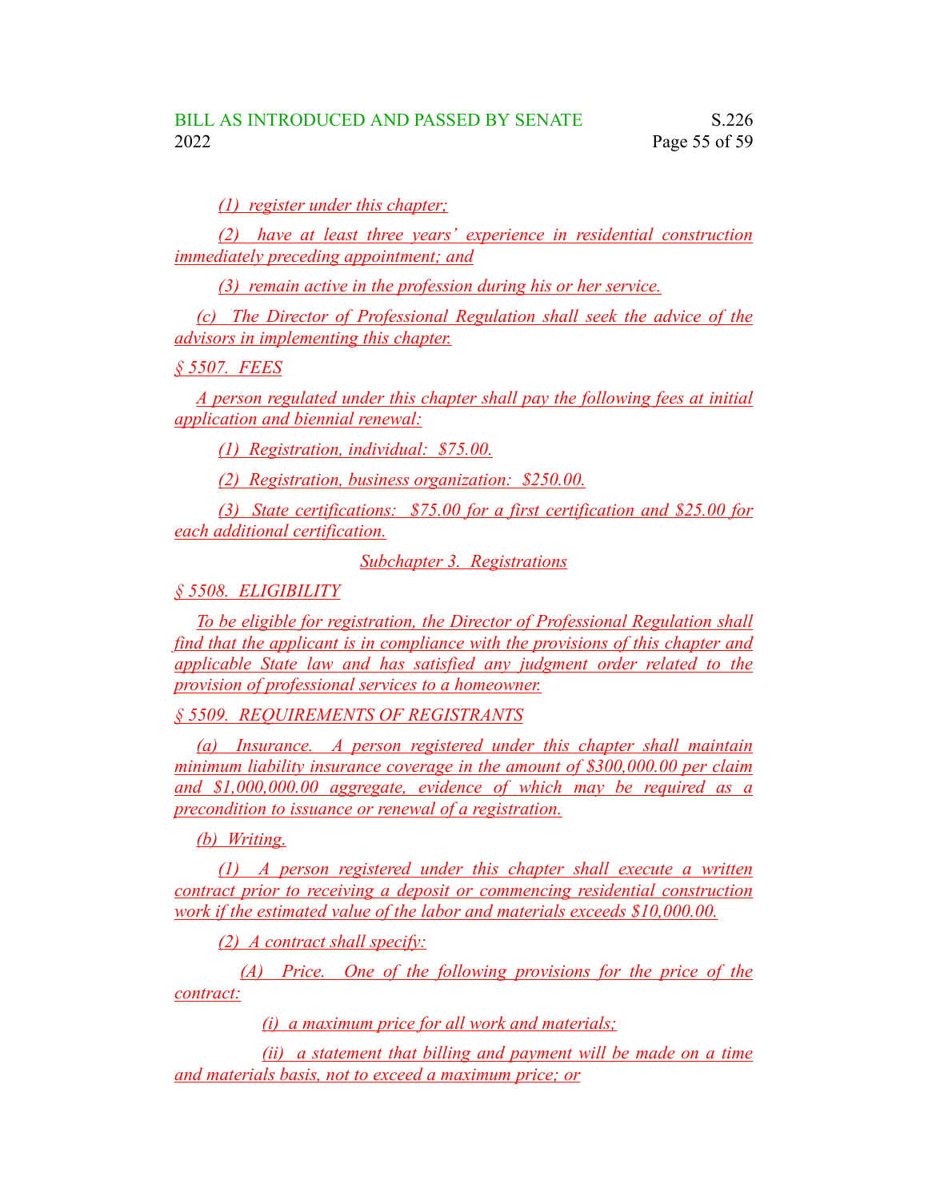(1) register under this chapter;

(2) have at least three years' experience in residential construction immediately preceding appointment; and

(3) remain active in the profession during his or her service.

(c) The Director of Professional Regulation shall seek the advice of the advisors in implementing this chapter.

§ 5507. FEES

A person regulated under this chapter shall pay the following fees at initial application and biennial renewal:

(1) Registration, individual: $75.00.

(2) Registration, business organization: $250.00.

(3) State certifications: $75.00 for a first certification and $25.00 for each additional certification.

Subchapter 3. Registrations

§ 5508. ELIGIBILITY

To be eligible for registration, the Director of Professional Regulation shall find that the applicant is in compliance with the provisions of this chapter and applicable State law and has satisfied any judgment order related to the provision of professional services to a homeowner.

§ 5509. REQUIREMENTS OF REGISTRANTS

(a) Insurance. A person registered under this chapter shall maintain minimum liability insurance coverage in the amount of $300,000.00 per claim and $1,000,000.00 aggregate, evidence of which may be required as a precondition to issuance or renewal of a registration.

(b) Writing.

(1) A person registered under this chapter shall execute a written contract prior to receiving a deposit or commencing residential construction work if the estimated value of the labor and materials exceeds $10,000.00.

(2) A contract shall specify:

(A) Price. One of the following provisions for the price of the contract:

(i) a maximum price for all work and materials;

(ii) a statement that billing and payment will be made on a time and materials basis, not to exceed a maximum price; or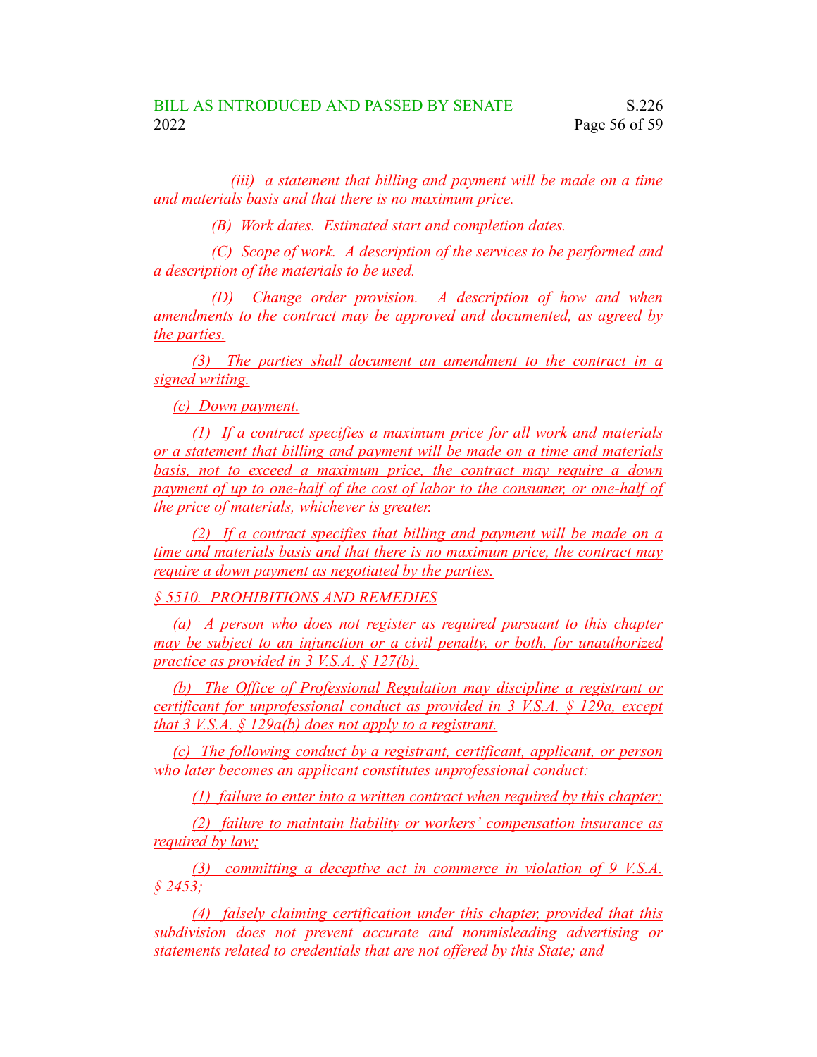(iii) a statement that billing and payment will be made on a time and materials basis and that there is no maximum price.

(B) Work dates. Estimated start and completion dates.

(C) Scope of work. A description of the services to be performed and a description of the materials to be used.

(D) Change order provision. A description of how and when amendments to the contract may be approved and documented, as agreed by the parties.

(3) The parties shall document an amendment to the contract in a signed writing.

(c) Down payment.

(1) If a contract specifies a maximum price for all work and materials or a statement that billing and payment will be made on a time and materials basis, not to exceed a maximum price, the contract may require a down payment of up to one-half of the cost of labor to the consumer, or one-half of the price of materials, whichever is greater.

(2) If a contract specifies that billing and payment will be made on a time and materials basis and that there is no maximum price, the contract may require a down payment as negotiated by the parties.

§ 5510. PROHIBITIONS AND REMEDIES

(a) A person who does not register as required pursuant to this chapter may be subject to an injunction or a civil penalty, or both, for unauthorized practice as provided in 3 V.S.A. § 127(b).

(b) The Office of Professional Regulation may discipline a registrant or certificant for unprofessional conduct as provided in 3 V.S.A. § 129a, except that 3 V.S.A. § 129a(b) does not apply to a registrant.

(c) The following conduct by a registrant, certificant, applicant, or person who later becomes an applicant constitutes unprofessional conduct:

(1) failure to enter into a written contract when required by this chapter;

(2) failure to maintain liability or workers' compensation insurance as required by law;

(3) committing a deceptive act in commerce in violation of 9 V.S.A. § 2453;

(4) falsely claiming certification under this chapter, provided that this subdivision does not prevent accurate and nonmisleading advertising or statements related to credentials that are not offered by this State; and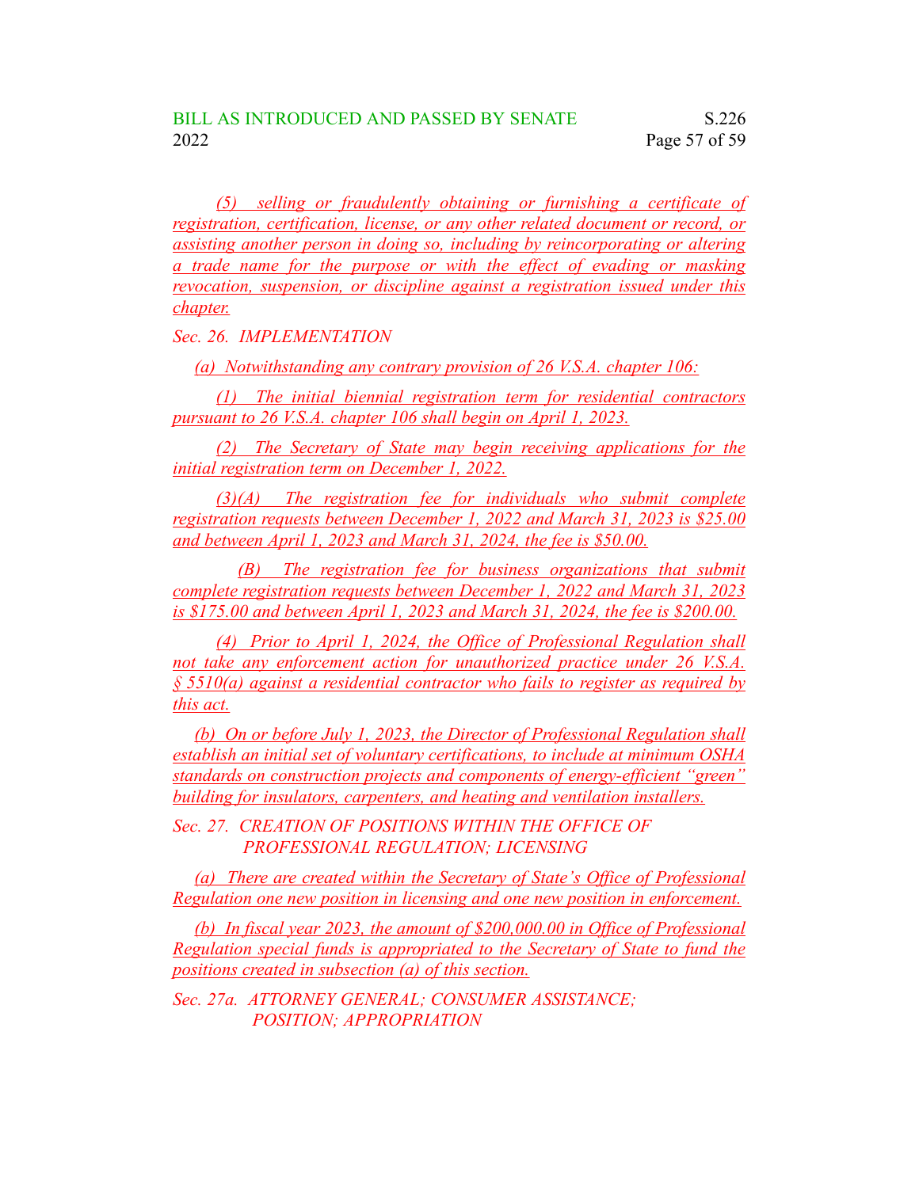*(5) selling or fraudulently obtaining or furnishing a certificate of registration, certification, license, or any other related document or record, or assisting another person in doing so, including by reincorporating or altering a trade name for the purpose or with the effect of evading or masking revocation, suspension, or discipline against a registration issued under this chapter.*

*Sec. 26. IMPLEMENTATION*

*(a) Notwithstanding any contrary provision of 26 V.S.A. chapter 106:*

*(1) The initial biennial registration term for residential contractors pursuant to 26 V.S.A. chapter 106 shall begin on April 1, 2023.*

*(2) The Secretary of State may begin receiving applications for the initial registration term on December 1, 2022.*

*(3)(A) The registration fee for individuals who submit complete registration requests between December 1, 2022 and March 31, 2023 is $25.00 and between April 1, 2023 and March 31, 2024, the fee is $50.00.*

*(B) The registration fee for business organizations that submit complete registration requests between December 1, 2022 and March 31, 2023 is $175.00 and between April 1, 2023 and March 31, 2024, the fee is $200.00.*

*(4) Prior to April 1, 2024, the Office of Professional Regulation shall not take any enforcement action for unauthorized practice under 26 V.S.A. § 5510(a) against a residential contractor who fails to register as required by this act.*

*(b) On or before July 1, 2023, the Director of Professional Regulation shall establish an initial set of voluntary certifications, to include at minimum OSHA standards on construction projects and components of energy-efficient "green" building for insulators, carpenters, and heating and ventilation installers.*

*Sec. 27. CREATION OF POSITIONS WITHIN THE OFFICE OF PROFESSIONAL REGULATION; LICENSING*

*(a) There are created within the Secretary of State's Office of Professional Regulation one new position in licensing and one new position in enforcement.*

*(b) In fiscal year 2023, the amount of $200,000.00 in Office of Professional Regulation special funds is appropriated to the Secretary of State to fund the positions created in subsection (a) of this section.*

*Sec. 27a. ATTORNEY GENERAL; CONSUMER ASSISTANCE; POSITION; APPROPRIATION*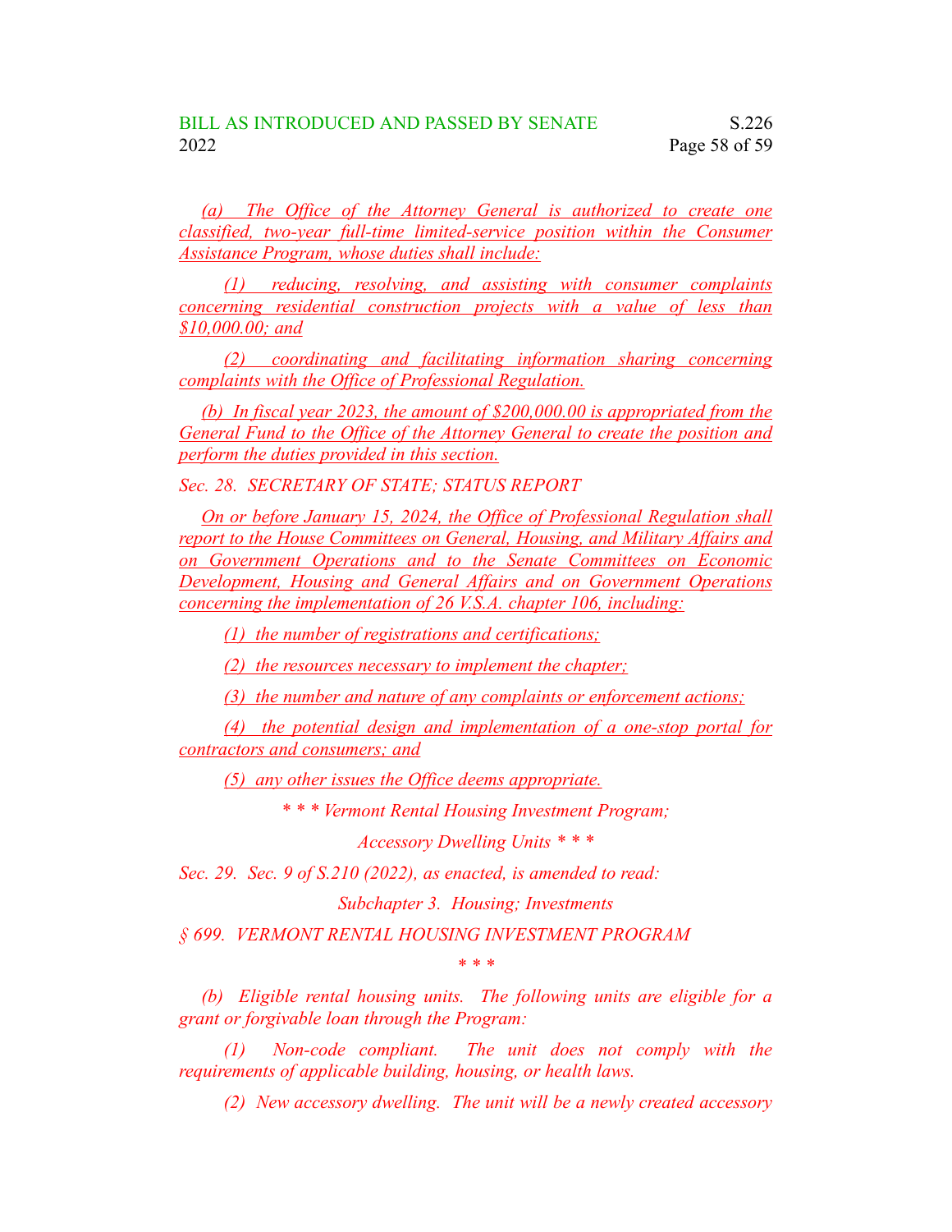(a) The Office of the Attorney General is authorized to create one classified, two-year full-time limited-service position within the Consumer Assistance Program, whose duties shall include:

(1) reducing, resolving, and assisting with consumer complaints concerning residential construction projects with a value of less than $10,000.00; and

(2) coordinating and facilitating information sharing concerning complaints with the Office of Professional Regulation.

(b) In fiscal year 2023, the amount of $200,000.00 is appropriated from the General Fund to the Office of the Attorney General to create the position and perform the duties provided in this section.

*Sec. 28. SECRETARY OF STATE; STATUS REPORT*

On or before January 15, 2024, the Office of Professional Regulation shall report to the House Committees on General, Housing, and Military Affairs and on Government Operations and to the Senate Committees on Economic Development, Housing and General Affairs and on Government Operations concerning the implementation of 26 V.S.A. chapter 106, including:

(1) the number of registrations and certifications;

(2) the resources necessary to implement the chapter;

(3) the number and nature of any complaints or enforcement actions;

(4) the potential design and implementation of a one-stop portal for contractors and consumers; and

(5) any other issues the Office deems appropriate.

*\* \* \* Vermont Rental Housing Investment Program;*

*Accessory Dwelling Units \* \* \**

*Sec. 29. Sec. 9 of S.210 (2022), as enacted, is amended to read:*

*Subchapter 3. Housing; Investments*

*§ 699. VERMONT RENTAL HOUSING INVESTMENT PROGRAM*

*\* \* \**

*(b) Eligible rental housing units. The following units are eligible for a grant or forgivable loan through the Program:*

*(1) Non-code compliant. The unit does not comply with the requirements of applicable building, housing, or health laws.*

*(2) New accessory dwelling. The unit will be a newly created accessory*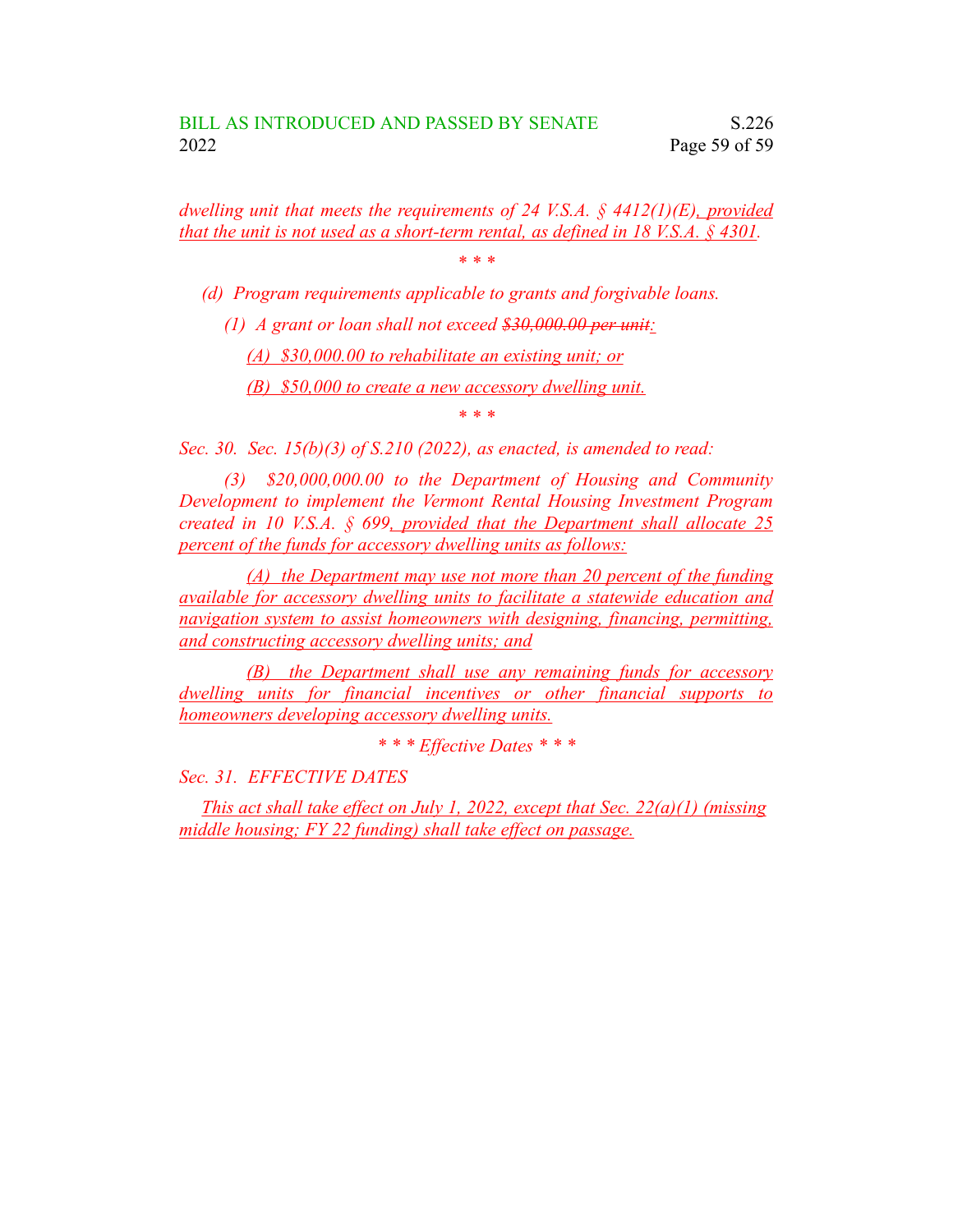*dwelling unit that meets the requirements of 24 V.S.A. § 4412(1)(E), provided that the unit is not used as a short-term rental, as defined in 18 V.S.A. § 4301.*

\* \* \*

*(d) Program requirements applicable to grants and forgivable loans.*

*(1) A grant or loan shall not exceed ~~$30,000.00 per unit~~:*

*(A) $30,000.00 to rehabilitate an existing unit; or*

*(B) $50,000 to create a new accessory dwelling unit.*

\* \* \*

*Sec. 30. Sec. 15(b)(3) of S.210 (2022), as enacted, is amended to read:*

*(3) $20,000,000.00 to the Department of Housing and Community Development to implement the Vermont Rental Housing Investment Program created in 10 V.S.A. § 699, provided that the Department shall allocate 25 percent of the funds for accessory dwelling units as follows:*

*(A) the Department may use not more than 20 percent of the funding available for accessory dwelling units to facilitate a statewide education and navigation system to assist homeowners with designing, financing, permitting, and constructing accessory dwelling units; and*

*(B) the Department shall use any remaining funds for accessory dwelling units for financial incentives or other financial supports to homeowners developing accessory dwelling units.*

*\* \* \* Effective Dates \* \* \**

*Sec. 31. EFFECTIVE DATES*

*This act shall take effect on July 1, 2022, except that Sec. 22(a)(1) (missing middle housing; FY 22 funding) shall take effect on passage.*